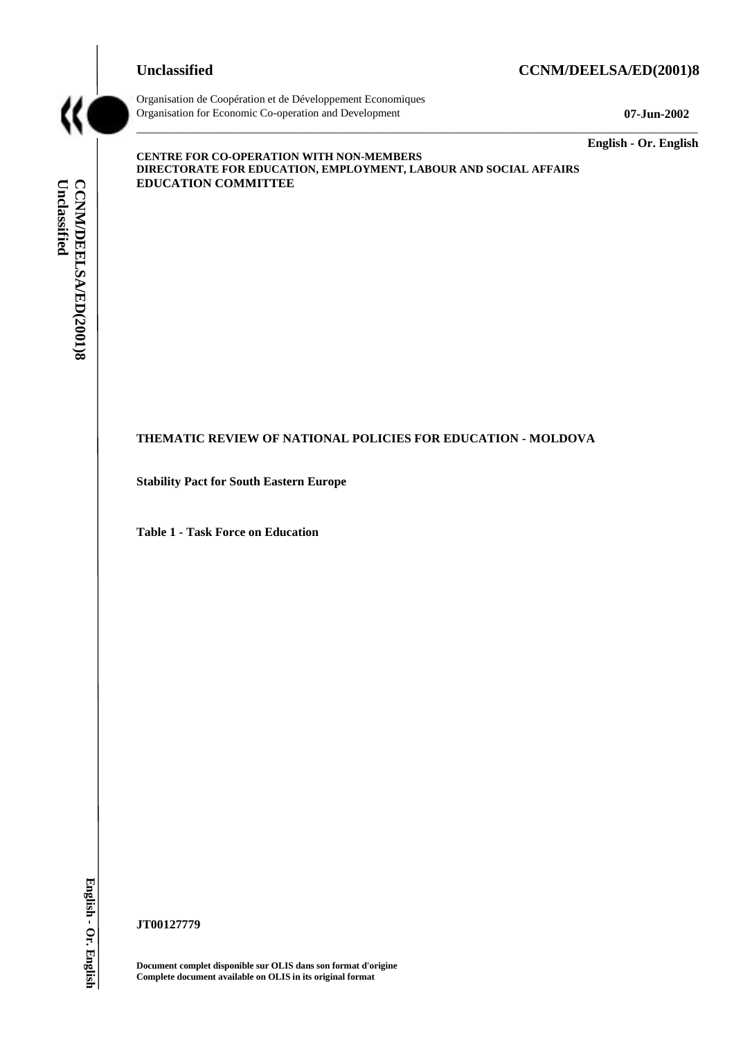Unclassified CCNM/DEELSA/ED(2001)8

Organisation de Coopération et de Développement Economiques
Organisation for Economic Co-operation and Development

07-Jun-2002

English - Or. English

**CENTRE FOR CO-OPERATION WITH NON-MEMBERS**
**DIRECTORATE FOR EDUCATION, EMPLOYMENT, LABOUR AND SOCIAL AFFAIRS**
**EDUCATION COMMITTEE**

# THEMATIC REVIEW OF NATIONAL POLICIES FOR EDUCATION - MOLDOVA

**Stability Pact for South Eastern Europe**

**Table 1 - Task Force on Education**

**JT00127779**

**Document complet disponible sur OLIS dans son format d'origine**
**Complete document available on OLIS in its original format**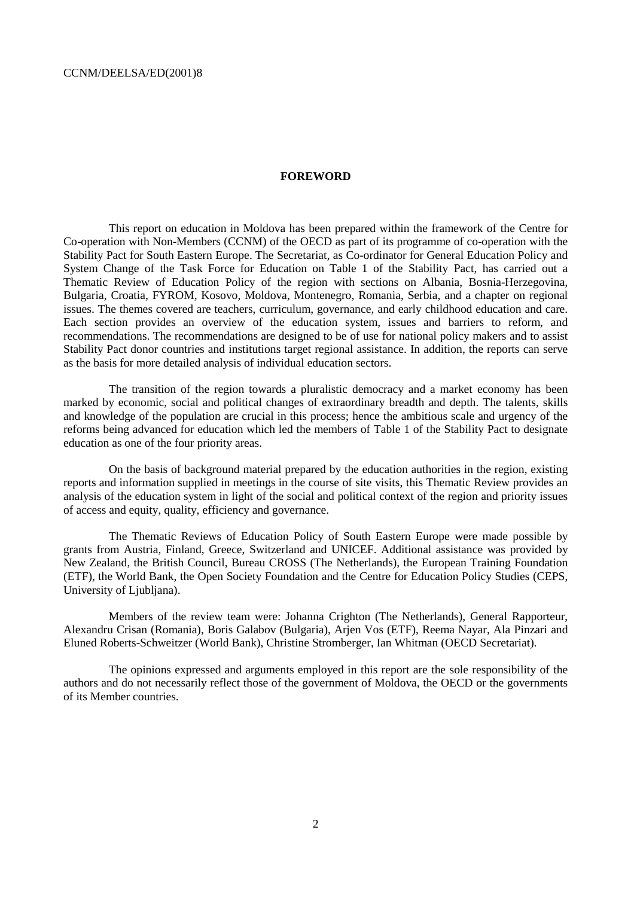## FOREWORD

This report on education in Moldova has been prepared within the framework of the Centre for Co-operation with Non-Members (CCNM) of the OECD as part of its programme of co-operation with the Stability Pact for South Eastern Europe. The Secretariat, as Co-ordinator for General Education Policy and System Change of the Task Force for Education on Table 1 of the Stability Pact, has carried out a Thematic Review of Education Policy of the region with sections on Albania, Bosnia-Herzegovina, Bulgaria, Croatia, FYROM, Kosovo, Moldova, Montenegro, Romania, Serbia, and a chapter on regional issues. The themes covered are teachers, curriculum, governance, and early childhood education and care. Each section provides an overview of the education system, issues and barriers to reform, and recommendations. The recommendations are designed to be of use for national policy makers and to assist Stability Pact donor countries and institutions target regional assistance. In addition, the reports can serve as the basis for more detailed analysis of individual education sectors.

The transition of the region towards a pluralistic democracy and a market economy has been marked by economic, social and political changes of extraordinary breadth and depth. The talents, skills and knowledge of the population are crucial in this process; hence the ambitious scale and urgency of the reforms being advanced for education which led the members of Table 1 of the Stability Pact to designate education as one of the four priority areas.

On the basis of background material prepared by the education authorities in the region, existing reports and information supplied in meetings in the course of site visits, this Thematic Review provides an analysis of the education system in light of the social and political context of the region and priority issues of access and equity, quality, efficiency and governance.

The Thematic Reviews of Education Policy of South Eastern Europe were made possible by grants from Austria, Finland, Greece, Switzerland and UNICEF. Additional assistance was provided by New Zealand, the British Council, Bureau CROSS (The Netherlands), the European Training Foundation (ETF), the World Bank, the Open Society Foundation and the Centre for Education Policy Studies (CEPS, University of Ljubljana).

Members of the review team were: Johanna Crighton (The Netherlands), General Rapporteur, Alexandru Crisan (Romania), Boris Galabov (Bulgaria), Arjen Vos (ETF), Reema Nayar, Ala Pinzari and Eluned Roberts-Schweitzer (World Bank), Christine Stromberger, Ian Whitman (OECD Secretariat).

The opinions expressed and arguments employed in this report are the sole responsibility of the authors and do not necessarily reflect those of the government of Moldova, the OECD or the governments of its Member countries.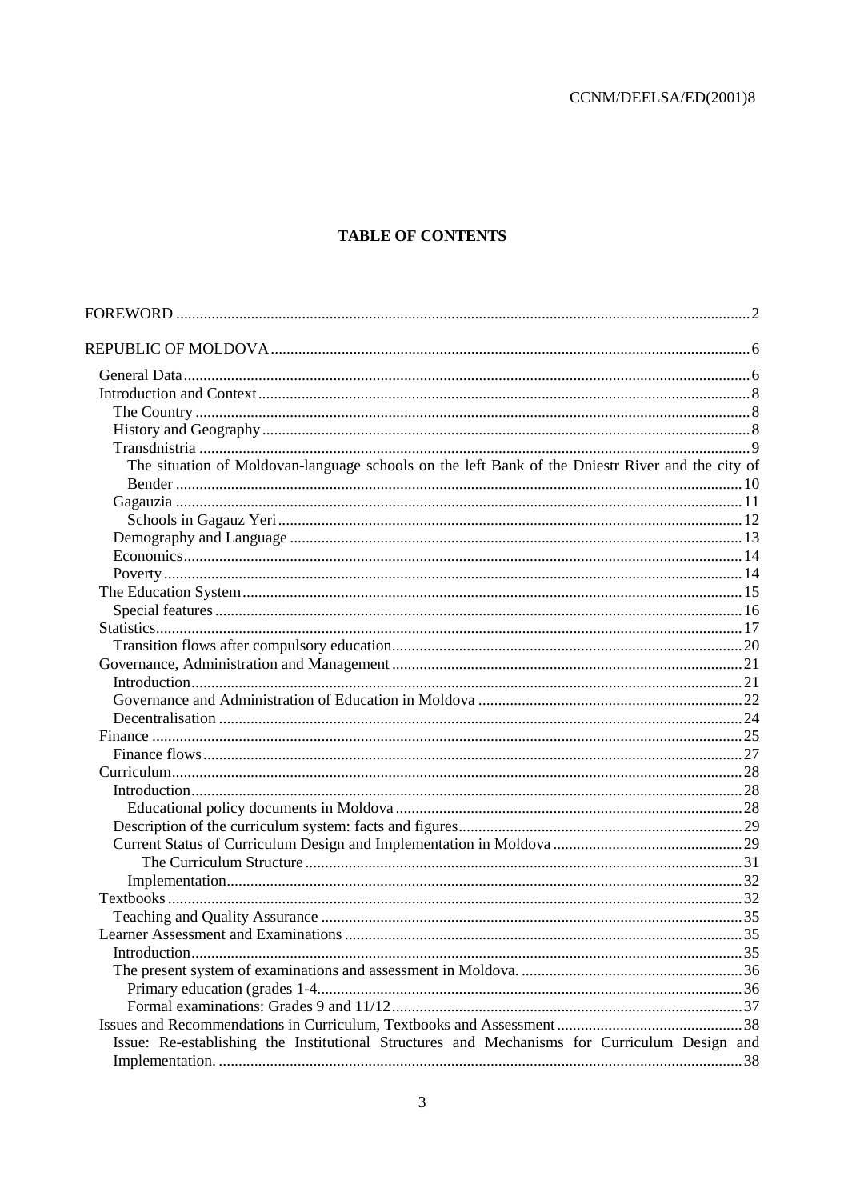# TABLE OF CONTENTS

FOREWORD ..... 2

REPUBLIC OF MOLDOVA ..... 6

- General Data ..... 6
- Introduction and Context ..... 8
  - The Country ..... 8
  - History and Geography ..... 8
  - Transdnistria ..... 9
    - The situation of Moldovan-language schools on the left Bank of the Dniestr River and the city of Bender ..... 10
  - Gagauzia ..... 11
    - Schools in Gagauz Yeri ..... 12
  - Demography and Language ..... 13
  - Economics ..... 14
  - Poverty ..... 14
- The Education System ..... 15
  - Special features ..... 16
- Statistics ..... 17
  - Transition flows after compulsory education ..... 20
- Governance, Administration and Management ..... 21
  - Introduction ..... 21
  - Governance and Administration of Education in Moldova ..... 22
  - Decentralisation ..... 24
- Finance ..... 25
  - Finance flows ..... 27
- Curriculum ..... 28
  - Introduction ..... 28
    - Educational policy documents in Moldova ..... 28
  - Description of the curriculum system: facts and figures ..... 29
  - Current Status of Curriculum Design and Implementation in Moldova ..... 29
      - The Curriculum Structure ..... 31
    - Implementation ..... 32
- Textbooks ..... 32
  - Teaching and Quality Assurance ..... 35
- Learner Assessment and Examinations ..... 35
  - Introduction ..... 35
  - The present system of examinations and assessment in Moldova. ..... 36
    - Primary education (grades 1-4 ..... 36
    - Formal examinations: Grades 9 and 11/12 ..... 37
- Issues and Recommendations in Curriculum, Textbooks and Assessment ..... 38
  - Issue: Re-establishing the Institutional Structures and Mechanisms for Curriculum Design and Implementation. ..... 38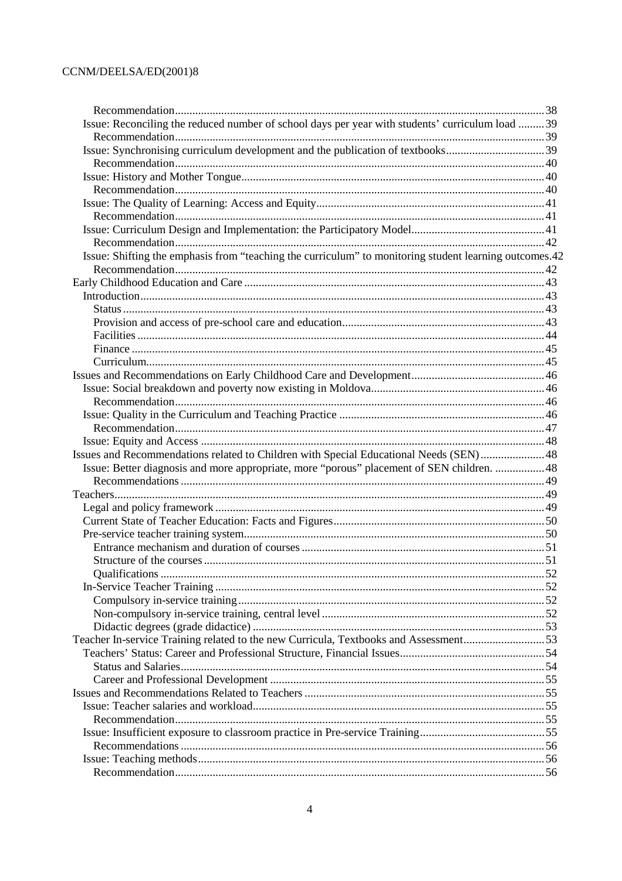Recommendation ... 38
Issue: Reconciling the reduced number of school days per year with students' curriculum load ... 39
Recommendation ... 39
Issue: Synchronising curriculum development and the publication of textbooks ... 39
Recommendation ... 40
Issue: History and Mother Tongue ... 40
Recommendation ... 40
Issue: The Quality of Learning: Access and Equity ... 41
Recommendation ... 41
Issue: Curriculum Design and Implementation: the Participatory Model ... 41
Recommendation ... 42
Issue: Shifting the emphasis from "teaching the curriculum" to monitoring student learning outcomes. 42
Recommendation ... 42
Early Childhood Education and Care ... 43
Introduction ... 43
Status ... 43
Provision and access of pre-school care and education ... 43
Facilities ... 44
Finance ... 45
Curriculum ... 45
Issues and Recommendations on Early Childhood Care and Development ... 46
Issue: Social breakdown and poverty now existing in Moldova ... 46
Recommendation ... 46
Issue: Quality in the Curriculum and Teaching Practice ... 46
Recommendation ... 47
Issue: Equity and Access ... 48
Issues and Recommendations related to Children with Special Educational Needs (SEN) ... 48
Issue: Better diagnosis and more appropriate, more "porous" placement of SEN children. ... 48
Recommendations ... 49
Teachers ... 49
Legal and policy framework ... 49
Current State of Teacher Education: Facts and Figures ... 50
Pre-service teacher training system ... 50
Entrance mechanism and duration of courses ... 51
Structure of the courses ... 51
Qualifications ... 52
In-Service Teacher Training ... 52
Compulsory in-service training ... 52
Non-compulsory in-service training, central level ... 52
Didactic degrees (grade didactice) ... 53
Teacher In-service Training related to the new Curricula, Textbooks and Assessment ... 53
Teachers' Status: Career and Professional Structure, Financial Issues ... 54
Status and Salaries ... 54
Career and Professional Development ... 55
Issues and Recommendations Related to Teachers ... 55
Issue: Teacher salaries and workload ... 55
Recommendation ... 55
Issue: Insufficient exposure to classroom practice in Pre-service Training ... 55
Recommendations ... 56
Issue: Teaching methods ... 56
Recommendation ... 56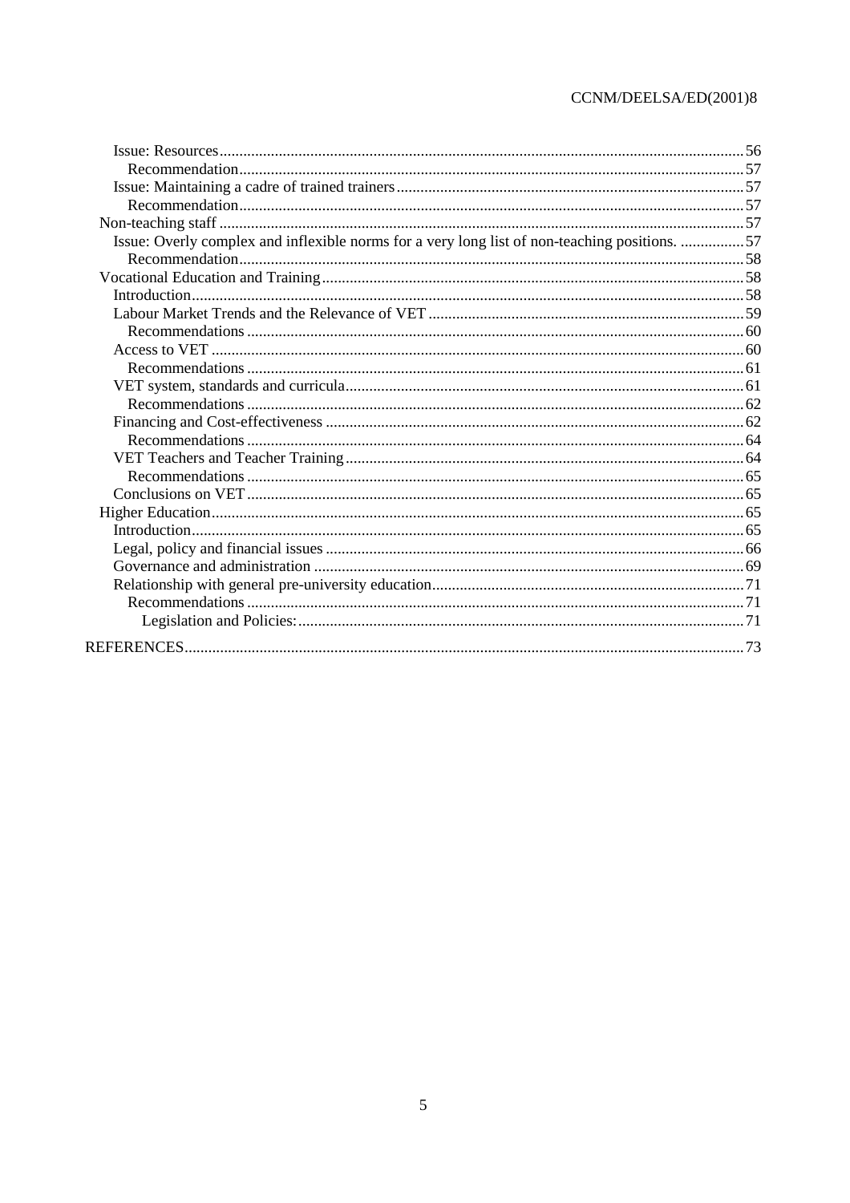- Issue: Resources ........ 56
  - Recommendation ........ 57
- Issue: Maintaining a cadre of trained trainers ........ 57
  - Recommendation ........ 57
- Non-teaching staff ........ 57
  - Issue: Overly complex and inflexible norms for a very long list of non-teaching positions. ........ 57
    - Recommendation ........ 58
- Vocational Education and Training ........ 58
  - Introduction ........ 58
  - Labour Market Trends and the Relevance of VET ........ 59
    - Recommendations ........ 60
  - Access to VET ........ 60
    - Recommendations ........ 61
  - VET system, standards and curricula ........ 61
    - Recommendations ........ 62
  - Financing and Cost-effectiveness ........ 62
    - Recommendations ........ 64
  - VET Teachers and Teacher Training ........ 64
    - Recommendations ........ 65
  - Conclusions on VET ........ 65
- Higher Education ........ 65
  - Introduction ........ 65
  - Legal, policy and financial issues ........ 66
  - Governance and administration ........ 69
  - Relationship with general pre-university education ........ 71
    - Recommendations ........ 71
      - Legislation and Policies: ........ 71

REFERENCES ........ 73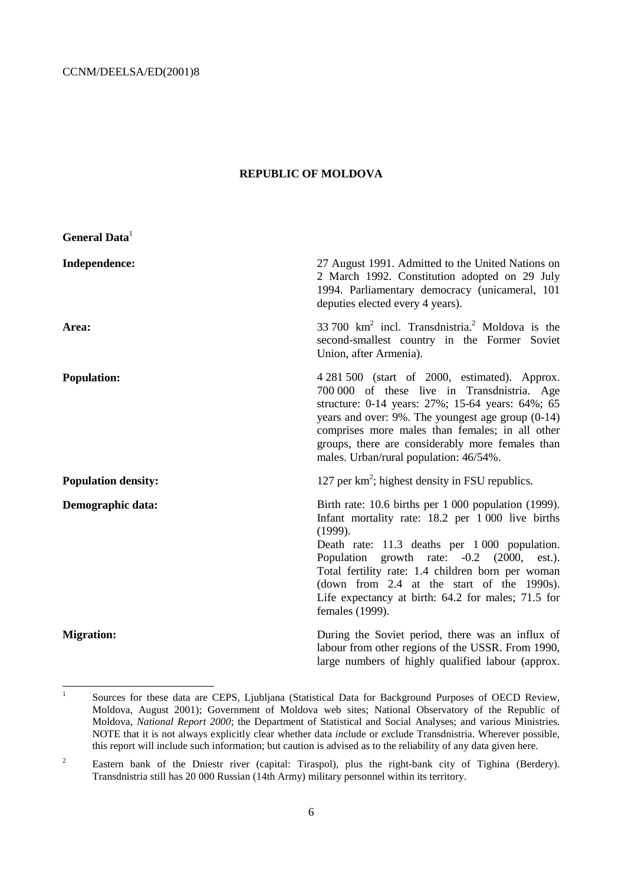## REPUBLIC OF MOLDOVA

**General Data**[1]

| | |
|---|---|
| **Independence:** | 27 August 1991. Admitted to the United Nations on 2 March 1992. Constitution adopted on 29 July 1994. Parliamentary democracy (unicameral, 101 deputies elected every 4 years). |
| **Area:** | 33 700 km$^2$ incl. Transdnistria.[2] Moldova is the second-smallest country in the Former Soviet Union, after Armenia). |
| **Population:** | 4 281 500 (start of 2000, estimated). Approx. 700 000 of these live in Transdnistria. Age structure: 0-14 years: 27%; 15-64 years: 64%; 65 years and over: 9%. The youngest age group (0-14) comprises more males than females; in all other groups, there are considerably more females than males. Urban/rural population: 46/54%. |
| **Population density:** | 127 per km$^2$; highest density in FSU republics. |
| **Demographic data:** | Birth rate: 10.6 births per 1 000 population (1999). Infant mortality rate: 18.2 per 1 000 live births (1999).<br>Death rate: 11.3 deaths per 1 000 population. Population growth rate: -0.2 (2000, est.). Total fertility rate: 1.4 children born per woman (down from 2.4 at the start of the 1990s). Life expectancy at birth: 64.2 for males; 71.5 for females (1999). |
| **Migration:** | During the Soviet period, there was an influx of labour from other regions of the USSR. From 1990, large numbers of highly qualified labour (approx. |

[1] Sources for these data are CEPS, Ljubljana (Statistical Data for Background Purposes of OECD Review, Moldova, August 2001); Government of Moldova web sites; National Observatory of the Republic of Moldova, *National Report 2000*; the Department of Statistical and Social Analyses; and various Ministries. NOTE that it is not always explicitly clear whether data *in*clude or *ex*clude Transdnistria. Wherever possible, this report will include such information; but caution is advised as to the reliability of any data given here.

[2] Eastern bank of the Dniestr river (capital: Tiraspol), plus the right-bank city of Tighina (Berdery). Transdnistria still has 20 000 Russian (14th Army) military personnel within its territory.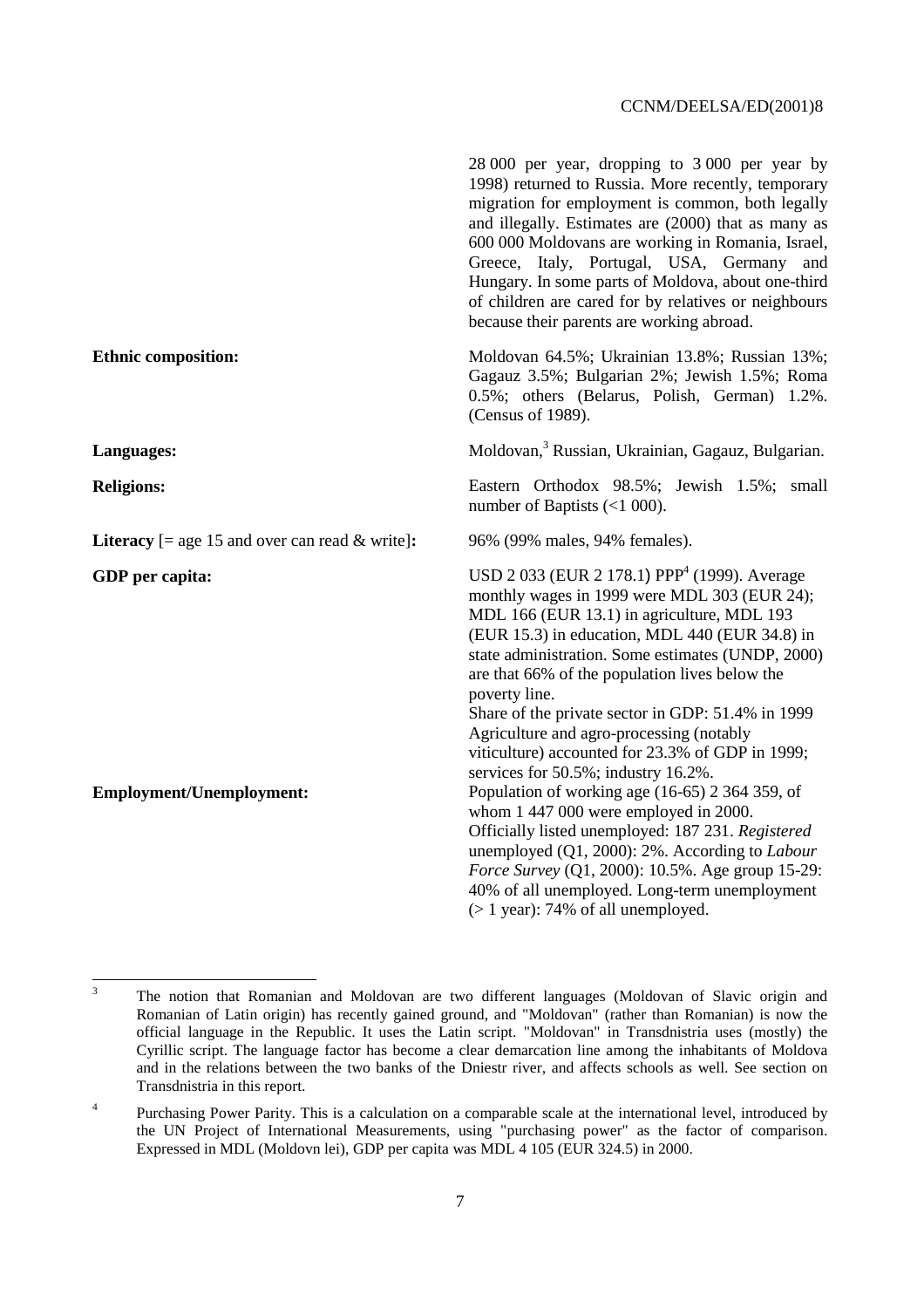28 000 per year, dropping to 3 000 per year by 1998) returned to Russia. More recently, temporary migration for employment is common, both legally and illegally. Estimates are (2000) that as many as 600 000 Moldovans are working in Romania, Israel, Greece, Italy, Portugal, USA, Germany and Hungary. In some parts of Moldova, about one-third of children are cared for by relatives or neighbours because their parents are working abroad.

| | |
|---|---|
| **Ethnic composition:** | Moldovan 64.5%; Ukrainian 13.8%; Russian 13%; Gagauz 3.5%; Bulgarian 2%; Jewish 1.5%; Roma 0.5%; others (Belarus, Polish, German) 1.2%. (Census of 1989). |
| **Languages:** | Moldovan,[3] Russian, Ukrainian, Gagauz, Bulgarian. |
| **Religions:** | Eastern Orthodox 98.5%; Jewish 1.5%; small number of Baptists (<1 000). |
| **Literacy** [= age 15 and over can read & write]**:** | 96% (99% males, 94% females). |
| **GDP per capita:** | USD 2 033 (EUR 2 178.1) PPP[4] (1999). Average monthly wages in 1999 were MDL 303 (EUR 24); MDL 166 (EUR 13.1) in agriculture, MDL 193 (EUR 15.3) in education, MDL 440 (EUR 34.8) in state administration. Some estimates (UNDP, 2000) are that 66% of the population lives below the poverty line. Share of the private sector in GDP: 51.4% in 1999 Agriculture and agro-processing (notably viticulture) accounted for 23.3% of GDP in 1999; services for 50.5%; industry 16.2%. |
| **Employment/Unemployment:** | Population of working age (16-65) 2 364 359, of whom 1 447 000 were employed in 2000. Officially listed unemployed: 187 231. *Registered* unemployed (Q1, 2000): 2%. According to *Labour Force Survey* (Q1, 2000): 10.5%. Age group 15-29: 40% of all unemployed. Long-term unemployment (> 1 year): 74% of all unemployed. |

---

[3] The notion that Romanian and Moldovan are two different languages (Moldovan of Slavic origin and Romanian of Latin origin) has recently gained ground, and "Moldovan" (rather than Romanian) is now the official language in the Republic. It uses the Latin script. "Moldovan" in Transdnistria uses (mostly) the Cyrillic script. The language factor has become a clear demarcation line among the inhabitants of Moldova and in the relations between the two banks of the Dniestr river, and affects schools as well. See section on Transdnistria in this report.

[4] Purchasing Power Parity. This is a calculation on a comparable scale at the international level, introduced by the UN Project of International Measurements, using "purchasing power" as the factor of comparison. Expressed in MDL (Moldovn lei), GDP per capita was MDL 4 105 (EUR 324.5) in 2000.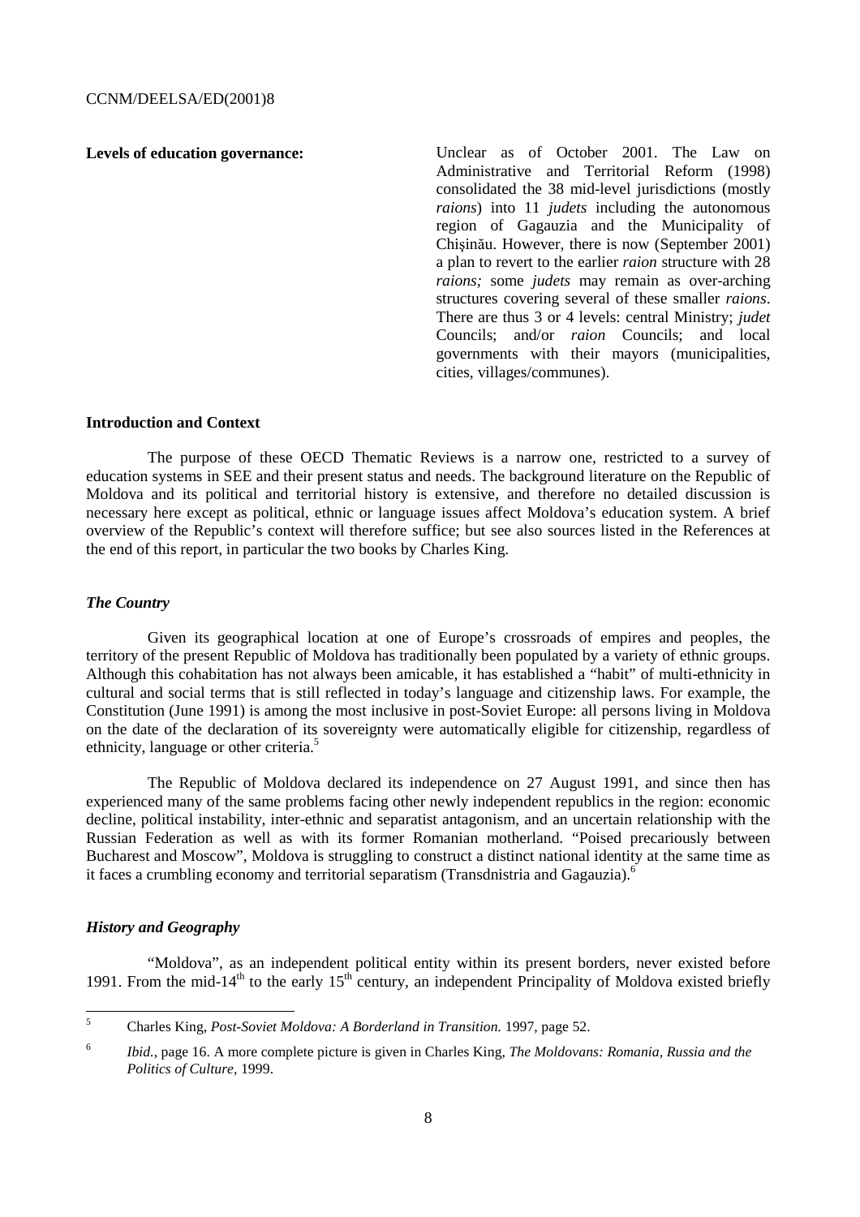**Levels of education governance:** Unclear as of October 2001. The Law on Administrative and Territorial Reform (1998) consolidated the 38 mid-level jurisdictions (mostly *raions*) into 11 *judets* including the autonomous region of Gagauzia and the Municipality of Chişinău. However, there is now (September 2001) a plan to revert to the earlier *raion* structure with 28 *raions;* some *judets* may remain as over-arching structures covering several of these smaller *raions*. There are thus 3 or 4 levels: central Ministry; *judet* Councils; and/or *raion* Councils; and local governments with their mayors (municipalities, cities, villages/communes).

## Introduction and Context

The purpose of these OECD Thematic Reviews is a narrow one, restricted to a survey of education systems in SEE and their present status and needs. The background literature on the Republic of Moldova and its political and territorial history is extensive, and therefore no detailed discussion is necessary here except as political, ethnic or language issues affect Moldova's education system. A brief overview of the Republic's context will therefore suffice; but see also sources listed in the References at the end of this report, in particular the two books by Charles King.

### *The Country*

Given its geographical location at one of Europe's crossroads of empires and peoples, the territory of the present Republic of Moldova has traditionally been populated by a variety of ethnic groups. Although this cohabitation has not always been amicable, it has established a "habit" of multi-ethnicity in cultural and social terms that is still reflected in today's language and citizenship laws. For example, the Constitution (June 1991) is among the most inclusive in post-Soviet Europe: all persons living in Moldova on the date of the declaration of its sovereignty were automatically eligible for citizenship, regardless of ethnicity, language or other criteria.[5]

The Republic of Moldova declared its independence on 27 August 1991, and since then has experienced many of the same problems facing other newly independent republics in the region: economic decline, political instability, inter-ethnic and separatist antagonism, and an uncertain relationship with the Russian Federation as well as with its former Romanian motherland. "Poised precariously between Bucharest and Moscow", Moldova is struggling to construct a distinct national identity at the same time as it faces a crumbling economy and territorial separatism (Transdnistria and Gagauzia).[6]

### *History and Geography*

"Moldova", as an independent political entity within its present borders, never existed before 1991. From the mid-14th to the early 15th century, an independent Principality of Moldova existed briefly

---

[5] Charles King, *Post-Soviet Moldova: A Borderland in Transition.* 1997, page 52.

[6] *Ibid.,* page 16. A more complete picture is given in Charles King, *The Moldovans: Romania, Russia and the Politics of Culture,* 1999.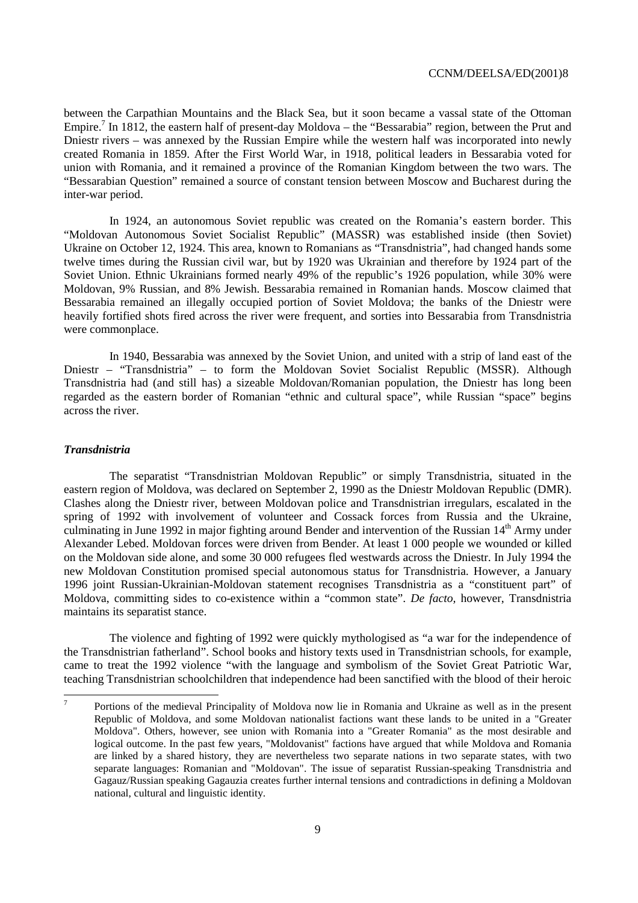between the Carpathian Mountains and the Black Sea, but it soon became a vassal state of the Ottoman Empire.[7] In 1812, the eastern half of present-day Moldova – the "Bessarabia" region, between the Prut and Dniestr rivers – was annexed by the Russian Empire while the western half was incorporated into newly created Romania in 1859. After the First World War, in 1918, political leaders in Bessarabia voted for union with Romania, and it remained a province of the Romanian Kingdom between the two wars. The "Bessarabian Question" remained a source of constant tension between Moscow and Bucharest during the inter-war period.

In 1924, an autonomous Soviet republic was created on the Romania's eastern border. This "Moldovan Autonomous Soviet Socialist Republic" (MASSR) was established inside (then Soviet) Ukraine on October 12, 1924. This area, known to Romanians as "Transdnistria", had changed hands some twelve times during the Russian civil war, but by 1920 was Ukrainian and therefore by 1924 part of the Soviet Union. Ethnic Ukrainians formed nearly 49% of the republic's 1926 population, while 30% were Moldovan, 9% Russian, and 8% Jewish. Bessarabia remained in Romanian hands. Moscow claimed that Bessarabia remained an illegally occupied portion of Soviet Moldova; the banks of the Dniestr were heavily fortified shots fired across the river were frequent, and sorties into Bessarabia from Transdnistria were commonplace.

In 1940, Bessarabia was annexed by the Soviet Union, and united with a strip of land east of the Dniestr – "Transdnistria" – to form the Moldovan Soviet Socialist Republic (MSSR). Although Transdnistria had (and still has) a sizeable Moldovan/Romanian population, the Dniestr has long been regarded as the eastern border of Romanian "ethnic and cultural space", while Russian "space" begins across the river.

### *Transdnistria*

The separatist "Transdnistrian Moldovan Republic" or simply Transdnistria, situated in the eastern region of Moldova, was declared on September 2, 1990 as the Dniestr Moldovan Republic (DMR). Clashes along the Dniestr river, between Moldovan police and Transdnistrian irregulars, escalated in the spring of 1992 with involvement of volunteer and Cossack forces from Russia and the Ukraine, culminating in June 1992 in major fighting around Bender and intervention of the Russian 14th Army under Alexander Lebed. Moldovan forces were driven from Bender. At least 1 000 people we wounded or killed on the Moldovan side alone, and some 30 000 refugees fled westwards across the Dniestr. In July 1994 the new Moldovan Constitution promised special autonomous status for Transdnistria. However, a January 1996 joint Russian-Ukrainian-Moldovan statement recognises Transdnistria as a "constituent part" of Moldova, committing sides to co-existence within a "common state". *De facto,* however, Transdnistria maintains its separatist stance.

The violence and fighting of 1992 were quickly mythologised as "a war for the independence of the Transdnistrian fatherland". School books and history texts used in Transdnistrian schools, for example, came to treat the 1992 violence "with the language and symbolism of the Soviet Great Patriotic War, teaching Transdnistrian schoolchildren that independence had been sanctified with the blood of their heroic

---

[7] Portions of the medieval Principality of Moldova now lie in Romania and Ukraine as well as in the present Republic of Moldova, and some Moldovan nationalist factions want these lands to be united in a "Greater Moldova". Others, however, see union with Romania into a "Greater Romania" as the most desirable and logical outcome. In the past few years, "Moldovanist" factions have argued that while Moldova and Romania are linked by a shared history, they are nevertheless two separate nations in two separate states, with two separate languages: Romanian and "Moldovan". The issue of separatist Russian-speaking Transdnistria and Gagauz/Russian speaking Gagauzia creates further internal tensions and contradictions in defining a Moldovan national, cultural and linguistic identity.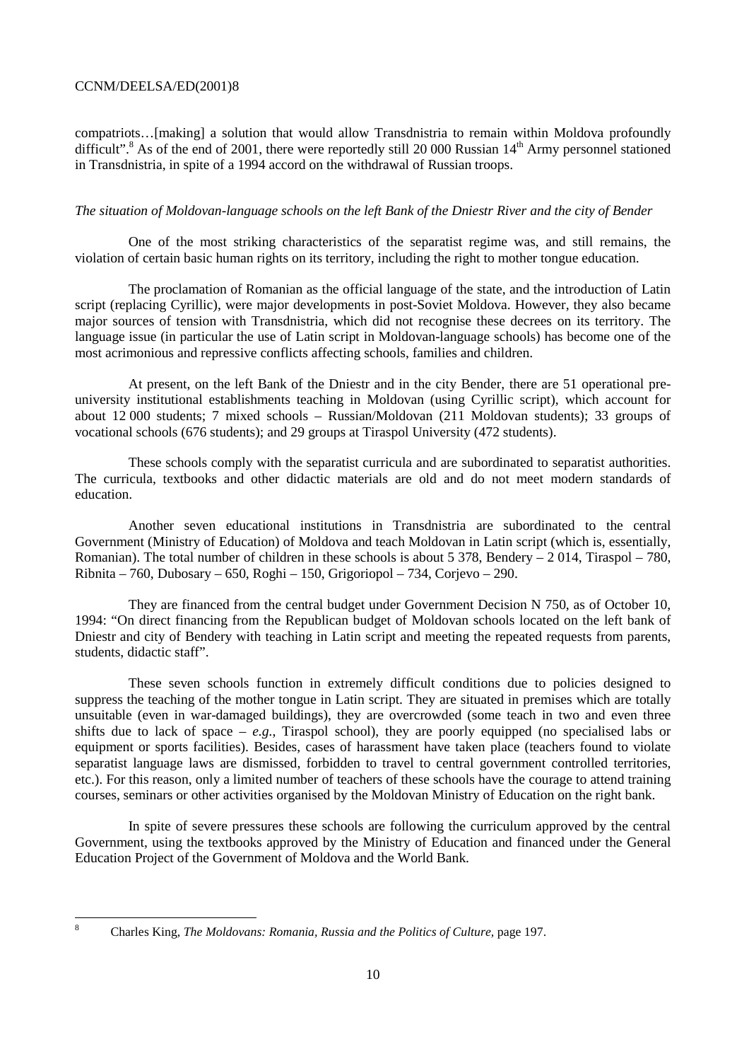compatriots…[making] a solution that would allow Transdnistria to remain within Moldova profoundly difficult".[8] As of the end of 2001, there were reportedly still 20 000 Russian 14th Army personnel stationed in Transdnistria, in spite of a 1994 accord on the withdrawal of Russian troops.

*The situation of Moldovan-language schools on the left Bank of the Dniestr River and the city of Bender*

One of the most striking characteristics of the separatist regime was, and still remains, the violation of certain basic human rights on its territory, including the right to mother tongue education.

The proclamation of Romanian as the official language of the state, and the introduction of Latin script (replacing Cyrillic), were major developments in post-Soviet Moldova. However, they also became major sources of tension with Transdnistria, which did not recognise these decrees on its territory. The language issue (in particular the use of Latin script in Moldovan-language schools) has become one of the most acrimonious and repressive conflicts affecting schools, families and children.

At present, on the left Bank of the Dniestr and in the city Bender, there are 51 operational pre-university institutional establishments teaching in Moldovan (using Cyrillic script), which account for about 12 000 students; 7 mixed schools – Russian/Moldovan (211 Moldovan students); 33 groups of vocational schools (676 students); and 29 groups at Tiraspol University (472 students).

These schools comply with the separatist curricula and are subordinated to separatist authorities. The curricula, textbooks and other didactic materials are old and do not meet modern standards of education.

Another seven educational institutions in Transdnistria are subordinated to the central Government (Ministry of Education) of Moldova and teach Moldovan in Latin script (which is, essentially, Romanian). The total number of children in these schools is about 5 378, Bendery – 2 014, Tiraspol – 780, Ribnita – 760, Dubosary – 650, Roghi – 150, Grigoriopol – 734, Corjevo – 290.

They are financed from the central budget under Government Decision N 750, as of October 10, 1994: "On direct financing from the Republican budget of Moldovan schools located on the left bank of Dniestr and city of Bendery with teaching in Latin script and meeting the repeated requests from parents, students, didactic staff".

These seven schools function in extremely difficult conditions due to policies designed to suppress the teaching of the mother tongue in Latin script. They are situated in premises which are totally unsuitable (even in war-damaged buildings), they are overcrowded (some teach in two and even three shifts due to lack of space – *e.g.*, Tiraspol school), they are poorly equipped (no specialised labs or equipment or sports facilities). Besides, cases of harassment have taken place (teachers found to violate separatist language laws are dismissed, forbidden to travel to central government controlled territories, etc.). For this reason, only a limited number of teachers of these schools have the courage to attend training courses, seminars or other activities organised by the Moldovan Ministry of Education on the right bank.

In spite of severe pressures these schools are following the curriculum approved by the central Government, using the textbooks approved by the Ministry of Education and financed under the General Education Project of the Government of Moldova and the World Bank.

---

[8] Charles King, *The Moldovans: Romania, Russia and the Politics of Culture*, page 197.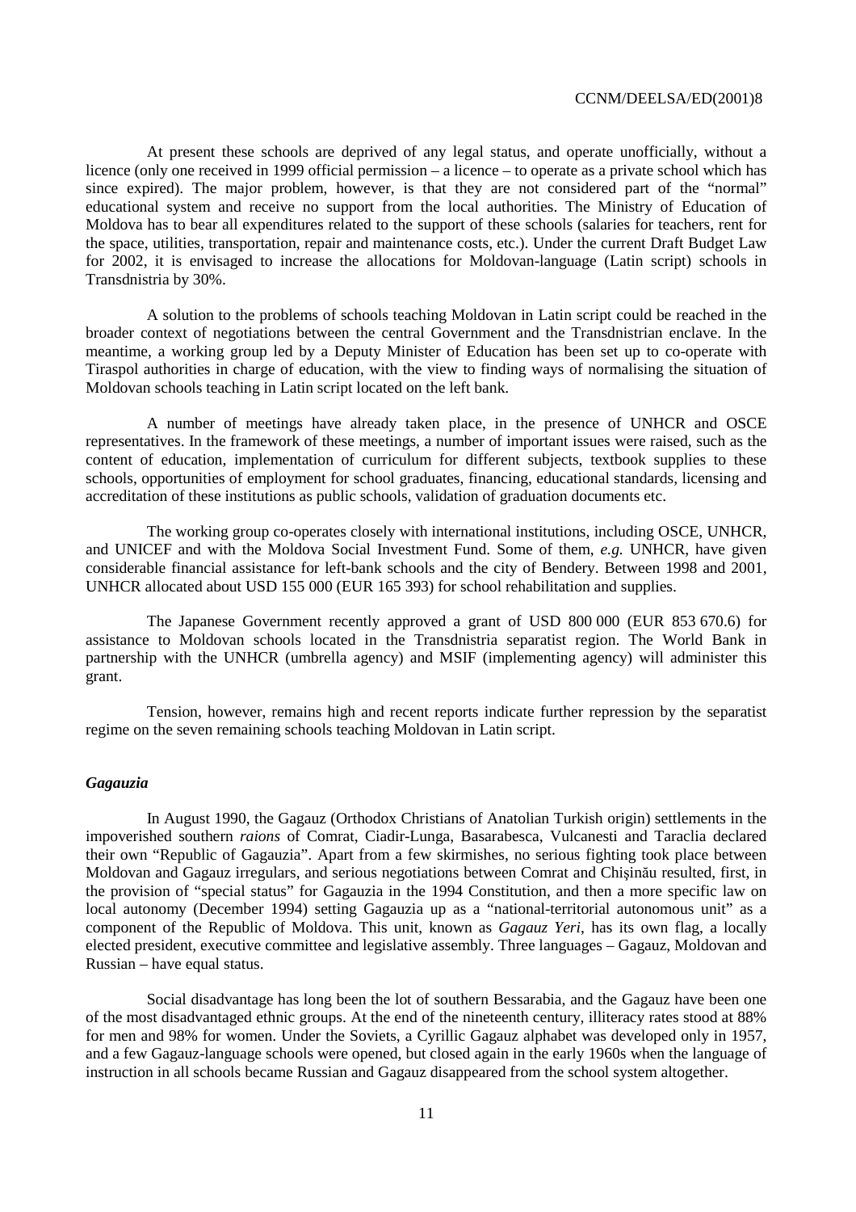At present these schools are deprived of any legal status, and operate unofficially, without a licence (only one received in 1999 official permission – a licence – to operate as a private school which has since expired). The major problem, however, is that they are not considered part of the "normal" educational system and receive no support from the local authorities. The Ministry of Education of Moldova has to bear all expenditures related to the support of these schools (salaries for teachers, rent for the space, utilities, transportation, repair and maintenance costs, etc.). Under the current Draft Budget Law for 2002, it is envisaged to increase the allocations for Moldovan-language (Latin script) schools in Transdnistria by 30%.

A solution to the problems of schools teaching Moldovan in Latin script could be reached in the broader context of negotiations between the central Government and the Transdnistrian enclave. In the meantime, a working group led by a Deputy Minister of Education has been set up to co-operate with Tiraspol authorities in charge of education, with the view to finding ways of normalising the situation of Moldovan schools teaching in Latin script located on the left bank.

A number of meetings have already taken place, in the presence of UNHCR and OSCE representatives. In the framework of these meetings, a number of important issues were raised, such as the content of education, implementation of curriculum for different subjects, textbook supplies to these schools, opportunities of employment for school graduates, financing, educational standards, licensing and accreditation of these institutions as public schools, validation of graduation documents etc.

The working group co-operates closely with international institutions, including OSCE, UNHCR, and UNICEF and with the Moldova Social Investment Fund. Some of them, *e.g.* UNHCR, have given considerable financial assistance for left-bank schools and the city of Bendery. Between 1998 and 2001, UNHCR allocated about USD 155 000 (EUR 165 393) for school rehabilitation and supplies.

The Japanese Government recently approved a grant of USD 800 000 (EUR 853 670.6) for assistance to Moldovan schools located in the Transdnistria separatist region. The World Bank in partnership with the UNHCR (umbrella agency) and MSIF (implementing agency) will administer this grant.

Tension, however, remains high and recent reports indicate further repression by the separatist regime on the seven remaining schools teaching Moldovan in Latin script.

### *Gagauzia*

In August 1990, the Gagauz (Orthodox Christians of Anatolian Turkish origin) settlements in the impoverished southern *raions* of Comrat, Ciadir-Lunga, Basarabesca, Vulcanesti and Taraclia declared their own "Republic of Gagauzia". Apart from a few skirmishes, no serious fighting took place between Moldovan and Gagauz irregulars, and serious negotiations between Comrat and Chişinău resulted, first, in the provision of "special status" for Gagauzia in the 1994 Constitution, and then a more specific law on local autonomy (December 1994) setting Gagauzia up as a "national-territorial autonomous unit" as a component of the Republic of Moldova. This unit, known as *Gagauz Yeri*, has its own flag, a locally elected president, executive committee and legislative assembly. Three languages – Gagauz, Moldovan and Russian – have equal status.

Social disadvantage has long been the lot of southern Bessarabia, and the Gagauz have been one of the most disadvantaged ethnic groups. At the end of the nineteenth century, illiteracy rates stood at 88% for men and 98% for women. Under the Soviets, a Cyrillic Gagauz alphabet was developed only in 1957, and a few Gagauz-language schools were opened, but closed again in the early 1960s when the language of instruction in all schools became Russian and Gagauz disappeared from the school system altogether.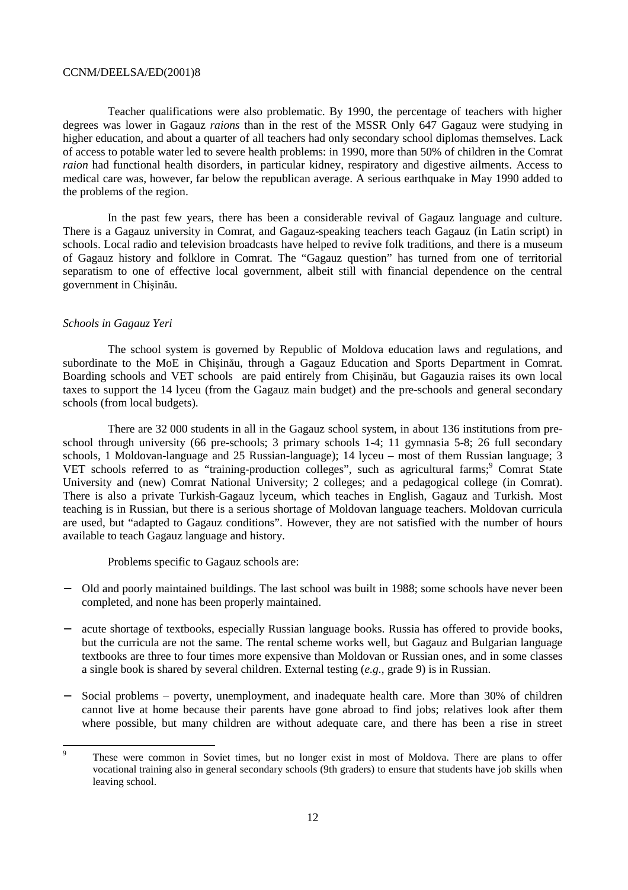Teacher qualifications were also problematic. By 1990, the percentage of teachers with higher degrees was lower in Gagauz *raions* than in the rest of the MSSR Only 647 Gagauz were studying in higher education, and about a quarter of all teachers had only secondary school diplomas themselves. Lack of access to potable water led to severe health problems: in 1990, more than 50% of children in the Comrat *raion* had functional health disorders, in particular kidney, respiratory and digestive ailments. Access to medical care was, however, far below the republican average. A serious earthquake in May 1990 added to the problems of the region.

In the past few years, there has been a considerable revival of Gagauz language and culture. There is a Gagauz university in Comrat, and Gagauz-speaking teachers teach Gagauz (in Latin script) in schools. Local radio and television broadcasts have helped to revive folk traditions, and there is a museum of Gagauz history and folklore in Comrat. The "Gagauz question" has turned from one of territorial separatism to one of effective local government, albeit still with financial dependence on the central government in Chişinău.

*Schools in Gagauz Yeri*

The school system is governed by Republic of Moldova education laws and regulations, and subordinate to the MoE in Chişinău, through a Gagauz Education and Sports Department in Comrat. Boarding schools and VET schools are paid entirely from Chişinău, but Gagauzia raises its own local taxes to support the 14 lyceu (from the Gagauz main budget) and the pre-schools and general secondary schools (from local budgets).

There are 32 000 students in all in the Gagauz school system, in about 136 institutions from pre-school through university (66 pre-schools; 3 primary schools 1-4; 11 gymnasia 5-8; 26 full secondary schools, 1 Moldovan-language and 25 Russian-language); 14 lyceu – most of them Russian language; 3 VET schools referred to as "training-production colleges", such as agricultural farms;[9] Comrat State University and (new) Comrat National University; 2 colleges; and a pedagogical college (in Comrat). There is also a private Turkish-Gagauz lyceum, which teaches in English, Gagauz and Turkish. Most teaching is in Russian, but there is a serious shortage of Moldovan language teachers. Moldovan curricula are used, but "adapted to Gagauz conditions". However, they are not satisfied with the number of hours available to teach Gagauz language and history.

Problems specific to Gagauz schools are:

- Old and poorly maintained buildings. The last school was built in 1988; some schools have never been completed, and none has been properly maintained.
- acute shortage of textbooks, especially Russian language books. Russia has offered to provide books, but the curricula are not the same. The rental scheme works well, but Gagauz and Bulgarian language textbooks are three to four times more expensive than Moldovan or Russian ones, and in some classes a single book is shared by several children. External testing (*e.g.*, grade 9) is in Russian.
- Social problems – poverty, unemployment, and inadequate health care. More than 30% of children cannot live at home because their parents have gone abroad to find jobs; relatives look after them where possible, but many children are without adequate care, and there has been a rise in street

[9] These were common in Soviet times, but no longer exist in most of Moldova. There are plans to offer vocational training also in general secondary schools (9th graders) to ensure that students have job skills when leaving school.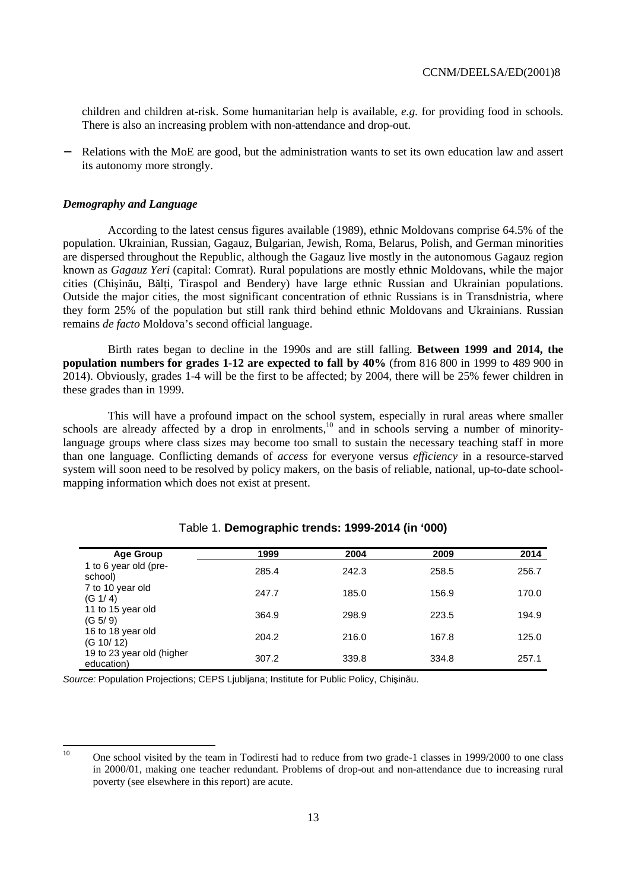children and children at-risk. Some humanitarian help is available, *e.g.* for providing food in schools. There is also an increasing problem with non-attendance and drop-out.

− Relations with the MoE are good, but the administration wants to set its own education law and assert its autonomy more strongly.

### *Demography and Language*

According to the latest census figures available (1989), ethnic Moldovans comprise 64.5% of the population. Ukrainian, Russian, Gagauz, Bulgarian, Jewish, Roma, Belarus, Polish, and German minorities are dispersed throughout the Republic, although the Gagauz live mostly in the autonomous Gagauz region known as *Gagauz Yeri* (capital: Comrat). Rural populations are mostly ethnic Moldovans, while the major cities (Chişinău, Bălţi, Tiraspol and Bendery) have large ethnic Russian and Ukrainian populations. Outside the major cities, the most significant concentration of ethnic Russians is in Transdnistria, where they form 25% of the population but still rank third behind ethnic Moldovans and Ukrainians. Russian remains *de facto* Moldova's second official language.

Birth rates began to decline in the 1990s and are still falling. **Between 1999 and 2014, the population numbers for grades 1-12 are expected to fall by 40%** (from 816 800 in 1999 to 489 900 in 2014). Obviously, grades 1-4 will be the first to be affected; by 2004, there will be 25% fewer children in these grades than in 1999.

This will have a profound impact on the school system, especially in rural areas where smaller schools are already affected by a drop in enrolments,[10] and in schools serving a number of minority-language groups where class sizes may become too small to sustain the necessary teaching staff in more than one language. Conflicting demands of *access* for everyone versus *efficiency* in a resource-starved system will soon need to be resolved by policy makers, on the basis of reliable, national, up-to-date school-mapping information which does not exist at present.

Table 1. **Demographic trends: 1999-2014 (in '000)**

| Age Group | 1999 | 2004 | 2009 | 2014 |
|---|---|---|---|---|
| 1 to 6 year old (pre-school) | 285.4 | 242.3 | 258.5 | 256.7 |
| 7 to 10 year old (G 1/ 4) | 247.7 | 185.0 | 156.9 | 170.0 |
| 11 to 15 year old (G 5/ 9) | 364.9 | 298.9 | 223.5 | 194.9 |
| 16 to 18 year old (G 10/ 12) | 204.2 | 216.0 | 167.8 | 125.0 |
| 19 to 23 year old (higher education) | 307.2 | 339.8 | 334.8 | 257.1 |

*Source:* Population Projections; CEPS Ljubljana; Institute for Public Policy, Chişinău.

[10] One school visited by the team in Todiresti had to reduce from two grade-1 classes in 1999/2000 to one class in 2000/01, making one teacher redundant. Problems of drop-out and non-attendance due to increasing rural poverty (see elsewhere in this report) are acute.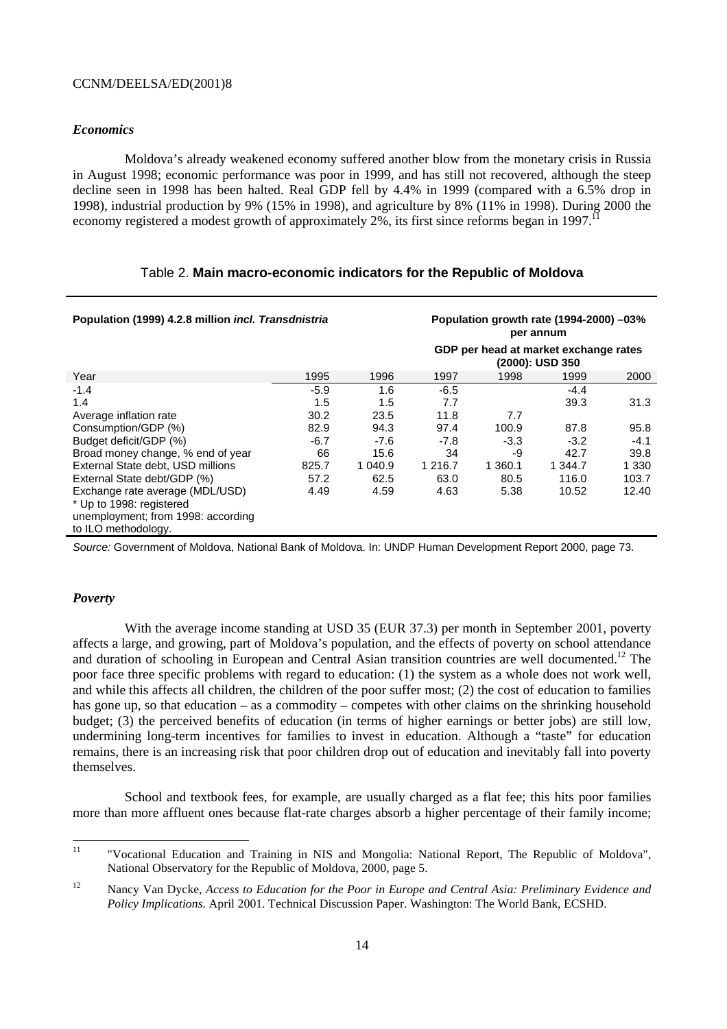### *Economics*

Moldova's already weakened economy suffered another blow from the monetary crisis in Russia in August 1998; economic performance was poor in 1999, and has still not recovered, although the steep decline seen in 1998 has been halted. Real GDP fell by 4.4% in 1999 (compared with a 6.5% drop in 1998), industrial production by 9% (15% in 1998), and agriculture by 8% (11% in 1998). During 2000 the economy registered a modest growth of approximately 2%, its first since reforms began in 1997.[11]

Table 2. **Main macro-economic indicators for the Republic of Moldova**

| **Population (1999) 4.2.8 million *incl. Transdnistria*** | | | **Population growth rate (1994-2000) –03% per annum** | | | |
|---|---|---|---|---|---|---|
| | | | **GDP per head at market exchange rates (2000): USD 350** | | | |
| Year | 1995 | 1996 | 1997 | 1998 | 1999 | 2000 |
| -1.4 | -5.9 | 1.6 | -6.5 | | -4.4 | |
| 1.4 | 1.5 | 1.5 | 7.7 | | 39.3 | 31.3 |
| Average inflation rate | 30.2 | 23.5 | 11.8 | 7.7 | | |
| Consumption/GDP (%) | 82.9 | 94.3 | 97.4 | 100.9 | 87.8 | 95.8 |
| Budget deficit/GDP (%) | -6.7 | -7.6 | -7.8 | -3.3 | -3.2 | -4.1 |
| Broad money change, % end of year | 66 | 15.6 | 34 | -9 | 42.7 | 39.8 |
| External State debt, USD millions | 825.7 | 1 040.9 | 1 216.7 | 1 360.1 | 1 344.7 | 1 330 |
| External State debt/GDP (%) | 57.2 | 62.5 | 63.0 | 80.5 | 116.0 | 103.7 |
| Exchange rate average (MDL/USD) | 4.49 | 4.59 | 4.63 | 5.38 | 10.52 | 12.40 |
| * Up to 1998: registered unemployment; from 1998: according to ILO methodology. | | | | | | |

*Source:* Government of Moldova, National Bank of Moldova. In: UNDP Human Development Report 2000, page 73.

### *Poverty*

With the average income standing at USD 35 (EUR 37.3) per month in September 2001, poverty affects a large, and growing, part of Moldova's population, and the effects of poverty on school attendance and duration of schooling in European and Central Asian transition countries are well documented.[12] The poor face three specific problems with regard to education: (1) the system as a whole does not work well, and while this affects all children, the children of the poor suffer most; (2) the cost of education to families has gone up, so that education – as a commodity – competes with other claims on the shrinking household budget; (3) the perceived benefits of education (in terms of higher earnings or better jobs) are still low, undermining long-term incentives for families to invest in education. Although a "taste" for education remains, there is an increasing risk that poor children drop out of education and inevitably fall into poverty themselves.

School and textbook fees, for example, are usually charged as a flat fee; this hits poor families more than more affluent ones because flat-rate charges absorb a higher percentage of their family income;

---

[11] "Vocational Education and Training in NIS and Mongolia: National Report, The Republic of Moldova", National Observatory for the Republic of Moldova, 2000, page 5.

[12] Nancy Van Dycke, *Access to Education for the Poor in Europe and Central Asia: Preliminary Evidence and Policy Implications.* April 2001. Technical Discussion Paper. Washington: The World Bank, ECSHD.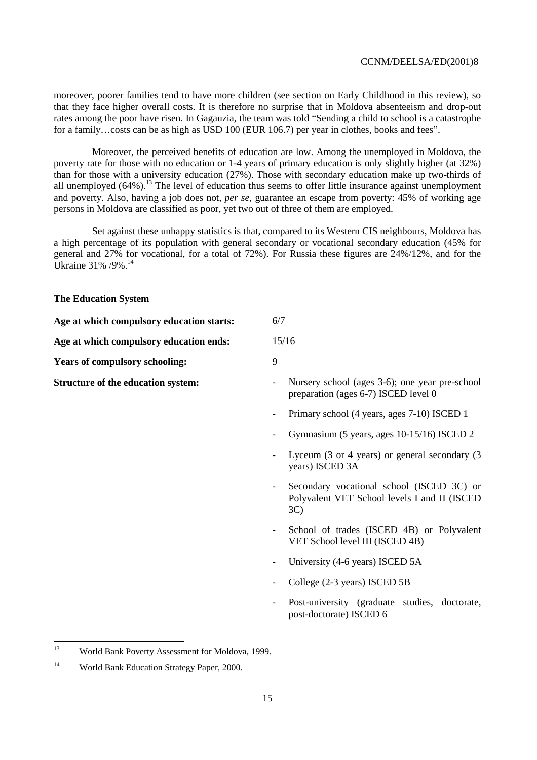moreover, poorer families tend to have more children (see section on Early Childhood in this review), so that they face higher overall costs. It is therefore no surprise that in Moldova absenteeism and drop-out rates among the poor have risen. In Gagauzia, the team was told "Sending a child to school is a catastrophe for a family…costs can be as high as USD 100 (EUR 106.7) per year in clothes, books and fees".

Moreover, the perceived benefits of education are low. Among the unemployed in Moldova, the poverty rate for those with no education or 1-4 years of primary education is only slightly higher (at 32%) than for those with a university education (27%). Those with secondary education make up two-thirds of all unemployed (64%).[13] The level of education thus seems to offer little insurance against unemployment and poverty. Also, having a job does not, *per se*, guarantee an escape from poverty: 45% of working age persons in Moldova are classified as poor, yet two out of three of them are employed.

Set against these unhappy statistics is that, compared to its Western CIS neighbours, Moldova has a high percentage of its population with general secondary or vocational secondary education (45% for general and 27% for vocational, for a total of 72%). For Russia these figures are 24%/12%, and for the Ukraine 31% /9%.[14]

## The Education System

**Age at which compulsory education starts:** 6/7

**Age at which compulsory education ends:** 15/16

**Years of compulsory schooling:** 9

**Structure of the education system:**

- Nursery school (ages 3-6); one year pre-school preparation (ages 6-7) ISCED level 0
- Primary school (4 years, ages 7-10) ISCED 1
- Gymnasium (5 years, ages 10-15/16) ISCED 2
- Lyceum (3 or 4 years) or general secondary (3 years) ISCED 3A
- Secondary vocational school (ISCED 3C) or Polyvalent VET School levels I and II (ISCED 3C)
- School of trades (ISCED 4B) or Polyvalent VET School level III (ISCED 4B)
- University (4-6 years) ISCED 5A
- College (2-3 years) ISCED 5B
- Post-university (graduate studies, doctorate, post-doctorate) ISCED 6

---

[13] World Bank Poverty Assessment for Moldova, 1999.

[14] World Bank Education Strategy Paper, 2000.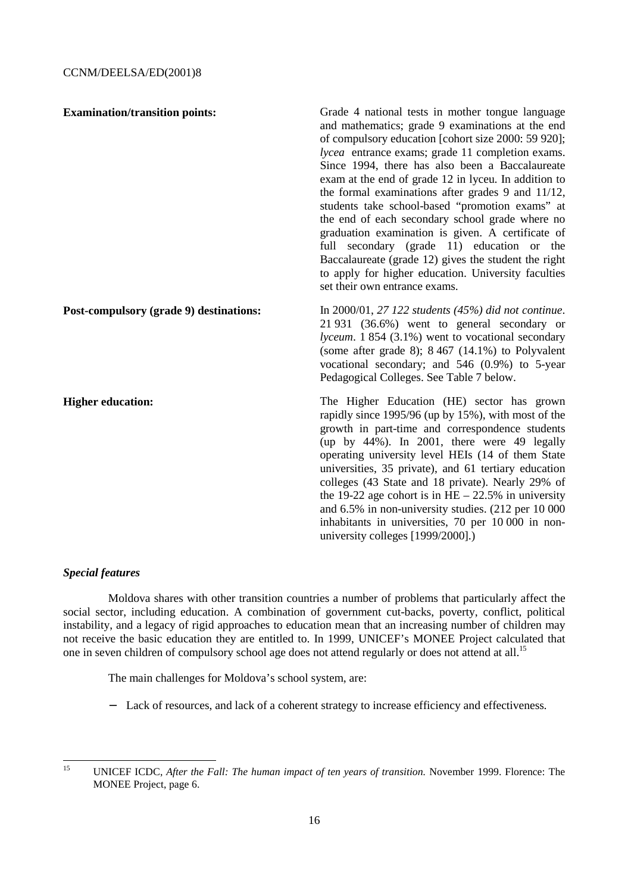**Examination/transition points:** Grade 4 national tests in mother tongue language and mathematics; grade 9 examinations at the end of compulsory education [cohort size 2000: 59 920]; *lycea* entrance exams; grade 11 completion exams. Since 1994, there has also been a Baccalaureate exam at the end of grade 12 in lyceu. In addition to the formal examinations after grades 9 and 11/12, students take school-based "promotion exams" at the end of each secondary school grade where no graduation examination is given. A certificate of full secondary (grade 11) education or the Baccalaureate (grade 12) gives the student the right to apply for higher education. University faculties set their own entrance exams.

**Post-compulsory (grade 9) destinations:** In 2000/01, *27 122 students (45%) did not continue*. 21 931 (36.6%) went to general secondary or *lyceum*. 1 854 (3.1%) went to vocational secondary (some after grade 8); 8 467 (14.1%) to Polyvalent vocational secondary; and 546 (0.9%) to 5-year Pedagogical Colleges. See Table 7 below.

**Higher education:** The Higher Education (HE) sector has grown rapidly since 1995/96 (up by 15%), with most of the growth in part-time and correspondence students (up by 44%). In 2001, there were 49 legally operating university level HEIs (14 of them State universities, 35 private), and 61 tertiary education colleges (43 State and 18 private). Nearly 29% of the 19-22 age cohort is in HE – 22.5% in university and 6.5% in non-university studies. (212 per 10 000 inhabitants in universities, 70 per 10 000 in non-university colleges [1999/2000].)

### *Special features*

Moldova shares with other transition countries a number of problems that particularly affect the social sector, including education. A combination of government cut-backs, poverty, conflict, political instability, and a legacy of rigid approaches to education mean that an increasing number of children may not receive the basic education they are entitled to. In 1999, UNICEF's MONEE Project calculated that one in seven children of compulsory school age does not attend regularly or does not attend at all.[15]

The main challenges for Moldova's school system, are:

- Lack of resources, and lack of a coherent strategy to increase efficiency and effectiveness.

---

[15] UNICEF ICDC, *After the Fall: The human impact of ten years of transition.* November 1999. Florence: The MONEE Project, page 6.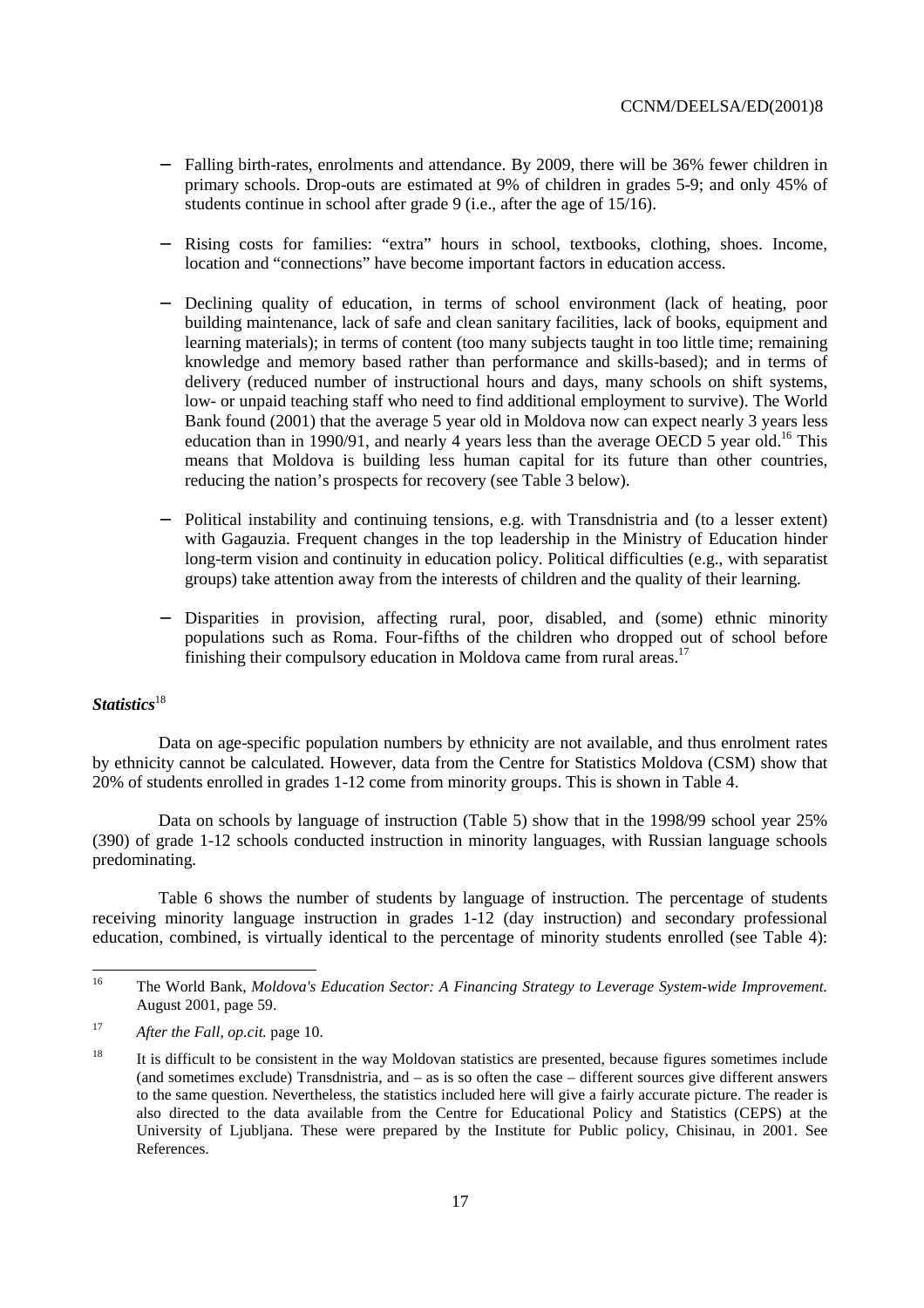- Falling birth-rates, enrolments and attendance. By 2009, there will be 36% fewer children in primary schools. Drop-outs are estimated at 9% of children in grades 5-9; and only 45% of students continue in school after grade 9 (i.e., after the age of 15/16).

- Rising costs for families: "extra" hours in school, textbooks, clothing, shoes. Income, location and "connections" have become important factors in education access.

- Declining quality of education, in terms of school environment (lack of heating, poor building maintenance, lack of safe and clean sanitary facilities, lack of books, equipment and learning materials); in terms of content (too many subjects taught in too little time; remaining knowledge and memory based rather than performance and skills-based); and in terms of delivery (reduced number of instructional hours and days, many schools on shift systems, low- or unpaid teaching staff who need to find additional employment to survive). The World Bank found (2001) that the average 5 year old in Moldova now can expect nearly 3 years less education than in 1990/91, and nearly 4 years less than the average OECD 5 year old.[16] This means that Moldova is building less human capital for its future than other countries, reducing the nation's prospects for recovery (see Table 3 below).

- Political instability and continuing tensions, e.g. with Transdnistria and (to a lesser extent) with Gagauzia. Frequent changes in the top leadership in the Ministry of Education hinder long-term vision and continuity in education policy. Political difficulties (e.g., with separatist groups) take attention away from the interests of children and the quality of their learning.

- Disparities in provision, affecting rural, poor, disabled, and (some) ethnic minority populations such as Roma. Four-fifths of the children who dropped out of school before finishing their compulsory education in Moldova came from rural areas.[17]

***Statistics***[18]

Data on age-specific population numbers by ethnicity are not available, and thus enrolment rates by ethnicity cannot be calculated. However, data from the Centre for Statistics Moldova (CSM) show that 20% of students enrolled in grades 1-12 come from minority groups. This is shown in Table 4.

Data on schools by language of instruction (Table 5) show that in the 1998/99 school year 25% (390) of grade 1-12 schools conducted instruction in minority languages, with Russian language schools predominating.

Table 6 shows the number of students by language of instruction. The percentage of students receiving minority language instruction in grades 1-12 (day instruction) and secondary professional education, combined, is virtually identical to the percentage of minority students enrolled (see Table 4):

---

[16] The World Bank, *Moldova's Education Sector: A Financing Strategy to Leverage System-wide Improvement.* August 2001, page 59.

[17] *After the Fall, op.cit.* page 10.

[18] It is difficult to be consistent in the way Moldovan statistics are presented, because figures sometimes include (and sometimes exclude) Transdnistria, and – as is so often the case – different sources give different answers to the same question. Nevertheless, the statistics included here will give a fairly accurate picture. The reader is also directed to the data available from the Centre for Educational Policy and Statistics (CEPS) at the University of Ljubljana. These were prepared by the Institute for Public policy, Chisinau, in 2001. See References.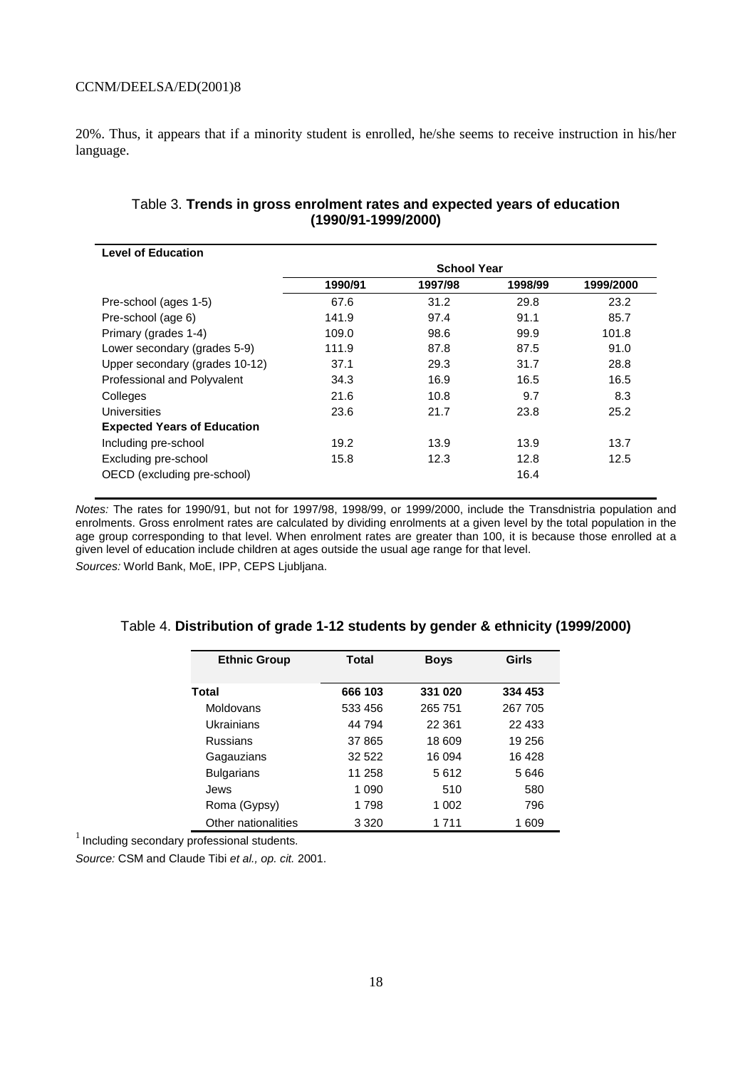20%. Thus, it appears that if a minority student is enrolled, he/she seems to receive instruction in his/her language.

Table 3. **Trends in gross enrolment rates and expected years of education (1990/91-1999/2000)**

| Level of Education | School Year | | | |
|---|---|---|---|---|
| | 1990/91 | 1997/98 | 1998/99 | 1999/2000 |
| Pre-school (ages 1-5) | 67.6 | 31.2 | 29.8 | 23.2 |
| Pre-school (age 6) | 141.9 | 97.4 | 91.1 | 85.7 |
| Primary (grades 1-4) | 109.0 | 98.6 | 99.9 | 101.8 |
| Lower secondary (grades 5-9) | 111.9 | 87.8 | 87.5 | 91.0 |
| Upper secondary (grades 10-12) | 37.1 | 29.3 | 31.7 | 28.8 |
| Professional and Polyvalent | 34.3 | 16.9 | 16.5 | 16.5 |
| Colleges | 21.6 | 10.8 | 9.7 | 8.3 |
| Universities | 23.6 | 21.7 | 23.8 | 25.2 |
| **Expected Years of Education** | | | | |
| Including pre-school | 19.2 | 13.9 | 13.9 | 13.7 |
| Excluding pre-school | 15.8 | 12.3 | 12.8 | 12.5 |
| OECD (excluding pre-school) | | | 16.4 | |

*Notes:* The rates for 1990/91, but not for 1997/98, 1998/99, or 1999/2000, include the Transdnistria population and enrolments. Gross enrolment rates are calculated by dividing enrolments at a given level by the total population in the age group corresponding to that level. When enrolment rates are greater than 100, it is because those enrolled at a given level of education include children at ages outside the usual age range for that level.

*Sources:* World Bank, MoE, IPP, CEPS Ljubljana.

Table 4. **Distribution of grade 1-12 students by gender & ethnicity (1999/2000)**

| Ethnic Group | Total | Boys | Girls |
|---|---|---|---|
| **Total** | **666 103** | **331 020** | **334 453** |
| Moldovans | 533 456 | 265 751 | 267 705 |
| Ukrainians | 44 794 | 22 361 | 22 433 |
| Russians | 37 865 | 18 609 | 19 256 |
| Gagauzians | 32 522 | 16 094 | 16 428 |
| Bulgarians | 11 258 | 5 612 | 5 646 |
| Jews | 1 090 | 510 | 580 |
| Roma (Gypsy) | 1 798 | 1 002 | 796 |
| Other nationalities | 3 320 | 1 711 | 1 609 |

[1] Including secondary professional students.

*Source:* CSM and Claude Tibi *et al., op. cit.* 2001.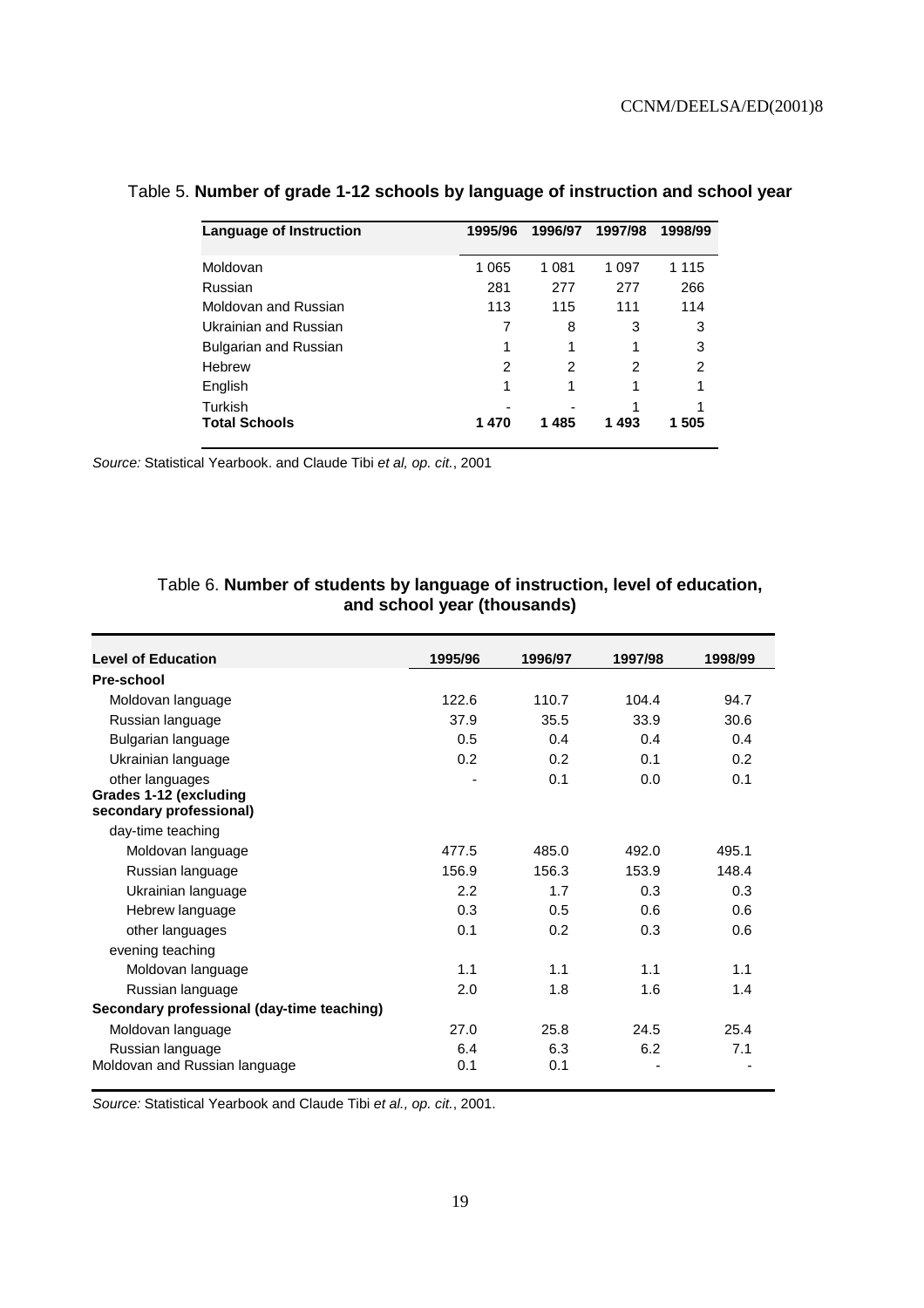Table 5. **Number of grade 1-12 schools by language of instruction and school year**

| Language of Instruction | 1995/96 | 1996/97 | 1997/98 | 1998/99 |
|---|---|---|---|---|
| Moldovan | 1 065 | 1 081 | 1 097 | 1 115 |
| Russian | 281 | 277 | 277 | 266 |
| Moldovan and Russian | 113 | 115 | 111 | 114 |
| Ukrainian and Russian | 7 | 8 | 3 | 3 |
| Bulgarian and Russian | 1 | 1 | 1 | 3 |
| Hebrew | 2 | 2 | 2 | 2 |
| English | 1 | 1 | 1 | 1 |
| Turkish | - | - | 1 | 1 |
| **Total Schools** | **1 470** | **1 485** | **1 493** | **1 505** |

*Source:* Statistical Yearbook. and Claude Tibi *et al, op. cit.*, 2001

Table 6. **Number of students by language of instruction, level of education, and school year (thousands)**

| Level of Education | 1995/96 | 1996/97 | 1997/98 | 1998/99 |
|---|---|---|---|---|
| **Pre-school** | | | | |
| Moldovan language | 122.6 | 110.7 | 104.4 | 94.7 |
| Russian language | 37.9 | 35.5 | 33.9 | 30.6 |
| Bulgarian language | 0.5 | 0.4 | 0.4 | 0.4 |
| Ukrainian language | 0.2 | 0.2 | 0.1 | 0.2 |
| other languages | - | 0.1 | 0.0 | 0.1 |
| **Grades 1-12 (excluding secondary professional)** | | | | |
| day-time teaching | | | | |
| Moldovan language | 477.5 | 485.0 | 492.0 | 495.1 |
| Russian language | 156.9 | 156.3 | 153.9 | 148.4 |
| Ukrainian language | 2.2 | 1.7 | 0.3 | 0.3 |
| Hebrew language | 0.3 | 0.5 | 0.6 | 0.6 |
| other languages | 0.1 | 0.2 | 0.3 | 0.6 |
| evening teaching | | | | |
| Moldovan language | 1.1 | 1.1 | 1.1 | 1.1 |
| Russian language | 2.0 | 1.8 | 1.6 | 1.4 |
| **Secondary professional (day-time teaching)** | | | | |
| Moldovan language | 27.0 | 25.8 | 24.5 | 25.4 |
| Russian language | 6.4 | 6.3 | 6.2 | 7.1 |
| Moldovan and Russian language | 0.1 | 0.1 | - | - |

*Source:* Statistical Yearbook and Claude Tibi *et al., op. cit.*, 2001.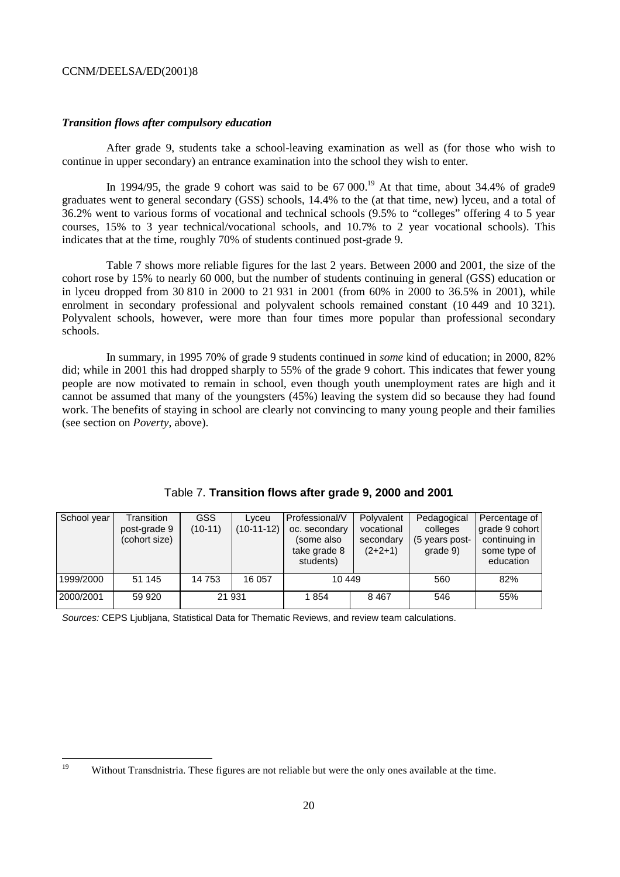### *Transition flows after compulsory education*

After grade 9, students take a school-leaving examination as well as (for those who wish to continue in upper secondary) an entrance examination into the school they wish to enter.

In 1994/95, the grade 9 cohort was said to be 67 000.[19] At that time, about 34.4% of grade9 graduates went to general secondary (GSS) schools, 14.4% to the (at that time, new) lyceu, and a total of 36.2% went to various forms of vocational and technical schools (9.5% to "colleges" offering 4 to 5 year courses, 15% to 3 year technical/vocational schools, and 10.7% to 2 year vocational schools). This indicates that at the time, roughly 70% of students continued post-grade 9.

Table 7 shows more reliable figures for the last 2 years. Between 2000 and 2001, the size of the cohort rose by 15% to nearly 60 000, but the number of students continuing in general (GSS) education or in lyceu dropped from 30 810 in 2000 to 21 931 in 2001 (from 60% in 2000 to 36.5% in 2001), while enrolment in secondary professional and polyvalent schools remained constant (10 449 and 10 321). Polyvalent schools, however, were more than four times more popular than professional secondary schools.

In summary, in 1995 70% of grade 9 students continued in *some* kind of education; in 2000, 82% did; while in 2001 this had dropped sharply to 55% of the grade 9 cohort. This indicates that fewer young people are now motivated to remain in school, even though youth unemployment rates are high and it cannot be assumed that many of the youngsters (45%) leaving the system did so because they had found work. The benefits of staying in school are clearly not convincing to many young people and their families (see section on *Poverty*, above).

Table 7. **Transition flows after grade 9, 2000 and 2001**

| School year | Transition post-grade 9 (cohort size) | GSS (10-11) | Lyceu (10-11-12) | Professional/Voc. secondary (some also take grade 8 students) | Polyvalent vocational secondary (2+2+1) | Pedagogical colleges (5 years post-grade 9) | Percentage of grade 9 cohort continuing in some type of education |
|---|---|---|---|---|---|---|---|
| 1999/2000 | 51 145 | 14 753 | 16 057 | 10 449 | | 560 | 82% |
| 2000/2001 | 59 920 | 21 931 | | 1 854 | 8 467 | 546 | 55% |

*Sources:* CEPS Ljubljana, Statistical Data for Thematic Reviews, and review team calculations.

[19] Without Transdnistria. These figures are not reliable but were the only ones available at the time.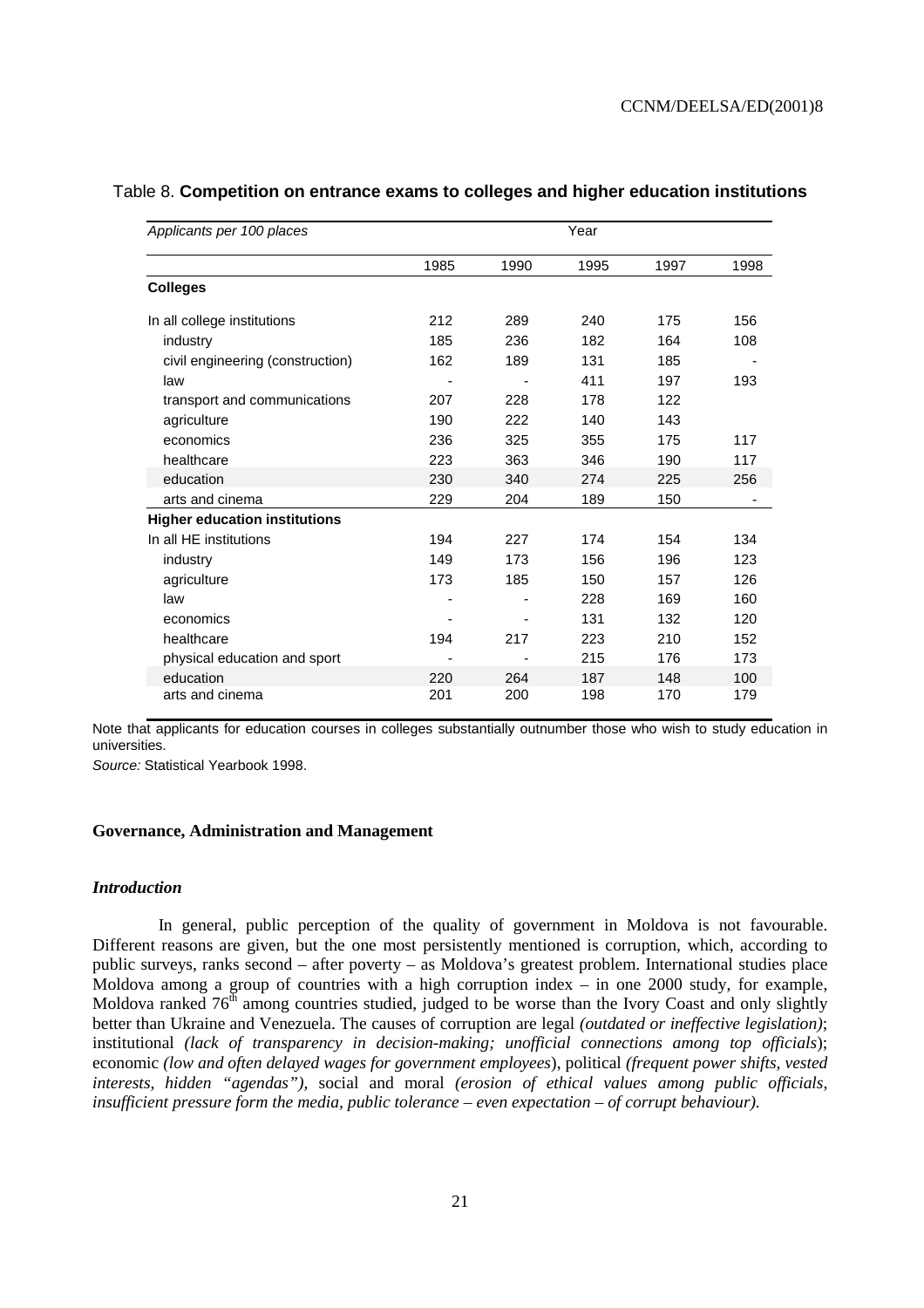Table 8. **Competition on entrance exams to colleges and higher education institutions**

| *Applicants per 100 places* | Year | | | | |
|---|---|---|---|---|---|
| | 1985 | 1990 | 1995 | 1997 | 1998 |
| **Colleges** | | | | | |
| In all college institutions | 212 | 289 | 240 | 175 | 156 |
| industry | 185 | 236 | 182 | 164 | 108 |
| civil engineering (construction) | 162 | 189 | 131 | 185 | - |
| law | - | - | 411 | 197 | 193 |
| transport and communications | 207 | 228 | 178 | 122 | |
| agriculture | 190 | 222 | 140 | 143 | |
| economics | 236 | 325 | 355 | 175 | 117 |
| healthcare | 223 | 363 | 346 | 190 | 117 |
| education | 230 | 340 | 274 | 225 | 256 |
| arts and cinema | 229 | 204 | 189 | 150 | - |
| **Higher education institutions** | | | | | |
| In all HE institutions | 194 | 227 | 174 | 154 | 134 |
| industry | 149 | 173 | 156 | 196 | 123 |
| agriculture | 173 | 185 | 150 | 157 | 126 |
| law | - | - | 228 | 169 | 160 |
| economics | - | - | 131 | 132 | 120 |
| healthcare | 194 | 217 | 223 | 210 | 152 |
| physical education and sport | - | - | 215 | 176 | 173 |
| education | 220 | 264 | 187 | 148 | 100 |
| arts and cinema | 201 | 200 | 198 | 170 | 179 |

Note that applicants for education courses in colleges substantially outnumber those who wish to study education in universities.

*Source:* Statistical Yearbook 1998.

## Governance, Administration and Management

### *Introduction*

In general, public perception of the quality of government in Moldova is not favourable. Different reasons are given, but the one most persistently mentioned is corruption, which, according to public surveys, ranks second – after poverty – as Moldova's greatest problem. International studies place Moldova among a group of countries with a high corruption index – in one 2000 study, for example, Moldova ranked 76th among countries studied, judged to be worse than the Ivory Coast and only slightly better than Ukraine and Venezuela. The causes of corruption are legal *(outdated or ineffective legislation)*; institutional *(lack of transparency in decision-making; unofficial connections among top officials*); economic *(low and often delayed wages for government employees*), political *(frequent power shifts, vested interests, hidden "agendas"),* social and moral *(erosion of ethical values among public officials, insufficient pressure form the media, public tolerance – even expectation – of corrupt behaviour).*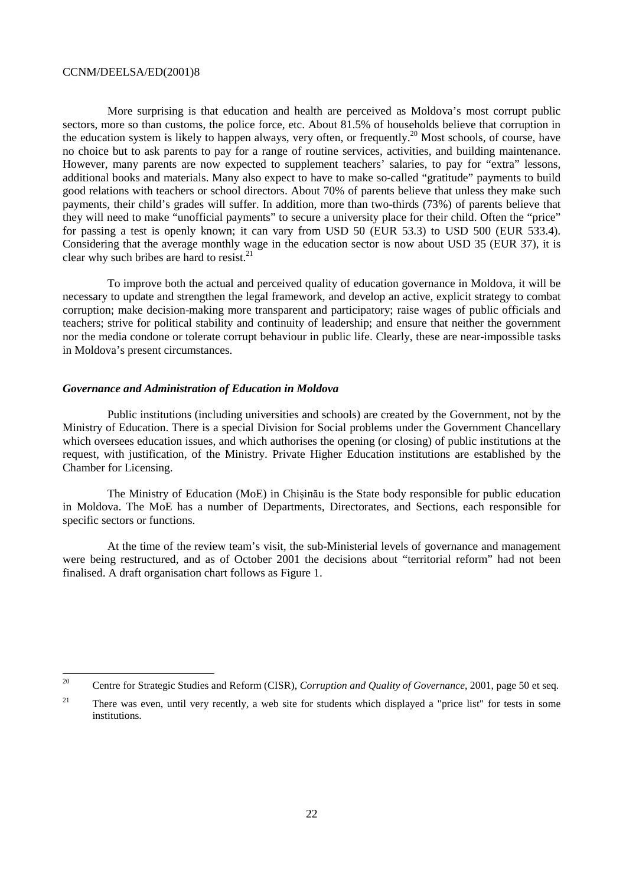More surprising is that education and health are perceived as Moldova's most corrupt public sectors, more so than customs, the police force, etc. About 81.5% of households believe that corruption in the education system is likely to happen always, very often, or frequently.[20] Most schools, of course, have no choice but to ask parents to pay for a range of routine services, activities, and building maintenance. However, many parents are now expected to supplement teachers' salaries, to pay for "extra" lessons, additional books and materials. Many also expect to have to make so-called "gratitude" payments to build good relations with teachers or school directors. About 70% of parents believe that unless they make such payments, their child's grades will suffer. In addition, more than two-thirds (73%) of parents believe that they will need to make "unofficial payments" to secure a university place for their child. Often the "price" for passing a test is openly known; it can vary from USD 50 (EUR 53.3) to USD 500 (EUR 533.4). Considering that the average monthly wage in the education sector is now about USD 35 (EUR 37), it is clear why such bribes are hard to resist.[21]

To improve both the actual and perceived quality of education governance in Moldova, it will be necessary to update and strengthen the legal framework, and develop an active, explicit strategy to combat corruption; make decision-making more transparent and participatory; raise wages of public officials and teachers; strive for political stability and continuity of leadership; and ensure that neither the government nor the media condone or tolerate corrupt behaviour in public life. Clearly, these are near-impossible tasks in Moldova's present circumstances.

### *Governance and Administration of Education in Moldova*

Public institutions (including universities and schools) are created by the Government, not by the Ministry of Education. There is a special Division for Social problems under the Government Chancellary which oversees education issues, and which authorises the opening (or closing) of public institutions at the request, with justification, of the Ministry. Private Higher Education institutions are established by the Chamber for Licensing.

The Ministry of Education (MoE) in Chişinău is the State body responsible for public education in Moldova. The MoE has a number of Departments, Directorates, and Sections, each responsible for specific sectors or functions.

At the time of the review team's visit, the sub-Ministerial levels of governance and management were being restructured, and as of October 2001 the decisions about "territorial reform" had not been finalised. A draft organisation chart follows as Figure 1.

---

[20] Centre for Strategic Studies and Reform (CISR), *Corruption and Quality of Governance*, 2001, page 50 et seq.

[21] There was even, until very recently, a web site for students which displayed a "price list" for tests in some institutions.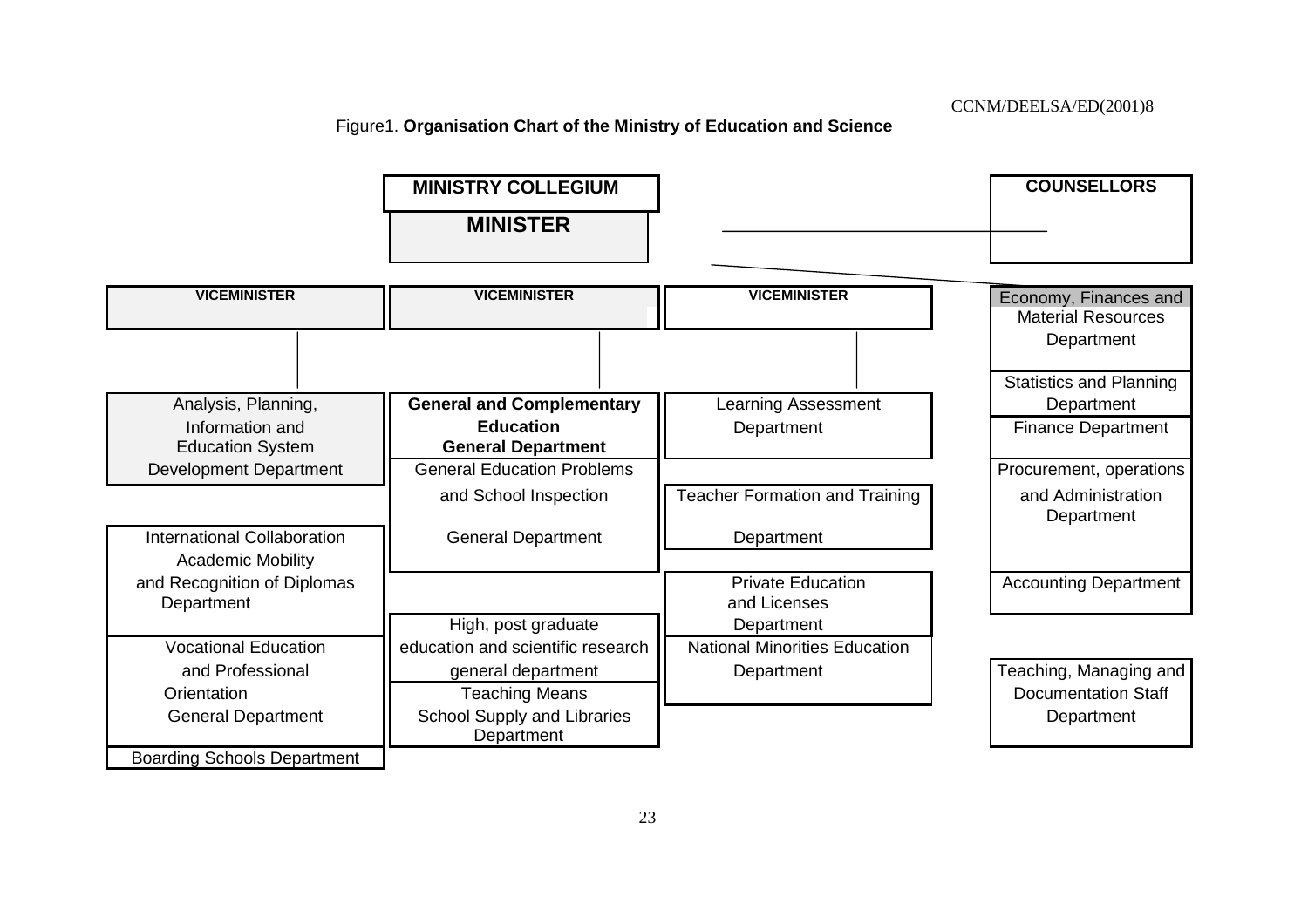Figure1. **Organisation Chart of the Ministry of Education and Science**

**MINISTRY COLLEGIUM**

**MINISTER**

**COUNSELLORS**

| **VICEMINISTER** | **VICEMINISTER** | **VICEMINISTER** | |
|---|---|---|---|
| Analysis, Planning, Information and Education System Development Department | **General and Complementary Education General Department** | Learning Assessment Department | Economy, Finances and Material Resources Department |
| International Collaboration Academic Mobility and Recognition of Diplomas Department | General Education Problems and School Inspection General Department | Teacher Formation and Training Department | Statistics and Planning Department |
| Vocational Education and Professional Orientation General Department | High, post graduate education and scientific research general department | Private Education and Licenses Department | Finance Department |
| Boarding Schools Department | Teaching Means School Supply and Libraries Department | National Minorities Education Department | Procurement, operations and Administration Department |
| | | | Accounting Department |
| | | | Teaching, Managing and Documentation Staff Department |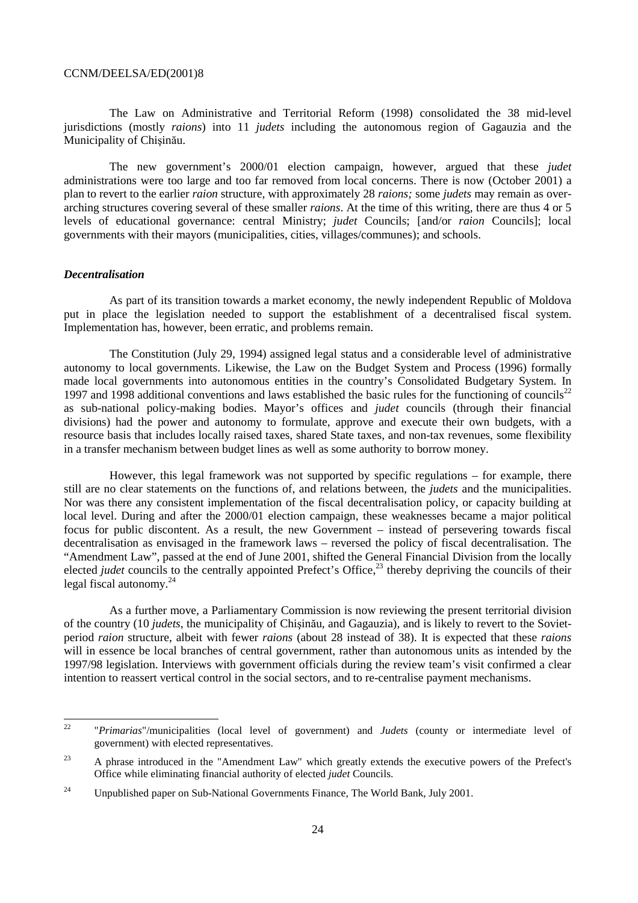The Law on Administrative and Territorial Reform (1998) consolidated the 38 mid-level jurisdictions (mostly *raions*) into 11 *judets* including the autonomous region of Gagauzia and the Municipality of Chişinău.

The new government's 2000/01 election campaign, however, argued that these *judet* administrations were too large and too far removed from local concerns. There is now (October 2001) a plan to revert to the earlier *raion* structure, with approximately 28 *raions;* some *judets* may remain as over-arching structures covering several of these smaller *raions*. At the time of this writing, there are thus 4 or 5 levels of educational governance: central Ministry; *judet* Councils; [and/or *raion* Councils]; local governments with their mayors (municipalities, cities, villages/communes); and schools.

***Decentralisation***

As part of its transition towards a market economy, the newly independent Republic of Moldova put in place the legislation needed to support the establishment of a decentralised fiscal system. Implementation has, however, been erratic, and problems remain.

The Constitution (July 29, 1994) assigned legal status and a considerable level of administrative autonomy to local governments. Likewise, the Law on the Budget System and Process (1996) formally made local governments into autonomous entities in the country's Consolidated Budgetary System. In 1997 and 1998 additional conventions and laws established the basic rules for the functioning of councils[22] as sub-national policy-making bodies. Mayor's offices and *judet* councils (through their financial divisions) had the power and autonomy to formulate, approve and execute their own budgets, with a resource basis that includes locally raised taxes, shared State taxes, and non-tax revenues, some flexibility in a transfer mechanism between budget lines as well as some authority to borrow money.

However, this legal framework was not supported by specific regulations – for example, there still are no clear statements on the functions of, and relations between, the *judets* and the municipalities. Nor was there any consistent implementation of the fiscal decentralisation policy, or capacity building at local level. During and after the 2000/01 election campaign, these weaknesses became a major political focus for public discontent. As a result, the new Government – instead of persevering towards fiscal decentralisation as envisaged in the framework laws – reversed the policy of fiscal decentralisation. The "Amendment Law", passed at the end of June 2001, shifted the General Financial Division from the locally elected *judet* councils to the centrally appointed Prefect's Office,[23] thereby depriving the councils of their legal fiscal autonomy.[24]

As a further move, a Parliamentary Commission is now reviewing the present territorial division of the country (10 *judets*, the municipality of Chişinău, and Gagauzia), and is likely to revert to the Soviet-period *raion* structure, albeit with fewer *raions* (about 28 instead of 38). It is expected that these *raions* will in essence be local branches of central government, rather than autonomous units as intended by the 1997/98 legislation. Interviews with government officials during the review team's visit confirmed a clear intention to reassert vertical control in the social sectors, and to re-centralise payment mechanisms.

---

22 "*Primarias*"/municipalities (local level of government) and *Judets* (county or intermediate level of government) with elected representatives.

23 A phrase introduced in the "Amendment Law" which greatly extends the executive powers of the Prefect's Office while eliminating financial authority of elected *judet* Councils.

24 Unpublished paper on Sub-National Governments Finance, The World Bank, July 2001.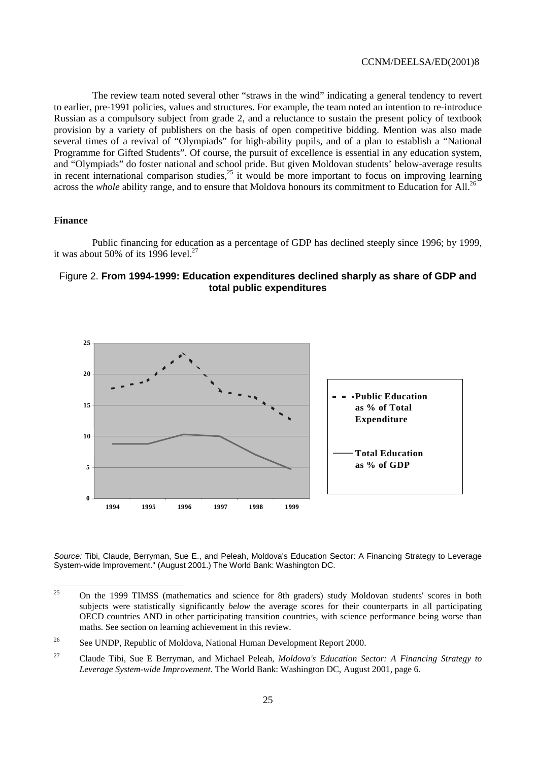The review team noted several other "straws in the wind" indicating a general tendency to revert to earlier, pre-1991 policies, values and structures. For example, the team noted an intention to re-introduce Russian as a compulsory subject from grade 2, and a reluctance to sustain the present policy of textbook provision by a variety of publishers on the basis of open competitive bidding. Mention was also made several times of a revival of "Olympiads" for high-ability pupils, and of a plan to establish a "National Programme for Gifted Students". Of course, the pursuit of excellence is essential in any education system, and "Olympiads" do foster national and school pride. But given Moldovan students' below-average results in recent international comparison studies,[25] it would be more important to focus on improving learning across the *whole* ability range, and to ensure that Moldova honours its commitment to Education for All.[26]

**Finance**

Public financing for education as a percentage of GDP has declined steeply since 1996; by 1999, it was about 50% of its 1996 level.[27]

Figure 2. **From 1994-1999: Education expenditures declined sharply as share of GDP and total public expenditures**

*Source:* Tibi, Claude, Berryman, Sue E., and Peleah, Moldova's Education Sector: A Financing Strategy to Leverage System-wide Improvement." (August 2001.) The World Bank: Washington DC.

---

[25] On the 1999 TIMSS (mathematics and science for 8th graders) study Moldovan students' scores in both subjects were statistically significantly *below* the average scores for their counterparts in all participating OECD countries AND in other participating transition countries, with science performance being worse than maths. See section on learning achievement in this review.

[26] See UNDP, Republic of Moldova, National Human Development Report 2000.

[27] Claude Tibi, Sue E Berryman, and Michael Peleah, *Moldova's Education Sector: A Financing Strategy to Leverage System-wide Improvement.* The World Bank: Washington DC, August 2001, page 6.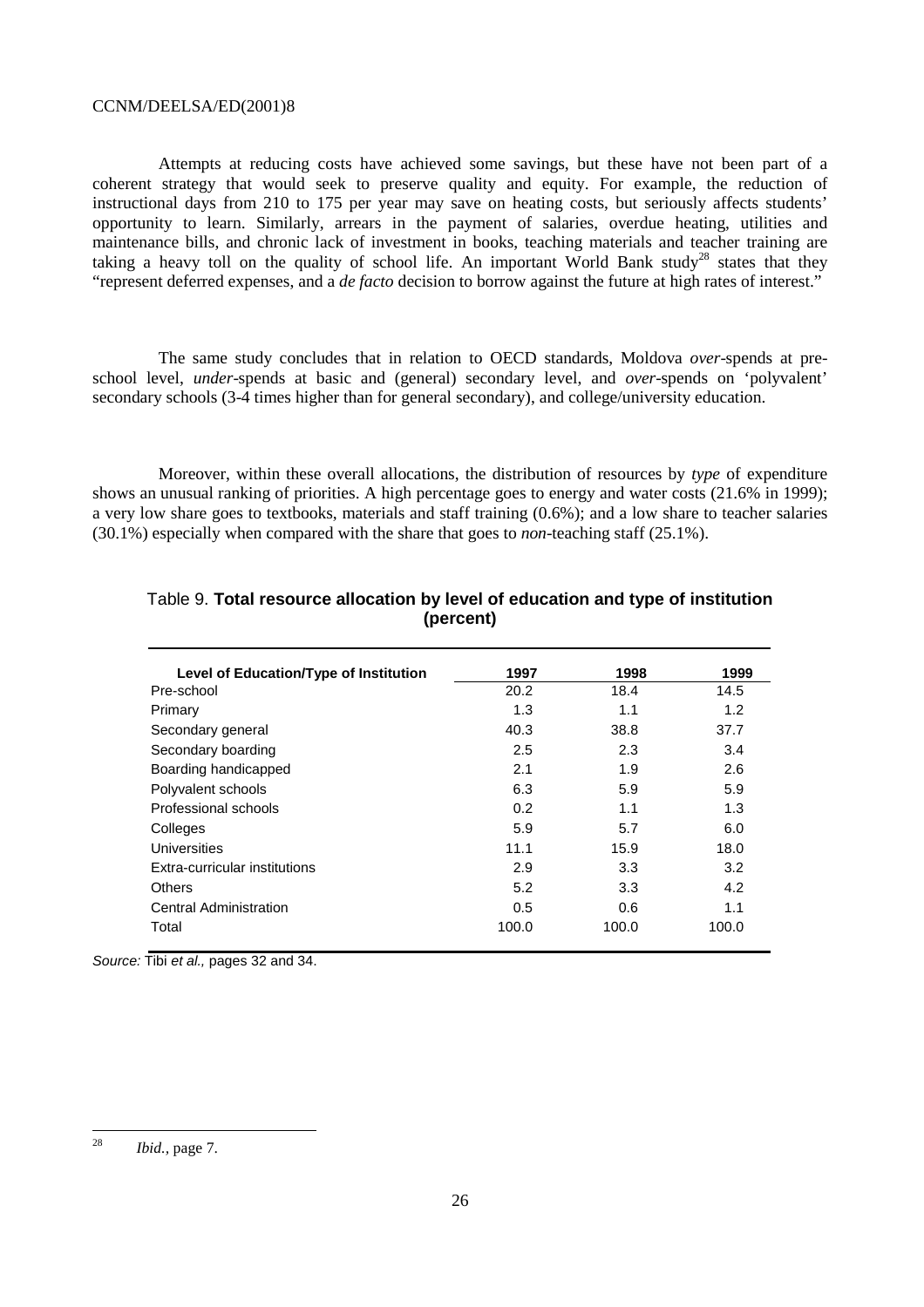Attempts at reducing costs have achieved some savings, but these have not been part of a coherent strategy that would seek to preserve quality and equity. For example, the reduction of instructional days from 210 to 175 per year may save on heating costs, but seriously affects students' opportunity to learn. Similarly, arrears in the payment of salaries, overdue heating, utilities and maintenance bills, and chronic lack of investment in books, teaching materials and teacher training are taking a heavy toll on the quality of school life. An important World Bank study[28] states that they "represent deferred expenses, and a *de facto* decision to borrow against the future at high rates of interest."

The same study concludes that in relation to OECD standards, Moldova *over*-spends at pre-school level, *under*-spends at basic and (general) secondary level, and *over*-spends on 'polyvalent' secondary schools (3-4 times higher than for general secondary), and college/university education.

Moreover, within these overall allocations, the distribution of resources by *type* of expenditure shows an unusual ranking of priorities. A high percentage goes to energy and water costs (21.6% in 1999); a very low share goes to textbooks, materials and staff training (0.6%); and a low share to teacher salaries (30.1%) especially when compared with the share that goes to *non*-teaching staff (25.1%).

Table 9. **Total resource allocation by level of education and type of institution (percent)**

| Level of Education/Type of Institution | 1997 | 1998 | 1999 |
|---|---|---|---|
| Pre-school | 20.2 | 18.4 | 14.5 |
| Primary | 1.3 | 1.1 | 1.2 |
| Secondary general | 40.3 | 38.8 | 37.7 |
| Secondary boarding | 2.5 | 2.3 | 3.4 |
| Boarding handicapped | 2.1 | 1.9 | 2.6 |
| Polyvalent schools | 6.3 | 5.9 | 5.9 |
| Professional schools | 0.2 | 1.1 | 1.3 |
| Colleges | 5.9 | 5.7 | 6.0 |
| Universities | 11.1 | 15.9 | 18.0 |
| Extra-curricular institutions | 2.9 | 3.3 | 3.2 |
| Others | 5.2 | 3.3 | 4.2 |
| Central Administration | 0.5 | 0.6 | 1.1 |
| Total | 100.0 | 100.0 | 100.0 |

*Source:* Tibi *et al.,* pages 32 and 34.

---

[28] *Ibid.*, page 7.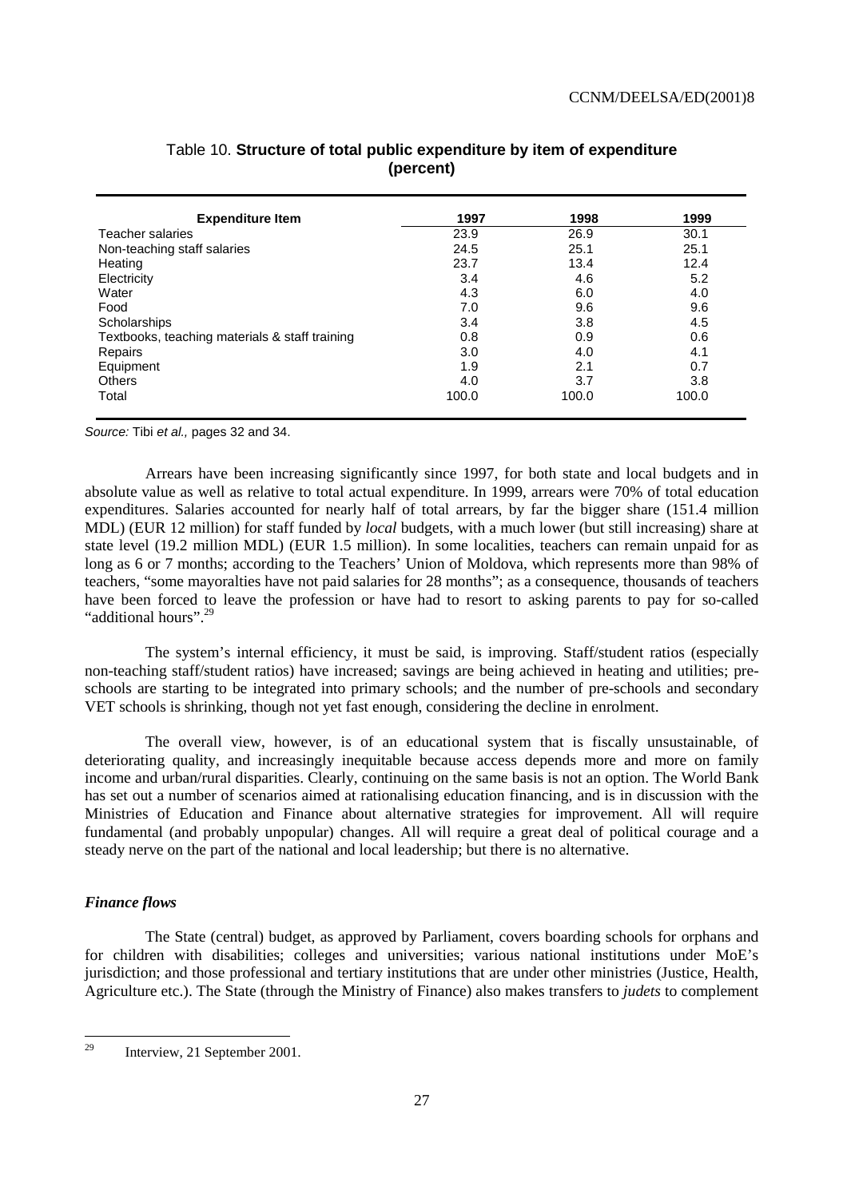Table 10. **Structure of total public expenditure by item of expenditure (percent)**

| Expenditure Item | 1997 | 1998 | 1999 |
|---|---|---|---|
| Teacher salaries | 23.9 | 26.9 | 30.1 |
| Non-teaching staff salaries | 24.5 | 25.1 | 25.1 |
| Heating | 23.7 | 13.4 | 12.4 |
| Electricity | 3.4 | 4.6 | 5.2 |
| Water | 4.3 | 6.0 | 4.0 |
| Food | 7.0 | 9.6 | 9.6 |
| Scholarships | 3.4 | 3.8 | 4.5 |
| Textbooks, teaching materials & staff training | 0.8 | 0.9 | 0.6 |
| Repairs | 3.0 | 4.0 | 4.1 |
| Equipment | 1.9 | 2.1 | 0.7 |
| Others | 4.0 | 3.7 | 3.8 |
| Total | 100.0 | 100.0 | 100.0 |

*Source:* Tibi *et al.,* pages 32 and 34.

Arrears have been increasing significantly since 1997, for both state and local budgets and in absolute value as well as relative to total actual expenditure. In 1999, arrears were 70% of total education expenditures. Salaries accounted for nearly half of total arrears, by far the bigger share (151.4 million MDL) (EUR 12 million) for staff funded by *local* budgets, with a much lower (but still increasing) share at state level (19.2 million MDL) (EUR 1.5 million). In some localities, teachers can remain unpaid for as long as 6 or 7 months; according to the Teachers' Union of Moldova, which represents more than 98% of teachers, "some mayoralties have not paid salaries for 28 months"; as a consequence, thousands of teachers have been forced to leave the profession or have had to resort to asking parents to pay for so-called "additional hours".[29]

The system's internal efficiency, it must be said, is improving. Staff/student ratios (especially non-teaching staff/student ratios) have increased; savings are being achieved in heating and utilities; pre-schools are starting to be integrated into primary schools; and the number of pre-schools and secondary VET schools is shrinking, though not yet fast enough, considering the decline in enrolment.

The overall view, however, is of an educational system that is fiscally unsustainable, of deteriorating quality, and increasingly inequitable because access depends more and more on family income and urban/rural disparities. Clearly, continuing on the same basis is not an option. The World Bank has set out a number of scenarios aimed at rationalising education financing, and is in discussion with the Ministries of Education and Finance about alternative strategies for improvement. All will require fundamental (and probably unpopular) changes. All will require a great deal of political courage and a steady nerve on the part of the national and local leadership; but there is no alternative.

### *Finance flows*

The State (central) budget, as approved by Parliament, covers boarding schools for orphans and for children with disabilities; colleges and universities; various national institutions under MoE's jurisdiction; and those professional and tertiary institutions that are under other ministries (Justice, Health, Agriculture etc.). The State (through the Ministry of Finance) also makes transfers to *judets* to complement

[29] Interview, 21 September 2001.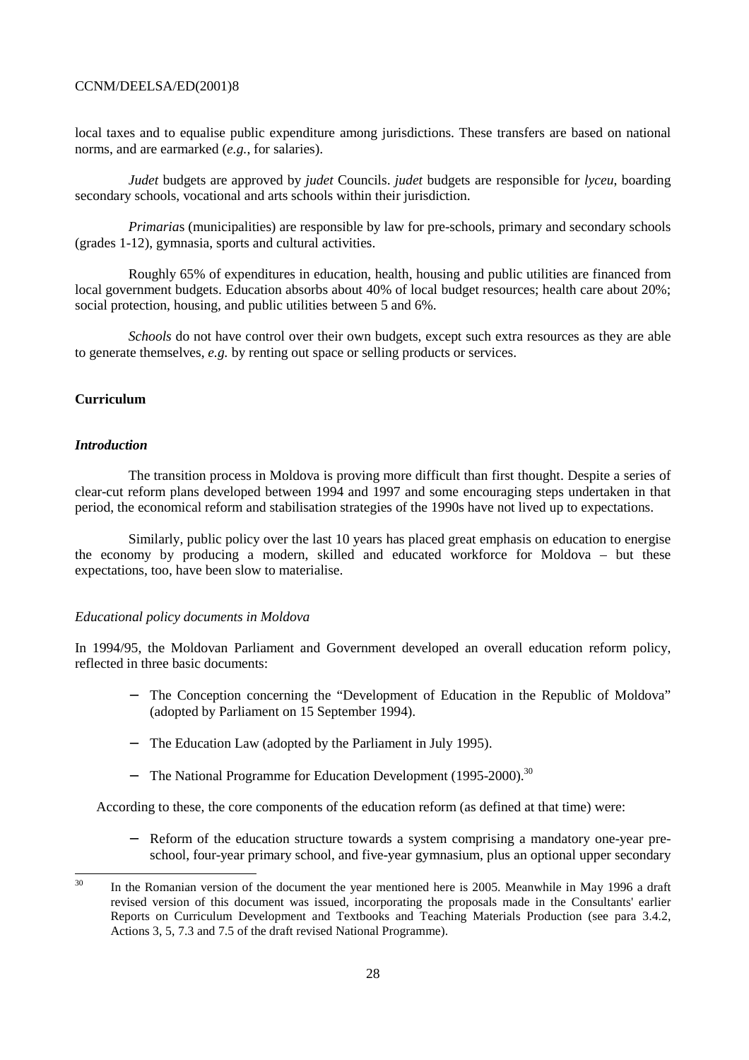local taxes and to equalise public expenditure among jurisdictions. These transfers are based on national norms, and are earmarked (*e.g.*, for salaries).

*Judet* budgets are approved by *judet* Councils. *judet* budgets are responsible for *lyceu*, boarding secondary schools, vocational and arts schools within their jurisdiction.

*Primaria*s (municipalities) are responsible by law for pre-schools, primary and secondary schools (grades 1-12), gymnasia, sports and cultural activities.

Roughly 65% of expenditures in education, health, housing and public utilities are financed from local government budgets. Education absorbs about 40% of local budget resources; health care about 20%; social protection, housing, and public utilities between 5 and 6%.

*Schools* do not have control over their own budgets, except such extra resources as they are able to generate themselves, *e.g.* by renting out space or selling products or services.

## Curriculum

### *Introduction*

The transition process in Moldova is proving more difficult than first thought. Despite a series of clear-cut reform plans developed between 1994 and 1997 and some encouraging steps undertaken in that period, the economical reform and stabilisation strategies of the 1990s have not lived up to expectations.

Similarly, public policy over the last 10 years has placed great emphasis on education to energise the economy by producing a modern, skilled and educated workforce for Moldova – but these expectations, too, have been slow to materialise.

#### *Educational policy documents in Moldova*

In 1994/95, the Moldovan Parliament and Government developed an overall education reform policy, reflected in three basic documents:

- The Conception concerning the "Development of Education in the Republic of Moldova" (adopted by Parliament on 15 September 1994).
- The Education Law (adopted by the Parliament in July 1995).
- The National Programme for Education Development (1995-2000).[30]

According to these, the core components of the education reform (as defined at that time) were:

- Reform of the education structure towards a system comprising a mandatory one-year pre-school, four-year primary school, and five-year gymnasium, plus an optional upper secondary

---

[30] In the Romanian version of the document the year mentioned here is 2005. Meanwhile in May 1996 a draft revised version of this document was issued, incorporating the proposals made in the Consultants' earlier Reports on Curriculum Development and Textbooks and Teaching Materials Production (see para 3.4.2, Actions 3, 5, 7.3 and 7.5 of the draft revised National Programme).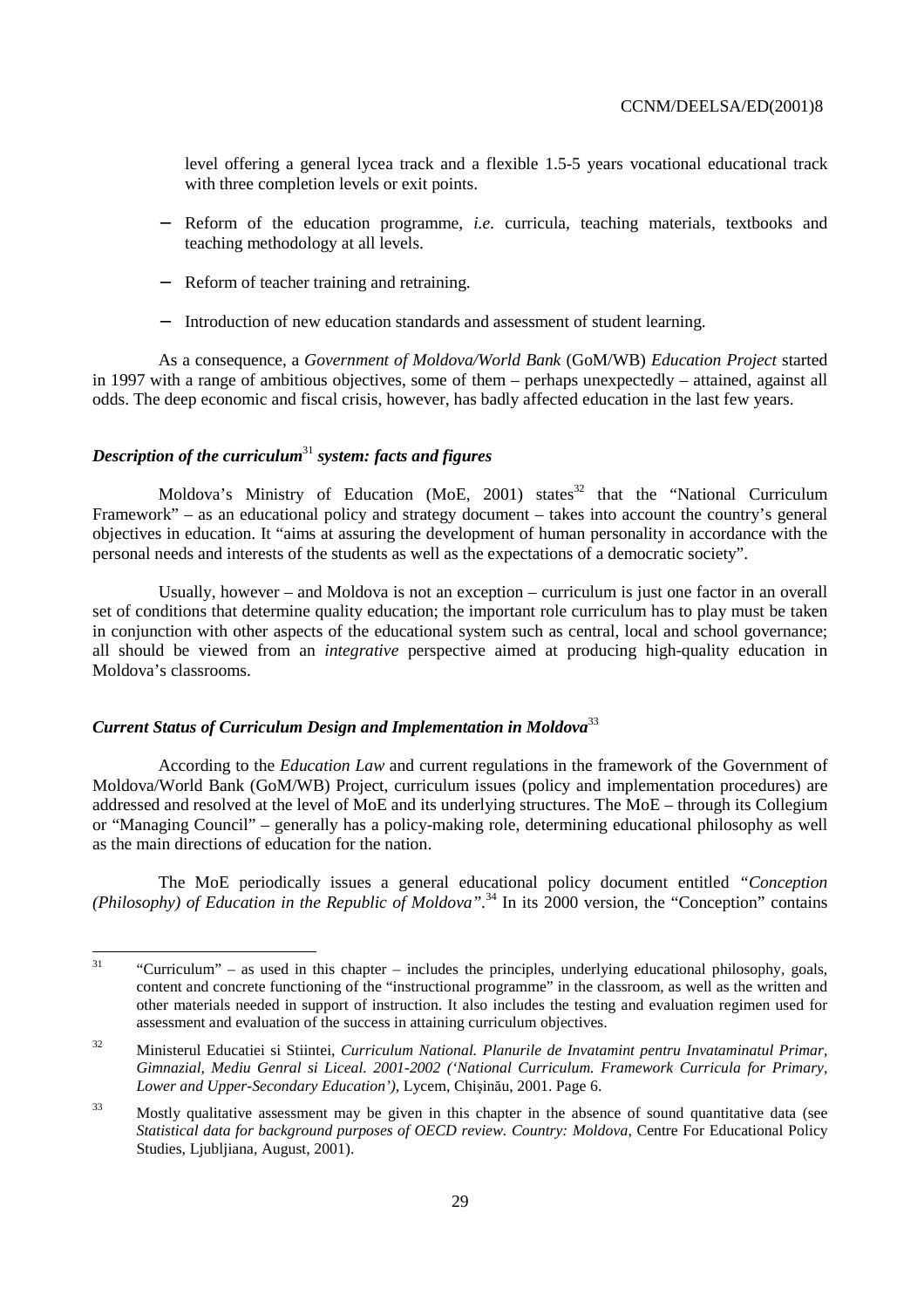level offering a general lycea track and a flexible 1.5-5 years vocational educational track with three completion levels or exit points.

- Reform of the education programme, *i.e.* curricula, teaching materials, textbooks and teaching methodology at all levels.

- Reform of teacher training and retraining.

- Introduction of new education standards and assessment of student learning.

As a consequence, a *Government of Moldova/World Bank* (GoM/WB) *Education Project* started in 1997 with a range of ambitious objectives, some of them – perhaps unexpectedly – attained, against all odds. The deep economic and fiscal crisis, however, has badly affected education in the last few years.

### *Description of the curriculum*[31] *system: facts and figures*

Moldova's Ministry of Education (MoE, 2001) states[32] that the "National Curriculum Framework" – as an educational policy and strategy document – takes into account the country's general objectives in education. It "aims at assuring the development of human personality in accordance with the personal needs and interests of the students as well as the expectations of a democratic society".

Usually, however – and Moldova is not an exception – curriculum is just one factor in an overall set of conditions that determine quality education; the important role curriculum has to play must be taken in conjunction with other aspects of the educational system such as central, local and school governance; all should be viewed from an *integrative* perspective aimed at producing high-quality education in Moldova's classrooms.

### *Current Status of Curriculum Design and Implementation in Moldova*[33]

According to the *Education Law* and current regulations in the framework of the Government of Moldova/World Bank (GoM/WB) Project, curriculum issues (policy and implementation procedures) are addressed and resolved at the level of MoE and its underlying structures. The MoE – through its Collegium or "Managing Council" – generally has a policy-making role, determining educational philosophy as well as the main directions of education for the nation.

The MoE periodically issues a general educational policy document entitled "*Conception (Philosophy) of Education in the Republic of Moldova*".[34] In its 2000 version, the "Conception" contains

---

[31] "Curriculum" – as used in this chapter – includes the principles, underlying educational philosophy, goals, content and concrete functioning of the "instructional programme" in the classroom, as well as the written and other materials needed in support of instruction. It also includes the testing and evaluation regimen used for assessment and evaluation of the success in attaining curriculum objectives.

[32] Ministerul Educatiei si Stiintei, *Curriculum National. Planurile de Invatamint pentru Invataminatul Primar, Gimnazial, Mediu Genral si Liceal. 2001-2002 ('National Curriculum. Framework Curricula for Primary, Lower and Upper-Secondary Education'),* Lycem, Chişinău, 2001. Page 6.

[33] Mostly qualitative assessment may be given in this chapter in the absence of sound quantitative data (see *Statistical data for background purposes of OECD review. Country: Moldova,* Centre For Educational Policy Studies, Ljubljiana, August, 2001).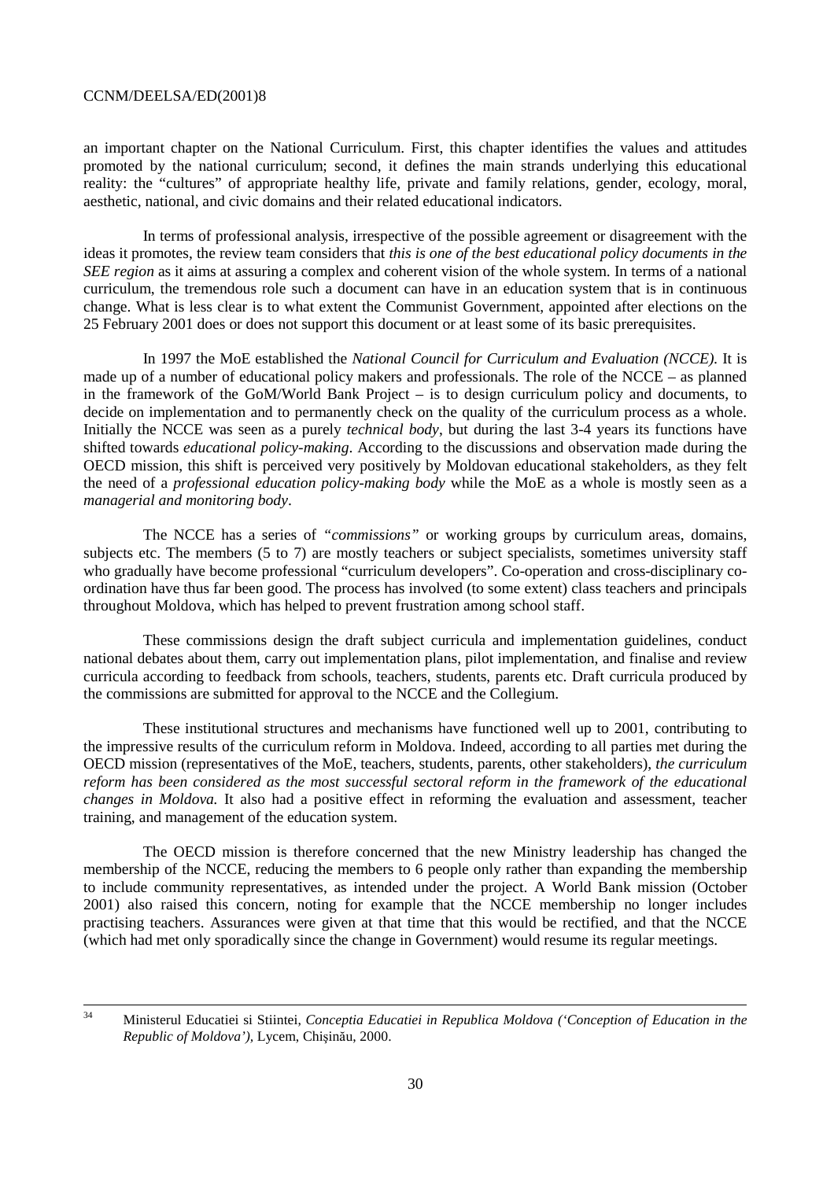an important chapter on the National Curriculum. First, this chapter identifies the values and attitudes promoted by the national curriculum; second, it defines the main strands underlying this educational reality: the "cultures" of appropriate healthy life, private and family relations, gender, ecology, moral, aesthetic, national, and civic domains and their related educational indicators.

In terms of professional analysis, irrespective of the possible agreement or disagreement with the ideas it promotes, the review team considers that *this is one of the best educational policy documents in the SEE region* as it aims at assuring a complex and coherent vision of the whole system. In terms of a national curriculum, the tremendous role such a document can have in an education system that is in continuous change. What is less clear is to what extent the Communist Government, appointed after elections on the 25 February 2001 does or does not support this document or at least some of its basic prerequisites.

In 1997 the MoE established the *National Council for Curriculum and Evaluation (NCCE)*. It is made up of a number of educational policy makers and professionals. The role of the NCCE – as planned in the framework of the GoM/World Bank Project – is to design curriculum policy and documents, to decide on implementation and to permanently check on the quality of the curriculum process as a whole. Initially the NCCE was seen as a purely *technical body*, but during the last 3-4 years its functions have shifted towards *educational policy-making*. According to the discussions and observation made during the OECD mission, this shift is perceived very positively by Moldovan educational stakeholders, as they felt the need of a *professional education policy-making body* while the MoE as a whole is mostly seen as a *managerial and monitoring body*.

The NCCE has a series of *"commissions"* or working groups by curriculum areas, domains, subjects etc. The members (5 to 7) are mostly teachers or subject specialists, sometimes university staff who gradually have become professional "curriculum developers". Co-operation and cross-disciplinary co-ordination have thus far been good. The process has involved (to some extent) class teachers and principals throughout Moldova, which has helped to prevent frustration among school staff.

These commissions design the draft subject curricula and implementation guidelines, conduct national debates about them, carry out implementation plans, pilot implementation, and finalise and review curricula according to feedback from schools, teachers, students, parents etc. Draft curricula produced by the commissions are submitted for approval to the NCCE and the Collegium.

These institutional structures and mechanisms have functioned well up to 2001, contributing to the impressive results of the curriculum reform in Moldova. Indeed, according to all parties met during the OECD mission (representatives of the MoE, teachers, students, parents, other stakeholders), *the curriculum reform has been considered as the most successful sectoral reform in the framework of the educational changes in Moldova.* It also had a positive effect in reforming the evaluation and assessment, teacher training, and management of the education system.

The OECD mission is therefore concerned that the new Ministry leadership has changed the membership of the NCCE, reducing the members to 6 people only rather than expanding the membership to include community representatives, as intended under the project. A World Bank mission (October 2001) also raised this concern, noting for example that the NCCE membership no longer includes practising teachers. Assurances were given at that time that this would be rectified, and that the NCCE (which had met only sporadically since the change in Government) would resume its regular meetings.

---

[34] Ministerul Educatiei si Stiintei, *Conceptia Educatiei in Republica Moldova ('Conception of Education in the Republic of Moldova')*, Lycem, Chişinău, 2000.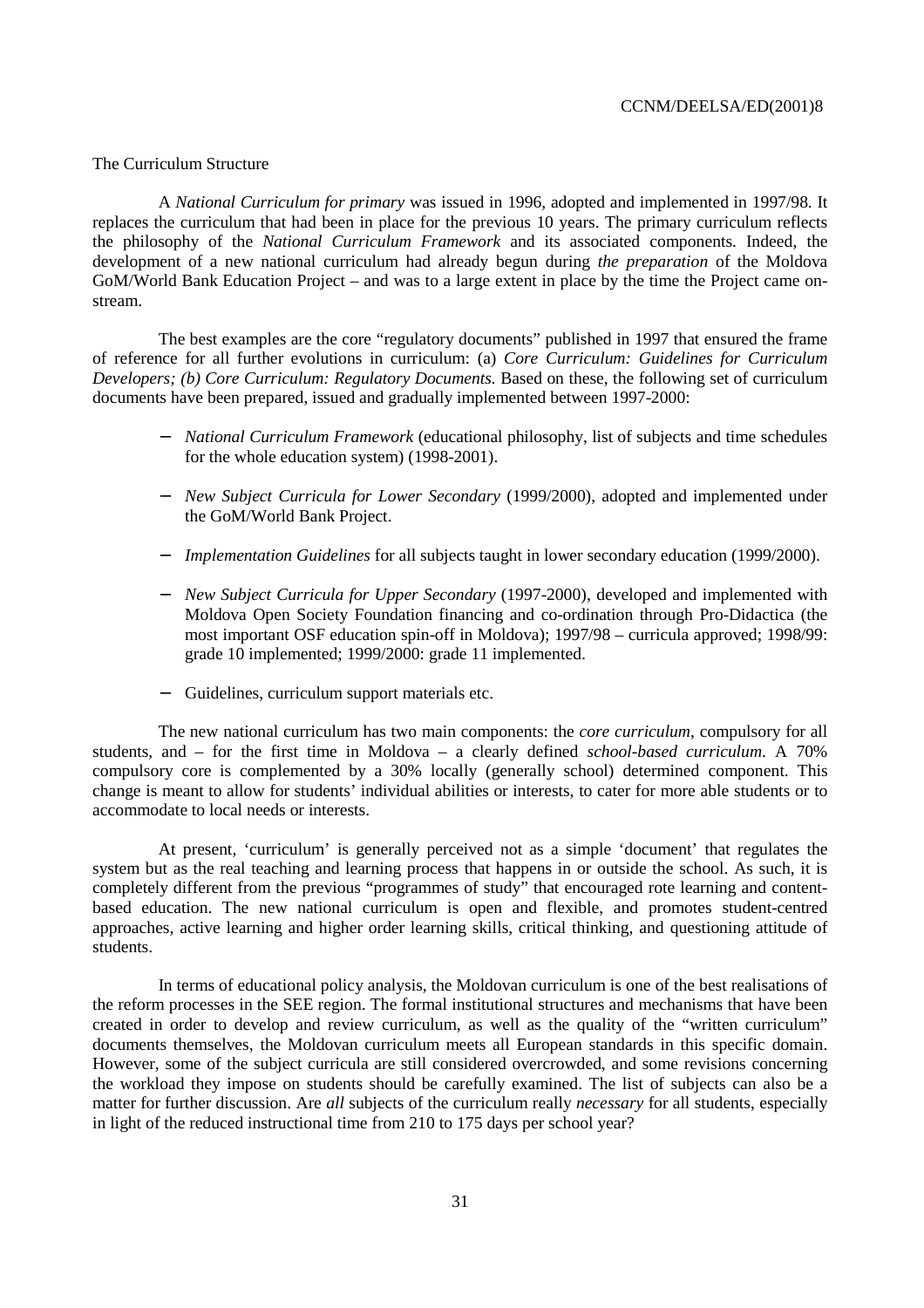The Curriculum Structure

A *National Curriculum for primary* was issued in 1996, adopted and implemented in 1997/98. It replaces the curriculum that had been in place for the previous 10 years. The primary curriculum reflects the philosophy of the *National Curriculum Framework* and its associated components. Indeed, the development of a new national curriculum had already begun during *the preparation* of the Moldova GoM/World Bank Education Project – and was to a large extent in place by the time the Project came on-stream.

The best examples are the core "regulatory documents" published in 1997 that ensured the frame of reference for all further evolutions in curriculum: (a) *Core Curriculum: Guidelines for Curriculum Developers; (b) Core Curriculum: Regulatory Documents.* Based on these, the following set of curriculum documents have been prepared, issued and gradually implemented between 1997-2000:

- *National Curriculum Framework* (educational philosophy, list of subjects and time schedules for the whole education system) (1998-2001).
- *New Subject Curricula for Lower Secondary* (1999/2000), adopted and implemented under the GoM/World Bank Project.
- *Implementation Guidelines* for all subjects taught in lower secondary education (1999/2000).
- *New Subject Curricula for Upper Secondary* (1997-2000), developed and implemented with Moldova Open Society Foundation financing and co-ordination through Pro-Didactica (the most important OSF education spin-off in Moldova); 1997/98 – curricula approved; 1998/99: grade 10 implemented; 1999/2000: grade 11 implemented.
- Guidelines, curriculum support materials etc.

The new national curriculum has two main components: the *core curriculum*, compulsory for all students, and – for the first time in Moldova – a clearly defined *school-based curriculum*. A 70% compulsory core is complemented by a 30% locally (generally school) determined component. This change is meant to allow for students' individual abilities or interests, to cater for more able students or to accommodate to local needs or interests.

At present, 'curriculum' is generally perceived not as a simple 'document' that regulates the system but as the real teaching and learning process that happens in or outside the school. As such, it is completely different from the previous "programmes of study" that encouraged rote learning and content-based education. The new national curriculum is open and flexible, and promotes student-centred approaches, active learning and higher order learning skills, critical thinking, and questioning attitude of students.

In terms of educational policy analysis, the Moldovan curriculum is one of the best realisations of the reform processes in the SEE region. The formal institutional structures and mechanisms that have been created in order to develop and review curriculum, as well as the quality of the "written curriculum" documents themselves, the Moldovan curriculum meets all European standards in this specific domain. However, some of the subject curricula are still considered overcrowded, and some revisions concerning the workload they impose on students should be carefully examined. The list of subjects can also be a matter for further discussion. Are *all* subjects of the curriculum really *necessary* for all students, especially in light of the reduced instructional time from 210 to 175 days per school year?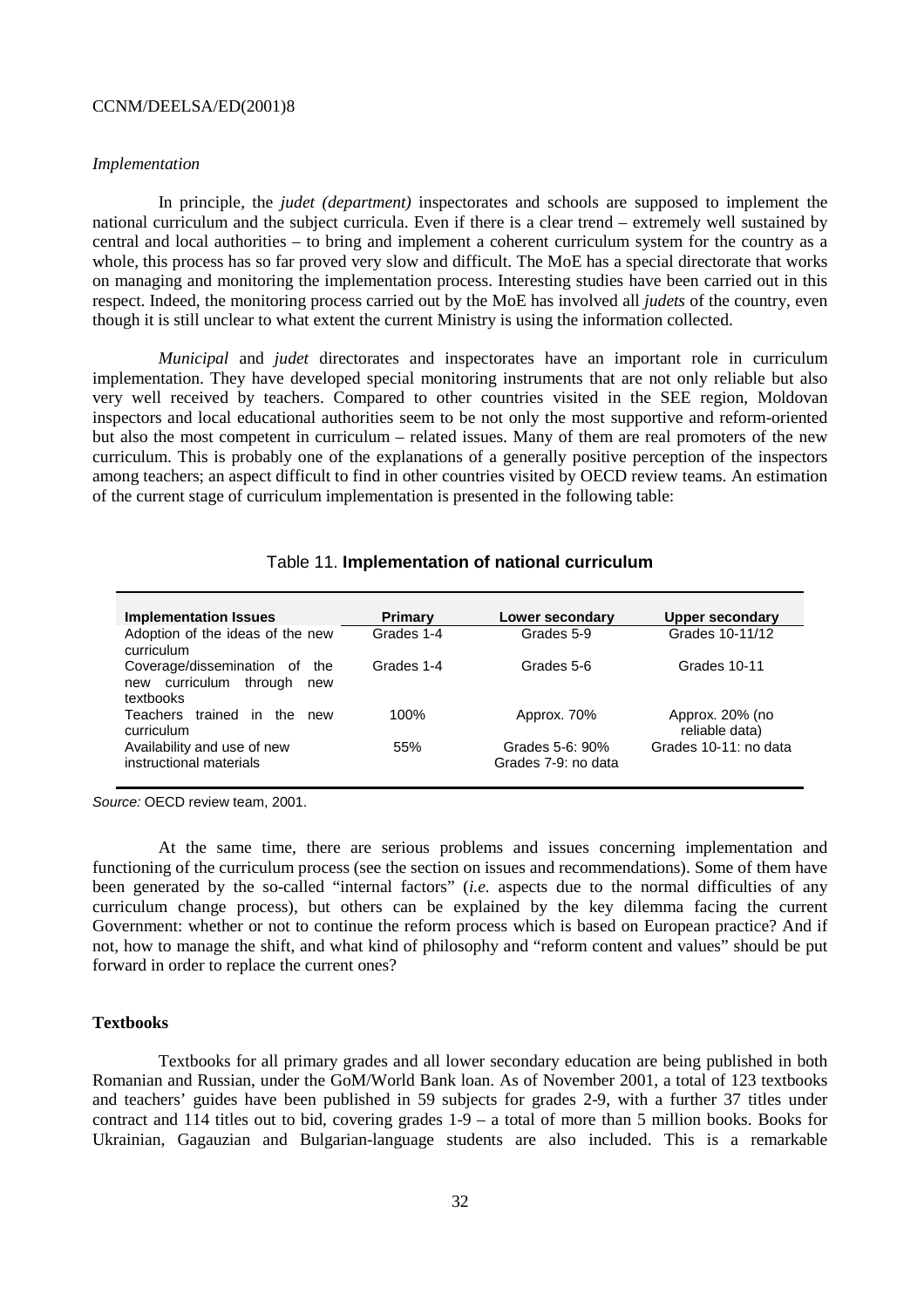*Implementation*

In principle, the *judet (department)* inspectorates and schools are supposed to implement the national curriculum and the subject curricula. Even if there is a clear trend – extremely well sustained by central and local authorities – to bring and implement a coherent curriculum system for the country as a whole, this process has so far proved very slow and difficult. The MoE has a special directorate that works on managing and monitoring the implementation process. Interesting studies have been carried out in this respect. Indeed, the monitoring process carried out by the MoE has involved all *judets* of the country, even though it is still unclear to what extent the current Ministry is using the information collected.

*Municipal* and *judet* directorates and inspectorates have an important role in curriculum implementation. They have developed special monitoring instruments that are not only reliable but also very well received by teachers. Compared to other countries visited in the SEE region, Moldovan inspectors and local educational authorities seem to be not only the most supportive and reform-oriented but also the most competent in curriculum – related issues. Many of them are real promoters of the new curriculum. This is probably one of the explanations of a generally positive perception of the inspectors among teachers; an aspect difficult to find in other countries visited by OECD review teams. An estimation of the current stage of curriculum implementation is presented in the following table:

Table 11. **Implementation of national curriculum**

| Implementation Issues | Primary | Lower secondary | Upper secondary |
|---|---|---|---|
| Adoption of the ideas of the new curriculum | Grades 1-4 | Grades 5-9 | Grades 10-11/12 |
| Coverage/dissemination of the new curriculum through new textbooks | Grades 1-4 | Grades 5-6 | Grades 10-11 |
| Teachers trained in the new curriculum | 100% | Approx. 70% | Approx. 20% (no reliable data) |
| Availability and use of new instructional materials | 55% | Grades 5-6: 90%<br>Grades 7-9: no data | Grades 10-11: no data |

*Source:* OECD review team, 2001.

At the same time, there are serious problems and issues concerning implementation and functioning of the curriculum process (see the section on issues and recommendations). Some of them have been generated by the so-called "internal factors" (*i.e.* aspects due to the normal difficulties of any curriculum change process), but others can be explained by the key dilemma facing the current Government: whether or not to continue the reform process which is based on European practice? And if not, how to manage the shift, and what kind of philosophy and "reform content and values" should be put forward in order to replace the current ones?

### Textbooks

Textbooks for all primary grades and all lower secondary education are being published in both Romanian and Russian, under the GoM/World Bank loan. As of November 2001, a total of 123 textbooks and teachers' guides have been published in 59 subjects for grades 2-9, with a further 37 titles under contract and 114 titles out to bid, covering grades 1-9 – a total of more than 5 million books. Books for Ukrainian, Gagauzian and Bulgarian-language students are also included. This is a remarkable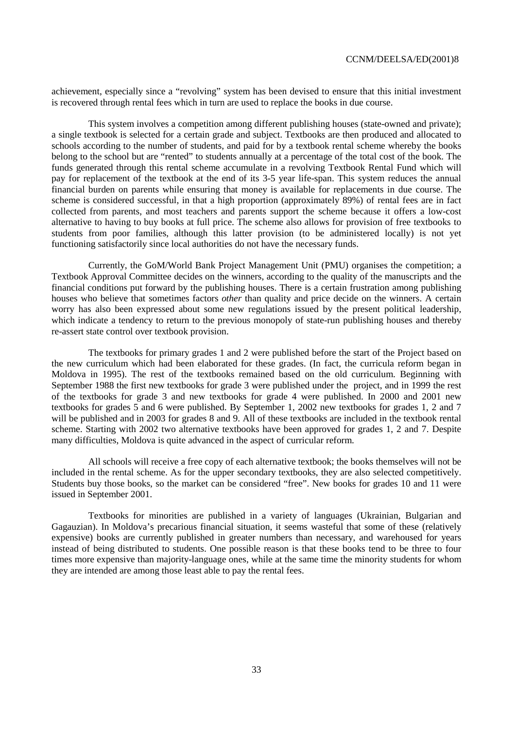achievement, especially since a "revolving" system has been devised to ensure that this initial investment is recovered through rental fees which in turn are used to replace the books in due course.

This system involves a competition among different publishing houses (state-owned and private); a single textbook is selected for a certain grade and subject. Textbooks are then produced and allocated to schools according to the number of students, and paid for by a textbook rental scheme whereby the books belong to the school but are "rented" to students annually at a percentage of the total cost of the book. The funds generated through this rental scheme accumulate in a revolving Textbook Rental Fund which will pay for replacement of the textbook at the end of its 3-5 year life-span. This system reduces the annual financial burden on parents while ensuring that money is available for replacements in due course. The scheme is considered successful, in that a high proportion (approximately 89%) of rental fees are in fact collected from parents, and most teachers and parents support the scheme because it offers a low-cost alternative to having to buy books at full price. The scheme also allows for provision of free textbooks to students from poor families, although this latter provision (to be administered locally) is not yet functioning satisfactorily since local authorities do not have the necessary funds.

Currently, the GoM/World Bank Project Management Unit (PMU) organises the competition; a Textbook Approval Committee decides on the winners, according to the quality of the manuscripts and the financial conditions put forward by the publishing houses. There is a certain frustration among publishing houses who believe that sometimes factors *other* than quality and price decide on the winners. A certain worry has also been expressed about some new regulations issued by the present political leadership, which indicate a tendency to return to the previous monopoly of state-run publishing houses and thereby re-assert state control over textbook provision.

The textbooks for primary grades 1 and 2 were published before the start of the Project based on the new curriculum which had been elaborated for these grades. (In fact, the curricula reform began in Moldova in 1995). The rest of the textbooks remained based on the old curriculum. Beginning with September 1988 the first new textbooks for grade 3 were published under the project, and in 1999 the rest of the textbooks for grade 3 and new textbooks for grade 4 were published. In 2000 and 2001 new textbooks for grades 5 and 6 were published. By September 1, 2002 new textbooks for grades 1, 2 and 7 will be published and in 2003 for grades 8 and 9. All of these textbooks are included in the textbook rental scheme. Starting with 2002 two alternative textbooks have been approved for grades 1, 2 and 7. Despite many difficulties, Moldova is quite advanced in the aspect of curricular reform.

All schools will receive a free copy of each alternative textbook; the books themselves will not be included in the rental scheme. As for the upper secondary textbooks, they are also selected competitively. Students buy those books, so the market can be considered "free". New books for grades 10 and 11 were issued in September 2001.

Textbooks for minorities are published in a variety of languages (Ukrainian, Bulgarian and Gagauzian). In Moldova's precarious financial situation, it seems wasteful that some of these (relatively expensive) books are currently published in greater numbers than necessary, and warehoused for years instead of being distributed to students. One possible reason is that these books tend to be three to four times more expensive than majority-language ones, while at the same time the minority students for whom they are intended are among those least able to pay the rental fees.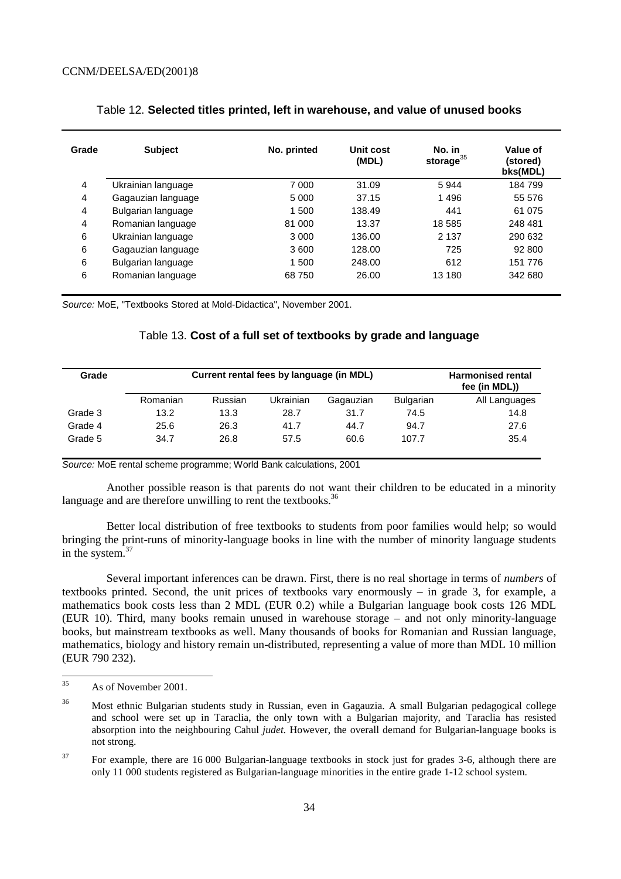Table 12. **Selected titles printed, left in warehouse, and value of unused books**

| Grade | Subject | No. printed | Unit cost (MDL) | No. in storage[35] | Value of (stored) bks(MDL) |
|---|---|---|---|---|---|
| 4 | Ukrainian language | 7 000 | 31.09 | 5 944 | 184 799 |
| 4 | Gagauzian language | 5 000 | 37.15 | 1 496 | 55 576 |
| 4 | Bulgarian language | 1 500 | 138.49 | 441 | 61 075 |
| 4 | Romanian language | 81 000 | 13.37 | 18 585 | 248 481 |
| 6 | Ukrainian language | 3 000 | 136.00 | 2 137 | 290 632 |
| 6 | Gagauzian language | 3 600 | 128.00 | 725 | 92 800 |
| 6 | Bulgarian language | 1 500 | 248.00 | 612 | 151 776 |
| 6 | Romanian language | 68 750 | 26.00 | 13 180 | 342 680 |

*Source:* MoE, "Textbooks Stored at Mold-Didactica", November 2001.

Table 13. **Cost of a full set of textbooks by grade and language**

| Grade | Current rental fees by language (in MDL) | | | | | Harmonised rental fee (in MDL)) |
|---|---|---|---|---|---|---|
| | Romanian | Russian | Ukrainian | Gagauzian | Bulgarian | All Languages |
| Grade 3 | 13.2 | 13.3 | 28.7 | 31.7 | 74.5 | 14.8 |
| Grade 4 | 25.6 | 26.3 | 41.7 | 44.7 | 94.7 | 27.6 |
| Grade 5 | 34.7 | 26.8 | 57.5 | 60.6 | 107.7 | 35.4 |

*Source:* MoE rental scheme programme; World Bank calculations, 2001

Another possible reason is that parents do not want their children to be educated in a minority language and are therefore unwilling to rent the textbooks.[36]

Better local distribution of free textbooks to students from poor families would help; so would bringing the print-runs of minority-language books in line with the number of minority language students in the system.[37]

Several important inferences can be drawn. First, there is no real shortage in terms of *numbers* of textbooks printed. Second, the unit prices of textbooks vary enormously – in grade 3, for example, a mathematics book costs less than 2 MDL (EUR 0.2) while a Bulgarian language book costs 126 MDL (EUR 10). Third, many books remain unused in warehouse storage – and not only minority-language books, but mainstream textbooks as well. Many thousands of books for Romanian and Russian language, mathematics, biology and history remain un-distributed, representing a value of more than MDL 10 million (EUR 790 232).

---

[35] As of November 2001.

[36] Most ethnic Bulgarian students study in Russian, even in Gagauzia. A small Bulgarian pedagogical college and school were set up in Taraclia, the only town with a Bulgarian majority, and Taraclia has resisted absorption into the neighbouring Cahul *judet*. However, the overall demand for Bulgarian-language books is not strong.

[37] For example, there are 16 000 Bulgarian-language textbooks in stock just for grades 3-6, although there are only 11 000 students registered as Bulgarian-language minorities in the entire grade 1-12 school system.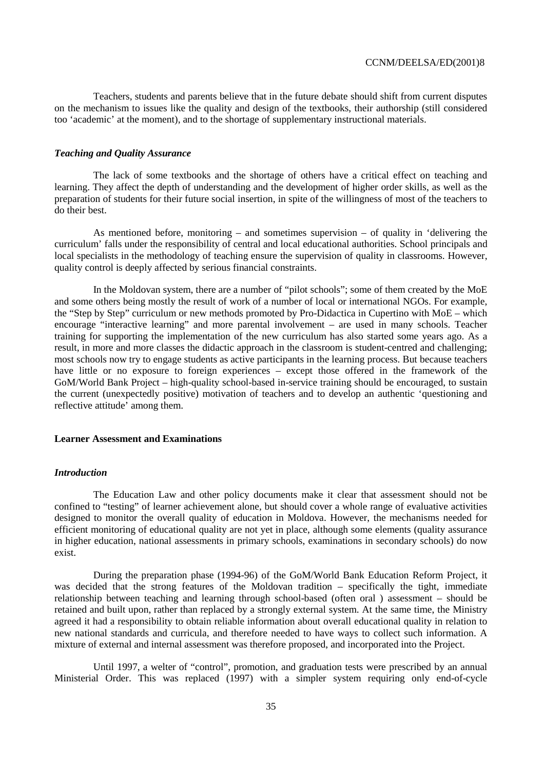Teachers, students and parents believe that in the future debate should shift from current disputes on the mechanism to issues like the quality and design of the textbooks, their authorship (still considered too 'academic' at the moment), and to the shortage of supplementary instructional materials.

### *Teaching and Quality Assurance*

The lack of some textbooks and the shortage of others have a critical effect on teaching and learning. They affect the depth of understanding and the development of higher order skills, as well as the preparation of students for their future social insertion, in spite of the willingness of most of the teachers to do their best.

As mentioned before, monitoring – and sometimes supervision – of quality in 'delivering the curriculum' falls under the responsibility of central and local educational authorities. School principals and local specialists in the methodology of teaching ensure the supervision of quality in classrooms. However, quality control is deeply affected by serious financial constraints.

In the Moldovan system, there are a number of "pilot schools"; some of them created by the MoE and some others being mostly the result of work of a number of local or international NGOs. For example, the "Step by Step" curriculum or new methods promoted by Pro-Didactica in Cupertino with MoE – which encourage "interactive learning" and more parental involvement – are used in many schools. Teacher training for supporting the implementation of the new curriculum has also started some years ago. As a result, in more and more classes the didactic approach in the classroom is student-centred and challenging; most schools now try to engage students as active participants in the learning process. But because teachers have little or no exposure to foreign experiences – except those offered in the framework of the GoM/World Bank Project – high-quality school-based in-service training should be encouraged, to sustain the current (unexpectedly positive) motivation of teachers and to develop an authentic 'questioning and reflective attitude' among them.

## **Learner Assessment and Examinations**

### *Introduction*

The Education Law and other policy documents make it clear that assessment should not be confined to "testing" of learner achievement alone, but should cover a whole range of evaluative activities designed to monitor the overall quality of education in Moldova. However, the mechanisms needed for efficient monitoring of educational quality are not yet in place, although some elements (quality assurance in higher education, national assessments in primary schools, examinations in secondary schools) do now exist.

During the preparation phase (1994-96) of the GoM/World Bank Education Reform Project, it was decided that the strong features of the Moldovan tradition – specifically the tight, immediate relationship between teaching and learning through school-based (often oral ) assessment – should be retained and built upon, rather than replaced by a strongly external system. At the same time, the Ministry agreed it had a responsibility to obtain reliable information about overall educational quality in relation to new national standards and curricula, and therefore needed to have ways to collect such information. A mixture of external and internal assessment was therefore proposed, and incorporated into the Project.

Until 1997, a welter of "control", promotion, and graduation tests were prescribed by an annual Ministerial Order. This was replaced (1997) with a simpler system requiring only end-of-cycle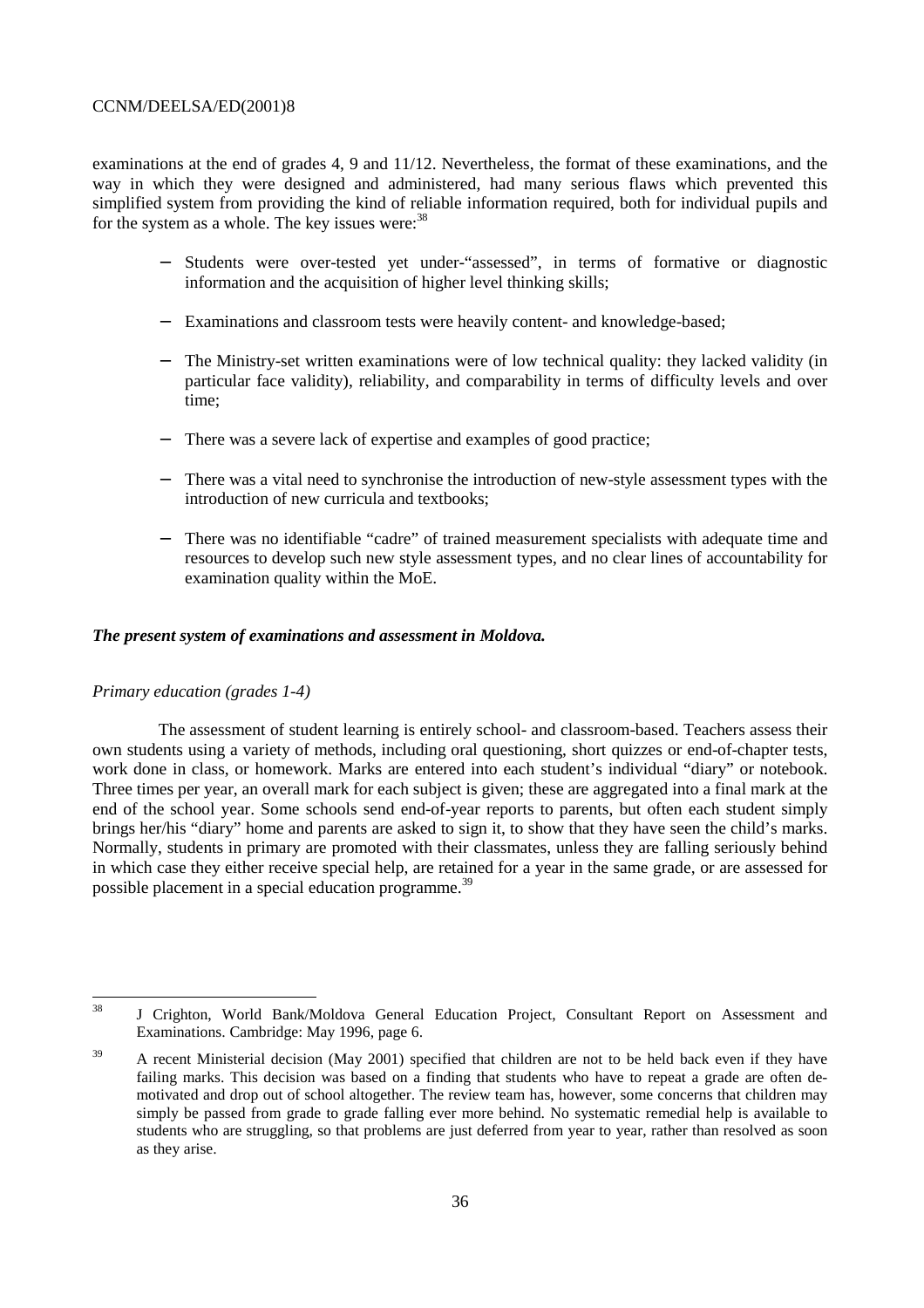examinations at the end of grades 4, 9 and 11/12. Nevertheless, the format of these examinations, and the way in which they were designed and administered, had many serious flaws which prevented this simplified system from providing the kind of reliable information required, both for individual pupils and for the system as a whole. The key issues were:[38]

- Students were over-tested yet under-"assessed", in terms of formative or diagnostic information and the acquisition of higher level thinking skills;
- Examinations and classroom tests were heavily content- and knowledge-based;
- The Ministry-set written examinations were of low technical quality: they lacked validity (in particular face validity), reliability, and comparability in terms of difficulty levels and over time;
- There was a severe lack of expertise and examples of good practice;
- There was a vital need to synchronise the introduction of new-style assessment types with the introduction of new curricula and textbooks;
- There was no identifiable "cadre" of trained measurement specialists with adequate time and resources to develop such new style assessment types, and no clear lines of accountability for examination quality within the MoE.

### *The present system of examinations and assessment in Moldova.*

#### *Primary education (grades 1-4)*

The assessment of student learning is entirely school- and classroom-based. Teachers assess their own students using a variety of methods, including oral questioning, short quizzes or end-of-chapter tests, work done in class, or homework. Marks are entered into each student's individual "diary" or notebook. Three times per year, an overall mark for each subject is given; these are aggregated into a final mark at the end of the school year. Some schools send end-of-year reports to parents, but often each student simply brings her/his "diary" home and parents are asked to sign it, to show that they have seen the child's marks. Normally, students in primary are promoted with their classmates, unless they are falling seriously behind in which case they either receive special help, are retained for a year in the same grade, or are assessed for possible placement in a special education programme.[39]

---

[38] J Crighton, World Bank/Moldova General Education Project, Consultant Report on Assessment and Examinations. Cambridge: May 1996, page 6.

[39] A recent Ministerial decision (May 2001) specified that children are not to be held back even if they have failing marks. This decision was based on a finding that students who have to repeat a grade are often de-motivated and drop out of school altogether. The review team has, however, some concerns that children may simply be passed from grade to grade falling ever more behind. No systematic remedial help is available to students who are struggling, so that problems are just deferred from year to year, rather than resolved as soon as they arise.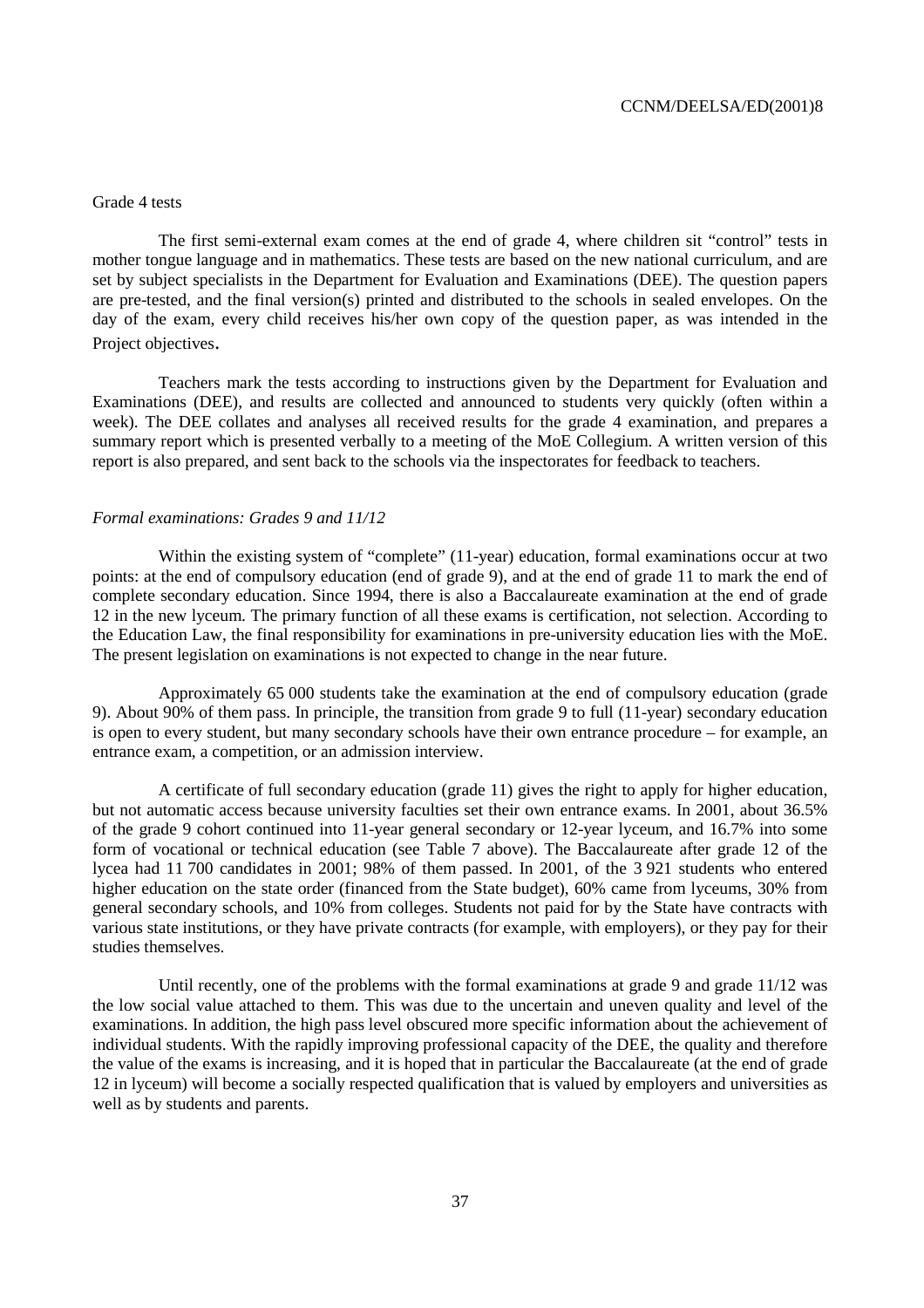Grade 4 tests

The first semi-external exam comes at the end of grade 4, where children sit "control" tests in mother tongue language and in mathematics. These tests are based on the new national curriculum, and are set by subject specialists in the Department for Evaluation and Examinations (DEE). The question papers are pre-tested, and the final version(s) printed and distributed to the schools in sealed envelopes. On the day of the exam, every child receives his/her own copy of the question paper, as was intended in the Project objectives.

Teachers mark the tests according to instructions given by the Department for Evaluation and Examinations (DEE), and results are collected and announced to students very quickly (often within a week). The DEE collates and analyses all received results for the grade 4 examination, and prepares a summary report which is presented verbally to a meeting of the MoE Collegium. A written version of this report is also prepared, and sent back to the schools via the inspectorates for feedback to teachers.

*Formal examinations: Grades 9 and 11/12*

Within the existing system of "complete" (11-year) education, formal examinations occur at two points: at the end of compulsory education (end of grade 9), and at the end of grade 11 to mark the end of complete secondary education. Since 1994, there is also a Baccalaureate examination at the end of grade 12 in the new lyceum. The primary function of all these exams is certification, not selection. According to the Education Law, the final responsibility for examinations in pre-university education lies with the MoE. The present legislation on examinations is not expected to change in the near future.

Approximately 65 000 students take the examination at the end of compulsory education (grade 9). About 90% of them pass. In principle, the transition from grade 9 to full (11-year) secondary education is open to every student, but many secondary schools have their own entrance procedure – for example, an entrance exam, a competition, or an admission interview.

A certificate of full secondary education (grade 11) gives the right to apply for higher education, but not automatic access because university faculties set their own entrance exams. In 2001, about 36.5% of the grade 9 cohort continued into 11-year general secondary or 12-year lyceum, and 16.7% into some form of vocational or technical education (see Table 7 above). The Baccalaureate after grade 12 of the lycea had 11 700 candidates in 2001; 98% of them passed. In 2001, of the 3 921 students who entered higher education on the state order (financed from the State budget), 60% came from lyceums, 30% from general secondary schools, and 10% from colleges. Students not paid for by the State have contracts with various state institutions, or they have private contracts (for example, with employers), or they pay for their studies themselves.

Until recently, one of the problems with the formal examinations at grade 9 and grade 11/12 was the low social value attached to them. This was due to the uncertain and uneven quality and level of the examinations. In addition, the high pass level obscured more specific information about the achievement of individual students. With the rapidly improving professional capacity of the DEE, the quality and therefore the value of the exams is increasing, and it is hoped that in particular the Baccalaureate (at the end of grade 12 in lyceum) will become a socially respected qualification that is valued by employers and universities as well as by students and parents.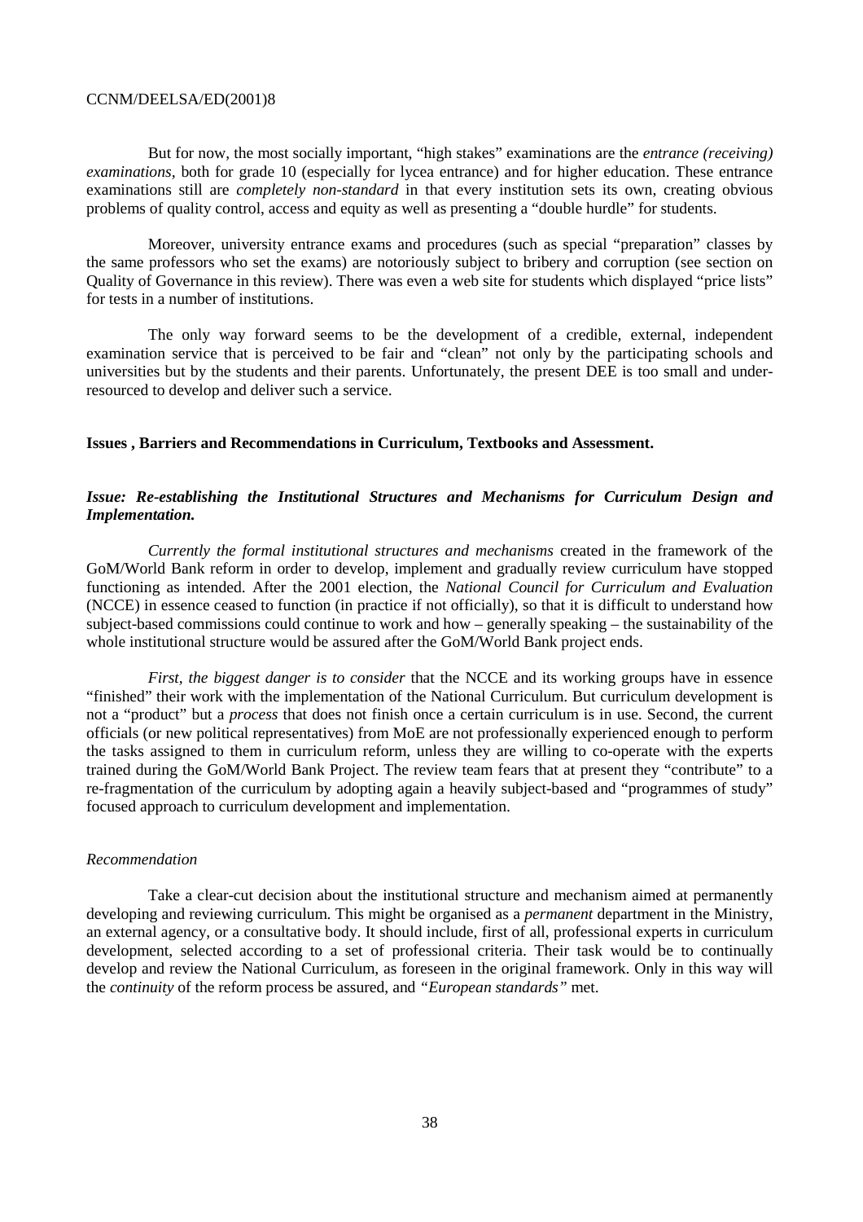But for now, the most socially important, "high stakes" examinations are the *entrance (receiving) examinations,* both for grade 10 (especially for lycea entrance) and for higher education. These entrance examinations still are *completely non-standard* in that every institution sets its own, creating obvious problems of quality control, access and equity as well as presenting a "double hurdle" for students.

Moreover, university entrance exams and procedures (such as special "preparation" classes by the same professors who set the exams) are notoriously subject to bribery and corruption (see section on Quality of Governance in this review). There was even a web site for students which displayed "price lists" for tests in a number of institutions.

The only way forward seems to be the development of a credible, external, independent examination service that is perceived to be fair and "clean" not only by the participating schools and universities but by the students and their parents. Unfortunately, the present DEE is too small and under-resourced to develop and deliver such a service.

**Issues , Barriers and Recommendations in Curriculum, Textbooks and Assessment.**

***Issue: Re-establishing the Institutional Structures and Mechanisms for Curriculum Design and Implementation.***

*Currently the formal institutional structures and mechanisms* created in the framework of the GoM/World Bank reform in order to develop, implement and gradually review curriculum have stopped functioning as intended. After the 2001 election, the *National Council for Curriculum and Evaluation* (NCCE) in essence ceased to function (in practice if not officially), so that it is difficult to understand how subject-based commissions could continue to work and how – generally speaking – the sustainability of the whole institutional structure would be assured after the GoM/World Bank project ends.

*First, the biggest danger is to consider* that the NCCE and its working groups have in essence "finished" their work with the implementation of the National Curriculum. But curriculum development is not a "product" but a *process* that does not finish once a certain curriculum is in use. Second, the current officials (or new political representatives) from MoE are not professionally experienced enough to perform the tasks assigned to them in curriculum reform, unless they are willing to co-operate with the experts trained during the GoM/World Bank Project. The review team fears that at present they "contribute" to a re-fragmentation of the curriculum by adopting again a heavily subject-based and "programmes of study" focused approach to curriculum development and implementation.

*Recommendation*

Take a clear-cut decision about the institutional structure and mechanism aimed at permanently developing and reviewing curriculum. This might be organised as a *permanent* department in the Ministry, an external agency, or a consultative body. It should include, first of all, professional experts in curriculum development, selected according to a set of professional criteria. Their task would be to continually develop and review the National Curriculum, as foreseen in the original framework. Only in this way will the *continuity* of the reform process be assured, and *"European standards"* met.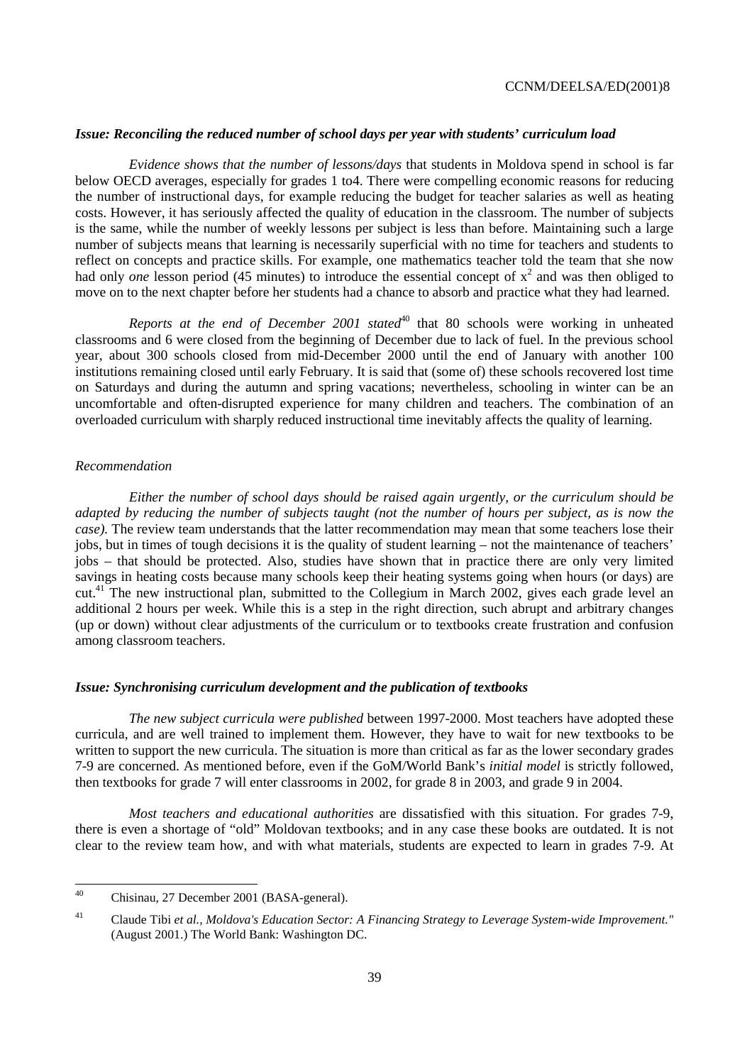### *Issue: Reconciling the reduced number of school days per year with students' curriculum load*

*Evidence shows that the number of lessons/days* that students in Moldova spend in school is far below OECD averages, especially for grades 1 to4. There were compelling economic reasons for reducing the number of instructional days, for example reducing the budget for teacher salaries as well as heating costs. However, it has seriously affected the quality of education in the classroom. The number of subjects is the same, while the number of weekly lessons per subject is less than before. Maintaining such a large number of subjects means that learning is necessarily superficial with no time for teachers and students to reflect on concepts and practice skills. For example, one mathematics teacher told the team that she now had only *one* lesson period (45 minutes) to introduce the essential concept of $x^2$ and was then obliged to move on to the next chapter before her students had a chance to absorb and practice what they had learned.

*Reports at the end of December 2001 stated*[40] that 80 schools were working in unheated classrooms and 6 were closed from the beginning of December due to lack of fuel. In the previous school year, about 300 schools closed from mid-December 2000 until the end of January with another 100 institutions remaining closed until early February. It is said that (some of) these schools recovered lost time on Saturdays and during the autumn and spring vacations; nevertheless, schooling in winter can be an uncomfortable and often-disrupted experience for many children and teachers. The combination of an overloaded curriculum with sharply reduced instructional time inevitably affects the quality of learning.

#### *Recommendation*

*Either the number of school days should be raised again urgently, or the curriculum should be adapted by reducing the number of subjects taught (not the number of hours per subject, as is now the case).* The review team understands that the latter recommendation may mean that some teachers lose their jobs, but in times of tough decisions it is the quality of student learning – not the maintenance of teachers' jobs – that should be protected. Also, studies have shown that in practice there are only very limited savings in heating costs because many schools keep their heating systems going when hours (or days) are cut.[41] The new instructional plan, submitted to the Collegium in March 2002, gives each grade level an additional 2 hours per week. While this is a step in the right direction, such abrupt and arbitrary changes (up or down) without clear adjustments of the curriculum or to textbooks create frustration and confusion among classroom teachers.

### *Issue: Synchronising curriculum development and the publication of textbooks*

*The new subject curricula were published* between 1997-2000. Most teachers have adopted these curricula, and are well trained to implement them. However, they have to wait for new textbooks to be written to support the new curricula. The situation is more than critical as far as the lower secondary grades 7-9 are concerned. As mentioned before, even if the GoM/World Bank's *initial model* is strictly followed, then textbooks for grade 7 will enter classrooms in 2002, for grade 8 in 2003, and grade 9 in 2004.

*Most teachers and educational authorities* are dissatisfied with this situation. For grades 7-9, there is even a shortage of "old" Moldovan textbooks; and in any case these books are outdated. It is not clear to the review team how, and with what materials, students are expected to learn in grades 7-9. At

---

[40] Chisinau, 27 December 2001 (BASA-general).

[41] Claude Tibi *et al.*, *Moldova's Education Sector: A Financing Strategy to Leverage System-wide Improvement."* (August 2001.) The World Bank: Washington DC.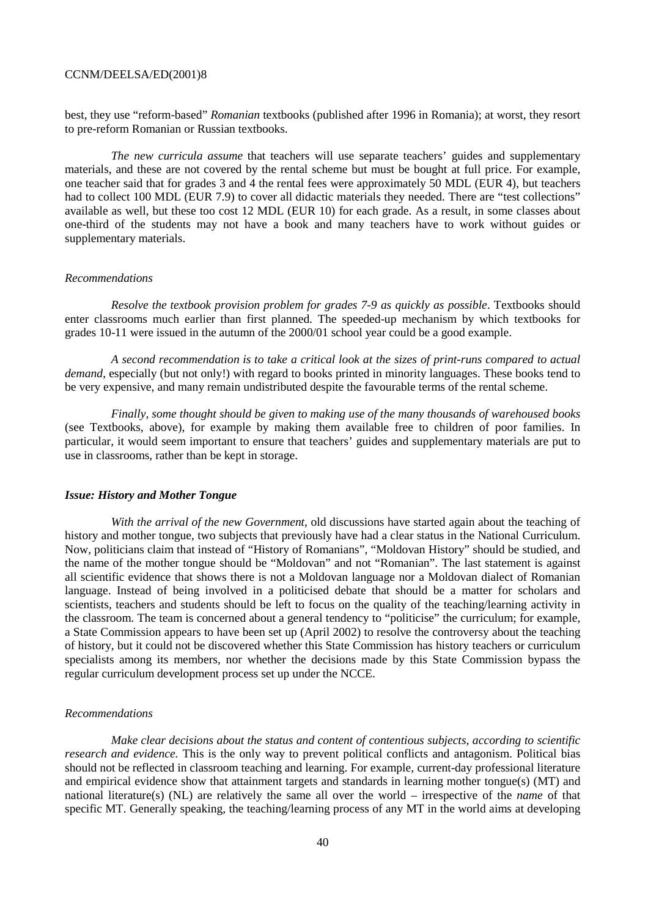best, they use "reform-based" *Romanian* textbooks (published after 1996 in Romania); at worst, they resort to pre-reform Romanian or Russian textbooks.

*The new curricula assume* that teachers will use separate teachers' guides and supplementary materials, and these are not covered by the rental scheme but must be bought at full price. For example, one teacher said that for grades 3 and 4 the rental fees were approximately 50 MDL (EUR 4), but teachers had to collect 100 MDL (EUR 7.9) to cover all didactic materials they needed. There are "test collections" available as well, but these too cost 12 MDL (EUR 10) for each grade. As a result, in some classes about one-third of the students may not have a book and many teachers have to work without guides or supplementary materials.

*Recommendations*

*Resolve the textbook provision problem for grades 7-9 as quickly as possible*. Textbooks should enter classrooms much earlier than first planned. The speeded-up mechanism by which textbooks for grades 10-11 were issued in the autumn of the 2000/01 school year could be a good example.

*A second recommendation is to take a critical look at the sizes of print-runs compared to actual demand*, especially (but not only!) with regard to books printed in minority languages. These books tend to be very expensive, and many remain undistributed despite the favourable terms of the rental scheme.

*Finally, some thought should be given to making use of the many thousands of warehoused books* (see Textbooks, above), for example by making them available free to children of poor families. In particular, it would seem important to ensure that teachers' guides and supplementary materials are put to use in classrooms, rather than be kept in storage.

***Issue: History and Mother Tongue***

*With the arrival of the new Government*, old discussions have started again about the teaching of history and mother tongue, two subjects that previously have had a clear status in the National Curriculum. Now, politicians claim that instead of "History of Romanians", "Moldovan History" should be studied, and the name of the mother tongue should be "Moldovan" and not "Romanian". The last statement is against all scientific evidence that shows there is not a Moldovan language nor a Moldovan dialect of Romanian language. Instead of being involved in a politicised debate that should be a matter for scholars and scientists, teachers and students should be left to focus on the quality of the teaching/learning activity in the classroom. The team is concerned about a general tendency to "politicise" the curriculum; for example, a State Commission appears to have been set up (April 2002) to resolve the controversy about the teaching of history, but it could not be discovered whether this State Commission has history teachers or curriculum specialists among its members, nor whether the decisions made by this State Commission bypass the regular curriculum development process set up under the NCCE.

*Recommendations*

*Make clear decisions about the status and content of contentious subjects, according to scientific research and evidence.* This is the only way to prevent political conflicts and antagonism. Political bias should not be reflected in classroom teaching and learning. For example, current-day professional literature and empirical evidence show that attainment targets and standards in learning mother tongue(s) (MT) and national literature(s) (NL) are relatively the same all over the world – irrespective of the *name* of that specific MT. Generally speaking, the teaching/learning process of any MT in the world aims at developing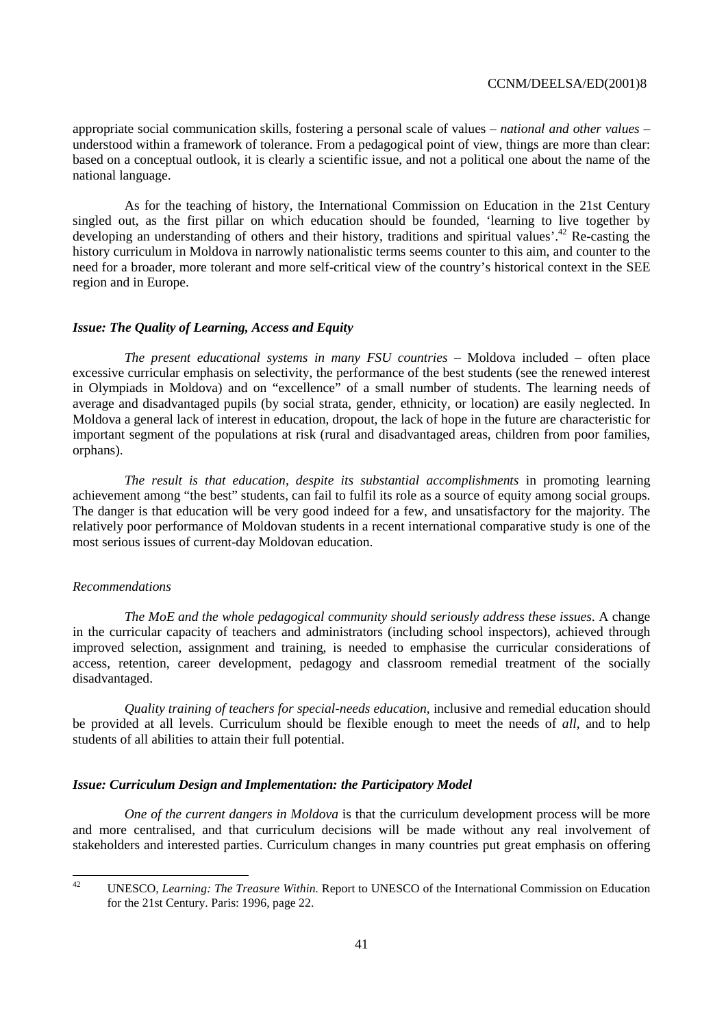appropriate social communication skills, fostering a personal scale of values – *national and other values* – understood within a framework of tolerance. From a pedagogical point of view, things are more than clear: based on a conceptual outlook, it is clearly a scientific issue, and not a political one about the name of the national language.

As for the teaching of history, the International Commission on Education in the 21st Century singled out, as the first pillar on which education should be founded, 'learning to live together by developing an understanding of others and their history, traditions and spiritual values'.[42] Re-casting the history curriculum in Moldova in narrowly nationalistic terms seems counter to this aim, and counter to the need for a broader, more tolerant and more self-critical view of the country's historical context in the SEE region and in Europe.

### *Issue: The Quality of Learning, Access and Equity*

*The present educational systems in many FSU countries* – Moldova included – often place excessive curricular emphasis on selectivity, the performance of the best students (see the renewed interest in Olympiads in Moldova) and on "excellence" of a small number of students. The learning needs of average and disadvantaged pupils (by social strata, gender, ethnicity, or location) are easily neglected. In Moldova a general lack of interest in education, dropout, the lack of hope in the future are characteristic for important segment of the populations at risk (rural and disadvantaged areas, children from poor families, orphans).

*The result is that education, despite its substantial accomplishments* in promoting learning achievement among "the best" students, can fail to fulfil its role as a source of equity among social groups. The danger is that education will be very good indeed for a few, and unsatisfactory for the majority. The relatively poor performance of Moldovan students in a recent international comparative study is one of the most serious issues of current-day Moldovan education.

#### *Recommendations*

*The MoE and the whole pedagogical community should seriously address these issues*. A change in the curricular capacity of teachers and administrators (including school inspectors), achieved through improved selection, assignment and training, is needed to emphasise the curricular considerations of access, retention, career development, pedagogy and classroom remedial treatment of the socially disadvantaged.

*Quality training of teachers for special-needs education*, inclusive and remedial education should be provided at all levels. Curriculum should be flexible enough to meet the needs of *all*, and to help students of all abilities to attain their full potential.

### *Issue: Curriculum Design and Implementation: the Participatory Model*

*One of the current dangers in Moldova* is that the curriculum development process will be more and more centralised, and that curriculum decisions will be made without any real involvement of stakeholders and interested parties. Curriculum changes in many countries put great emphasis on offering

---

[42] UNESCO, *Learning: The Treasure Within.* Report to UNESCO of the International Commission on Education for the 21st Century. Paris: 1996, page 22.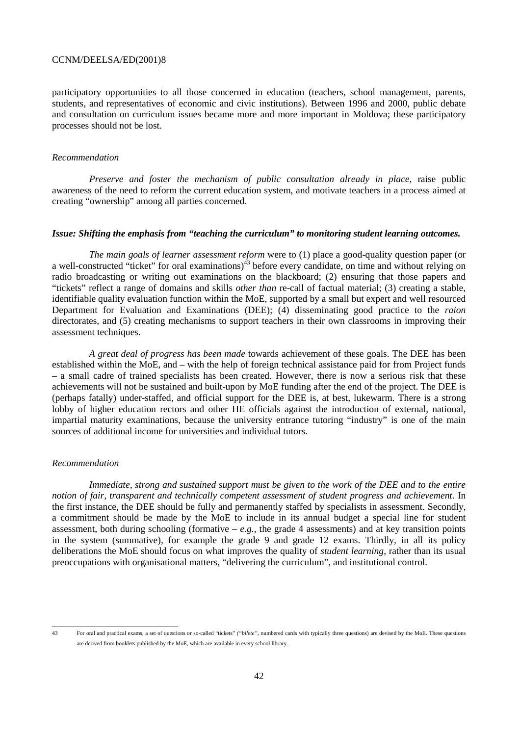participatory opportunities to all those concerned in education (teachers, school management, parents, students, and representatives of economic and civic institutions). Between 1996 and 2000, public debate and consultation on curriculum issues became more and more important in Moldova; these participatory processes should not be lost.

*Recommendation*

*Preserve and foster the mechanism of public consultation already in place*, raise public awareness of the need to reform the current education system, and motivate teachers in a process aimed at creating "ownership" among all parties concerned.

***Issue: Shifting the emphasis from "teaching the curriculum" to monitoring student learning outcomes.***

*The main goals of learner assessment reform* were to (1) place a good-quality question paper (or a well-constructed "ticket" for oral examinations)[43] before every candidate, on time and without relying on radio broadcasting or writing out examinations on the blackboard; (2) ensuring that those papers and "tickets" reflect a range of domains and skills *other than* re-call of factual material; (3) creating a stable, identifiable quality evaluation function within the MoE, supported by a small but expert and well resourced Department for Evaluation and Examinations (DEE); (4) disseminating good practice to the *raion* directorates, and (5) creating mechanisms to support teachers in their own classrooms in improving their assessment techniques.

*A great deal of progress has been made* towards achievement of these goals. The DEE has been established within the MoE, and – with the help of foreign technical assistance paid for from Project funds – a small cadre of trained specialists has been created. However, there is now a serious risk that these achievements will not be sustained and built-upon by MoE funding after the end of the project. The DEE is (perhaps fatally) under-staffed, and official support for the DEE is, at best, lukewarm. There is a strong lobby of higher education rectors and other HE officials against the introduction of external, national, impartial maturity examinations, because the university entrance tutoring "industry" is one of the main sources of additional income for universities and individual tutors.

*Recommendation*

*Immediate, strong and sustained support must be given to the work of the DEE and to the entire notion of fair, transparent and technically competent assessment of student progress and achievement*. In the first instance, the DEE should be fully and permanently staffed by specialists in assessment. Secondly, a commitment should be made by the MoE to include in its annual budget a special line for student assessment, both during schooling (formative – *e.g.*, the grade 4 assessments) and at key transition points in the system (summative), for example the grade 9 and grade 12 exams. Thirdly, in all its policy deliberations the MoE should focus on what improves the quality of *student learning*, rather than its usual preoccupations with organisational matters, "delivering the curriculum", and institutional control.

---

43 For oral and practical exams, a set of questions or so-called "tickets" *("bilete"*, numbered cards with typically three questions) are devised by the MoE. These questions are derived from booklets published by the MoE, which are available in every school library.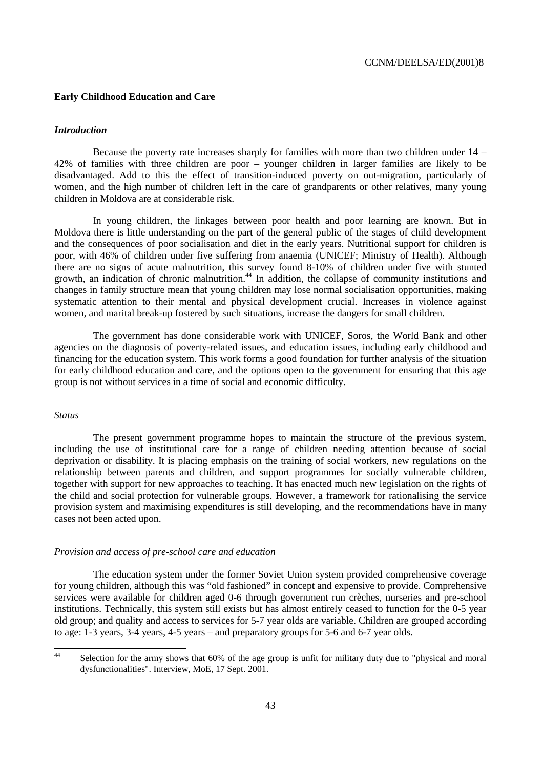## Early Childhood Education and Care

### *Introduction*

Because the poverty rate increases sharply for families with more than two children under 14 – 42% of families with three children are poor – younger children in larger families are likely to be disadvantaged. Add to this the effect of transition-induced poverty on out-migration, particularly of women, and the high number of children left in the care of grandparents or other relatives, many young children in Moldova are at considerable risk.

In young children, the linkages between poor health and poor learning are known. But in Moldova there is little understanding on the part of the general public of the stages of child development and the consequences of poor socialisation and diet in the early years. Nutritional support for children is poor, with 46% of children under five suffering from anaemia (UNICEF; Ministry of Health). Although there are no signs of acute malnutrition, this survey found 8-10% of children under five with stunted growth, an indication of chronic malnutrition.[44] In addition, the collapse of community institutions and changes in family structure mean that young children may lose normal socialisation opportunities, making systematic attention to their mental and physical development crucial. Increases in violence against women, and marital break-up fostered by such situations, increase the dangers for small children.

The government has done considerable work with UNICEF, Soros, the World Bank and other agencies on the diagnosis of poverty-related issues, and education issues, including early childhood and financing for the education system. This work forms a good foundation for further analysis of the situation for early childhood education and care, and the options open to the government for ensuring that this age group is not without services in a time of social and economic difficulty.

### *Status*

The present government programme hopes to maintain the structure of the previous system, including the use of institutional care for a range of children needing attention because of social deprivation or disability. It is placing emphasis on the training of social workers, new regulations on the relationship between parents and children, and support programmes for socially vulnerable children, together with support for new approaches to teaching. It has enacted much new legislation on the rights of the child and social protection for vulnerable groups. However, a framework for rationalising the service provision system and maximising expenditures is still developing, and the recommendations have in many cases not been acted upon.

### *Provision and access of pre-school care and education*

The education system under the former Soviet Union system provided comprehensive coverage for young children, although this was "old fashioned" in concept and expensive to provide. Comprehensive services were available for children aged 0-6 through government run crèches, nurseries and pre-school institutions. Technically, this system still exists but has almost entirely ceased to function for the 0-5 year old group; and quality and access to services for 5-7 year olds are variable. Children are grouped according to age: 1-3 years, 3-4 years, 4-5 years – and preparatory groups for 5-6 and 6-7 year olds.

---

[44] Selection for the army shows that 60% of the age group is unfit for military duty due to "physical and moral dysfunctionalities". Interview, MoE, 17 Sept. 2001.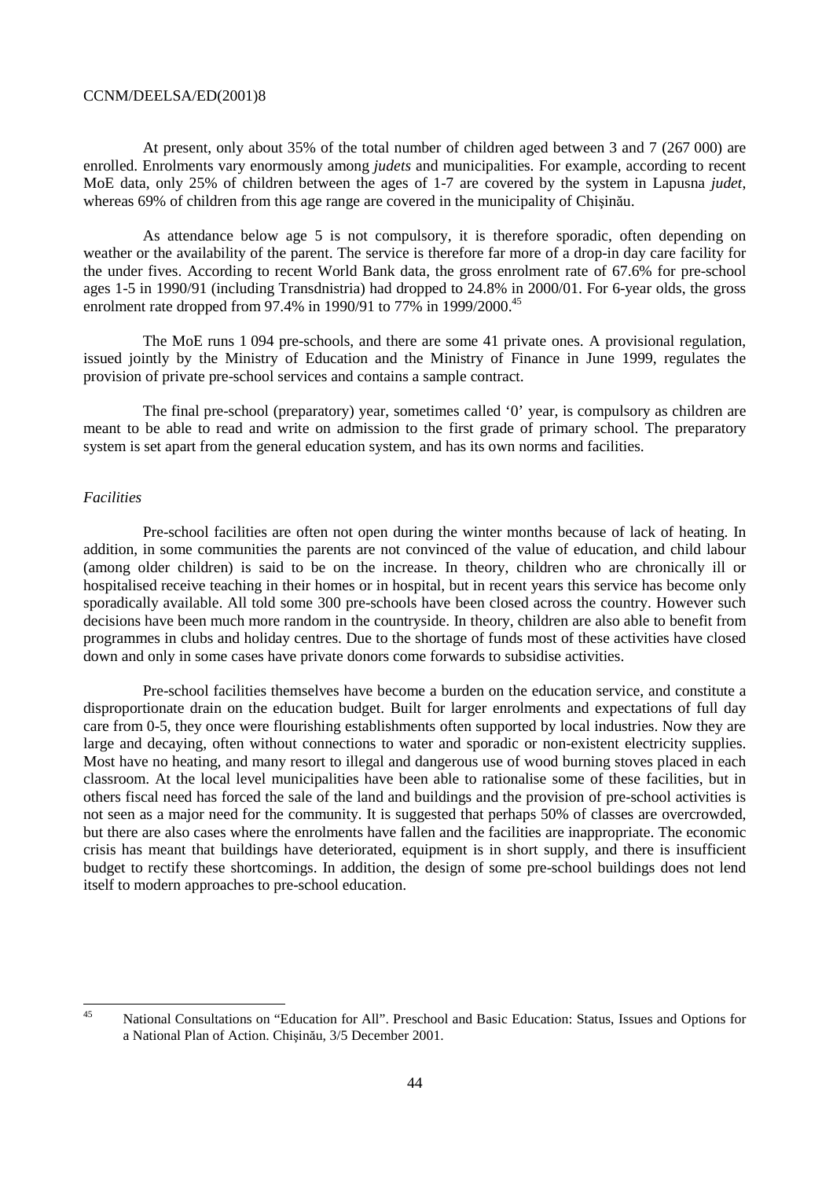At present, only about 35% of the total number of children aged between 3 and 7 (267 000) are enrolled. Enrolments vary enormously among *judets* and municipalities. For example, according to recent MoE data, only 25% of children between the ages of 1-7 are covered by the system in Lapusna *judet*, whereas 69% of children from this age range are covered in the municipality of Chişinău.

As attendance below age 5 is not compulsory, it is therefore sporadic, often depending on weather or the availability of the parent. The service is therefore far more of a drop-in day care facility for the under fives. According to recent World Bank data, the gross enrolment rate of 67.6% for pre-school ages 1-5 in 1990/91 (including Transdnistria) had dropped to 24.8% in 2000/01. For 6-year olds, the gross enrolment rate dropped from 97.4% in 1990/91 to 77% in 1999/2000.[45]

The MoE runs 1 094 pre-schools, and there are some 41 private ones. A provisional regulation, issued jointly by the Ministry of Education and the Ministry of Finance in June 1999, regulates the provision of private pre-school services and contains a sample contract.

The final pre-school (preparatory) year, sometimes called '0' year, is compulsory as children are meant to be able to read and write on admission to the first grade of primary school. The preparatory system is set apart from the general education system, and has its own norms and facilities.

*Facilities*

Pre-school facilities are often not open during the winter months because of lack of heating. In addition, in some communities the parents are not convinced of the value of education, and child labour (among older children) is said to be on the increase. In theory, children who are chronically ill or hospitalised receive teaching in their homes or in hospital, but in recent years this service has become only sporadically available. All told some 300 pre-schools have been closed across the country. However such decisions have been much more random in the countryside. In theory, children are also able to benefit from programmes in clubs and holiday centres. Due to the shortage of funds most of these activities have closed down and only in some cases have private donors come forwards to subsidise activities.

Pre-school facilities themselves have become a burden on the education service, and constitute a disproportionate drain on the education budget. Built for larger enrolments and expectations of full day care from 0-5, they once were flourishing establishments often supported by local industries. Now they are large and decaying, often without connections to water and sporadic or non-existent electricity supplies. Most have no heating, and many resort to illegal and dangerous use of wood burning stoves placed in each classroom. At the local level municipalities have been able to rationalise some of these facilities, but in others fiscal need has forced the sale of the land and buildings and the provision of pre-school activities is not seen as a major need for the community. It is suggested that perhaps 50% of classes are overcrowded, but there are also cases where the enrolments have fallen and the facilities are inappropriate. The economic crisis has meant that buildings have deteriorated, equipment is in short supply, and there is insufficient budget to rectify these shortcomings. In addition, the design of some pre-school buildings does not lend itself to modern approaches to pre-school education.

[45] National Consultations on "Education for All". Preschool and Basic Education: Status, Issues and Options for a National Plan of Action. Chişinău, 3/5 December 2001.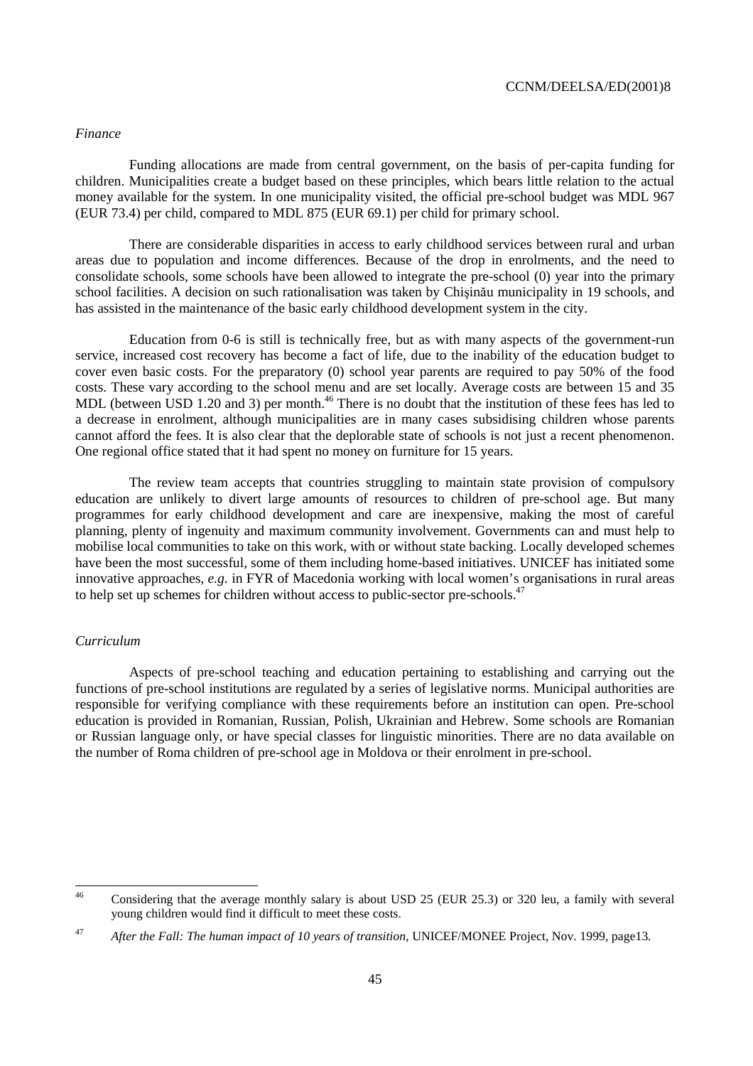*Finance*

Funding allocations are made from central government, on the basis of per-capita funding for children. Municipalities create a budget based on these principles, which bears little relation to the actual money available for the system. In one municipality visited, the official pre-school budget was MDL 967 (EUR 73.4) per child, compared to MDL 875 (EUR 69.1) per child for primary school.

There are considerable disparities in access to early childhood services between rural and urban areas due to population and income differences. Because of the drop in enrolments, and the need to consolidate schools, some schools have been allowed to integrate the pre-school (0) year into the primary school facilities. A decision on such rationalisation was taken by Chişinău municipality in 19 schools, and has assisted in the maintenance of the basic early childhood development system in the city.

Education from 0-6 is still is technically free, but as with many aspects of the government-run service, increased cost recovery has become a fact of life, due to the inability of the education budget to cover even basic costs. For the preparatory (0) school year parents are required to pay 50% of the food costs. These vary according to the school menu and are set locally. Average costs are between 15 and 35 MDL (between USD 1.20 and 3) per month.[46] There is no doubt that the institution of these fees has led to a decrease in enrolment, although municipalities are in many cases subsidising children whose parents cannot afford the fees. It is also clear that the deplorable state of schools is not just a recent phenomenon. One regional office stated that it had spent no money on furniture for 15 years.

The review team accepts that countries struggling to maintain state provision of compulsory education are unlikely to divert large amounts of resources to children of pre-school age. But many programmes for early childhood development and care are inexpensive, making the most of careful planning, plenty of ingenuity and maximum community involvement. Governments can and must help to mobilise local communities to take on this work, with or without state backing. Locally developed schemes have been the most successful, some of them including home-based initiatives. UNICEF has initiated some innovative approaches, *e.g.* in FYR of Macedonia working with local women's organisations in rural areas to help set up schemes for children without access to public-sector pre-schools.[47]

*Curriculum*

Aspects of pre-school teaching and education pertaining to establishing and carrying out the functions of pre-school institutions are regulated by a series of legislative norms. Municipal authorities are responsible for verifying compliance with these requirements before an institution can open. Pre-school education is provided in Romanian, Russian, Polish, Ukrainian and Hebrew. Some schools are Romanian or Russian language only, or have special classes for linguistic minorities. There are no data available on the number of Roma children of pre-school age in Moldova or their enrolment in pre-school.

---

[46] Considering that the average monthly salary is about USD 25 (EUR 25.3) or 320 leu, a family with several young children would find it difficult to meet these costs.

[47] *After the Fall: The human impact of 10 years of transition*, UNICEF/MONEE Project, Nov. 1999, page13*.*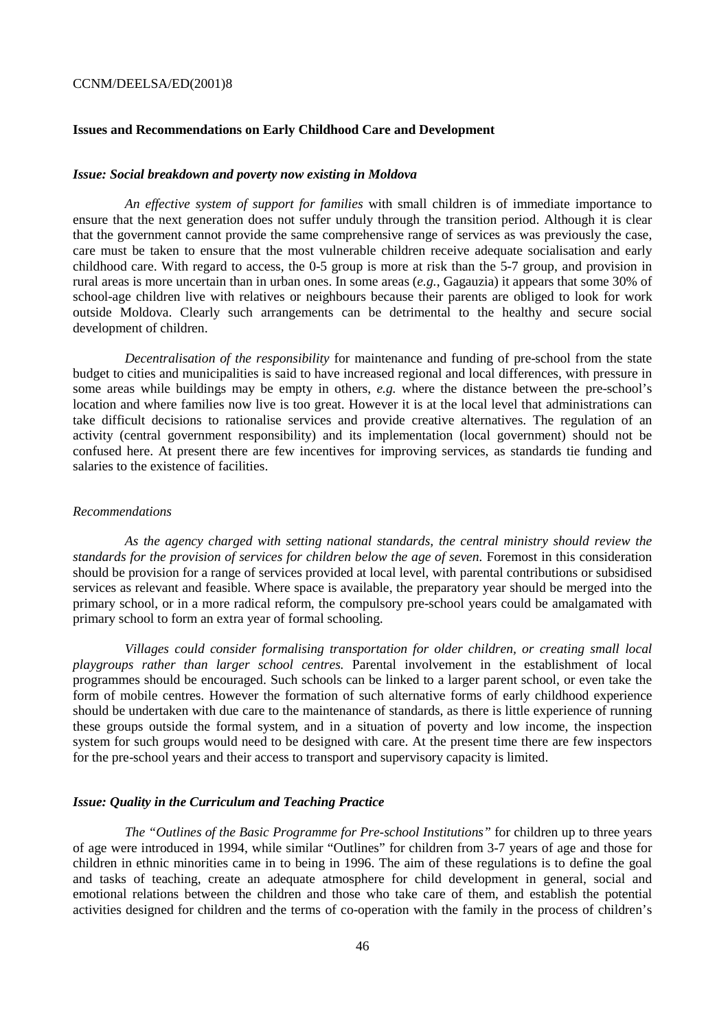### Issues and Recommendations on Early Childhood Care and Development

#### *Issue: Social breakdown and poverty now existing in Moldova*

*An effective system of support for families* with small children is of immediate importance to ensure that the next generation does not suffer unduly through the transition period. Although it is clear that the government cannot provide the same comprehensive range of services as was previously the case, care must be taken to ensure that the most vulnerable children receive adequate socialisation and early childhood care. With regard to access, the 0-5 group is more at risk than the 5-7 group, and provision in rural areas is more uncertain than in urban ones. In some areas (*e.g.*, Gagauzia) it appears that some 30% of school-age children live with relatives or neighbours because their parents are obliged to look for work outside Moldova. Clearly such arrangements can be detrimental to the healthy and secure social development of children.

*Decentralisation of the responsibility* for maintenance and funding of pre-school from the state budget to cities and municipalities is said to have increased regional and local differences, with pressure in some areas while buildings may be empty in others, *e.g.* where the distance between the pre-school's location and where families now live is too great. However it is at the local level that administrations can take difficult decisions to rationalise services and provide creative alternatives. The regulation of an activity (central government responsibility) and its implementation (local government) should not be confused here. At present there are few incentives for improving services, as standards tie funding and salaries to the existence of facilities.

*Recommendations*

*As the agency charged with setting national standards, the central ministry should review the standards for the provision of services for children below the age of seven.* Foremost in this consideration should be provision for a range of services provided at local level, with parental contributions or subsidised services as relevant and feasible. Where space is available, the preparatory year should be merged into the primary school, or in a more radical reform, the compulsory pre-school years could be amalgamated with primary school to form an extra year of formal schooling.

*Villages could consider formalising transportation for older children, or creating small local playgroups rather than larger school centres.* Parental involvement in the establishment of local programmes should be encouraged. Such schools can be linked to a larger parent school, or even take the form of mobile centres. However the formation of such alternative forms of early childhood experience should be undertaken with due care to the maintenance of standards, as there is little experience of running these groups outside the formal system, and in a situation of poverty and low income, the inspection system for such groups would need to be designed with care. At the present time there are few inspectors for the pre-school years and their access to transport and supervisory capacity is limited.

#### *Issue: Quality in the Curriculum and Teaching Practice*

*The "Outlines of the Basic Programme for Pre-school Institutions"* for children up to three years of age were introduced in 1994, while similar "Outlines" for children from 3-7 years of age and those for children in ethnic minorities came in to being in 1996. The aim of these regulations is to define the goal and tasks of teaching, create an adequate atmosphere for child development in general, social and emotional relations between the children and those who take care of them, and establish the potential activities designed for children and the terms of co-operation with the family in the process of children's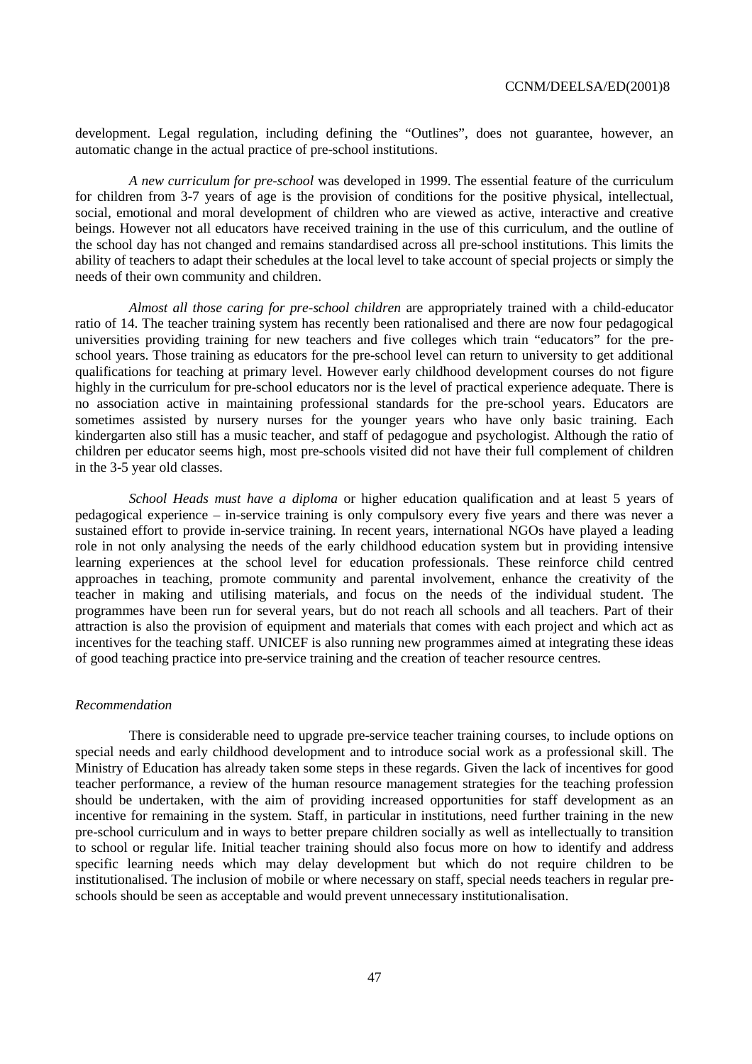development. Legal regulation, including defining the "Outlines", does not guarantee, however, an automatic change in the actual practice of pre-school institutions.

*A new curriculum for pre-school* was developed in 1999. The essential feature of the curriculum for children from 3-7 years of age is the provision of conditions for the positive physical, intellectual, social, emotional and moral development of children who are viewed as active, interactive and creative beings. However not all educators have received training in the use of this curriculum, and the outline of the school day has not changed and remains standardised across all pre-school institutions. This limits the ability of teachers to adapt their schedules at the local level to take account of special projects or simply the needs of their own community and children.

*Almost all those caring for pre-school children* are appropriately trained with a child-educator ratio of 14. The teacher training system has recently been rationalised and there are now four pedagogical universities providing training for new teachers and five colleges which train "educators" for the pre-school years. Those training as educators for the pre-school level can return to university to get additional qualifications for teaching at primary level. However early childhood development courses do not figure highly in the curriculum for pre-school educators nor is the level of practical experience adequate. There is no association active in maintaining professional standards for the pre-school years. Educators are sometimes assisted by nursery nurses for the younger years who have only basic training. Each kindergarten also still has a music teacher, and staff of pedagogue and psychologist. Although the ratio of children per educator seems high, most pre-schools visited did not have their full complement of children in the 3-5 year old classes.

*School Heads must have a diploma* or higher education qualification and at least 5 years of pedagogical experience – in-service training is only compulsory every five years and there was never a sustained effort to provide in-service training. In recent years, international NGOs have played a leading role in not only analysing the needs of the early childhood education system but in providing intensive learning experiences at the school level for education professionals. These reinforce child centred approaches in teaching, promote community and parental involvement, enhance the creativity of the teacher in making and utilising materials, and focus on the needs of the individual student. The programmes have been run for several years, but do not reach all schools and all teachers. Part of their attraction is also the provision of equipment and materials that comes with each project and which act as incentives for the teaching staff. UNICEF is also running new programmes aimed at integrating these ideas of good teaching practice into pre-service training and the creation of teacher resource centres.

### *Recommendation*

There is considerable need to upgrade pre-service teacher training courses, to include options on special needs and early childhood development and to introduce social work as a professional skill. The Ministry of Education has already taken some steps in these regards. Given the lack of incentives for good teacher performance, a review of the human resource management strategies for the teaching profession should be undertaken, with the aim of providing increased opportunities for staff development as an incentive for remaining in the system. Staff, in particular in institutions, need further training in the new pre-school curriculum and in ways to better prepare children socially as well as intellectually to transition to school or regular life. Initial teacher training should also focus more on how to identify and address specific learning needs which may delay development but which do not require children to be institutionalised. The inclusion of mobile or where necessary on staff, special needs teachers in regular pre-schools should be seen as acceptable and would prevent unnecessary institutionalisation.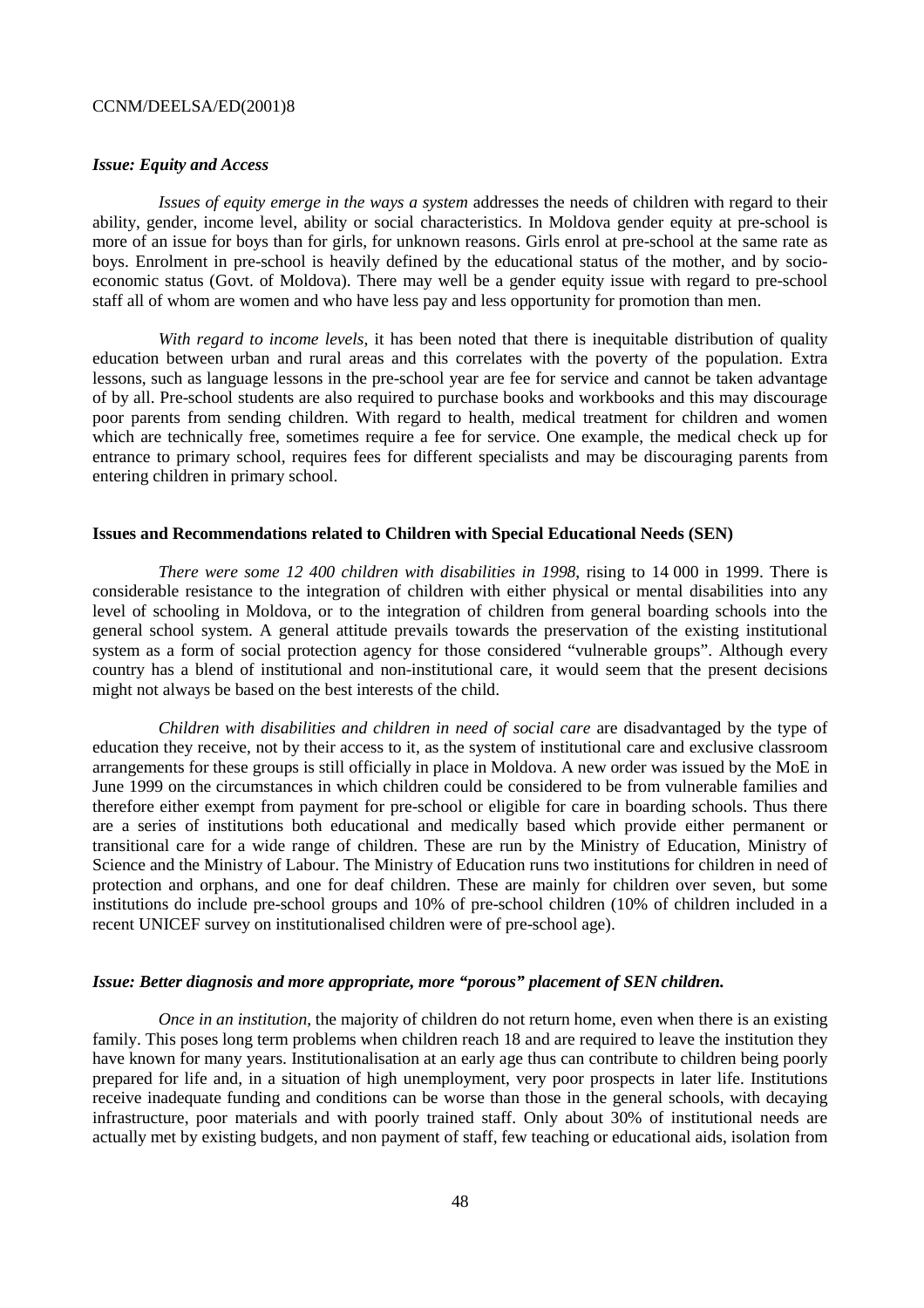### *Issue: Equity and Access*

*Issues of equity emerge in the ways a system* addresses the needs of children with regard to their ability, gender, income level, ability or social characteristics. In Moldova gender equity at pre-school is more of an issue for boys than for girls, for unknown reasons. Girls enrol at pre-school at the same rate as boys. Enrolment in pre-school is heavily defined by the educational status of the mother, and by socio-economic status (Govt. of Moldova). There may well be a gender equity issue with regard to pre-school staff all of whom are women and who have less pay and less opportunity for promotion than men.

*With regard to income levels*, it has been noted that there is inequitable distribution of quality education between urban and rural areas and this correlates with the poverty of the population. Extra lessons, such as language lessons in the pre-school year are fee for service and cannot be taken advantage of by all. Pre-school students are also required to purchase books and workbooks and this may discourage poor parents from sending children. With regard to health, medical treatment for children and women which are technically free, sometimes require a fee for service. One example, the medical check up for entrance to primary school, requires fees for different specialists and may be discouraging parents from entering children in primary school.

## Issues and Recommendations related to Children with Special Educational Needs (SEN)

*There were some 12 400 children with disabilities in 1998*, rising to 14 000 in 1999. There is considerable resistance to the integration of children with either physical or mental disabilities into any level of schooling in Moldova, or to the integration of children from general boarding schools into the general school system. A general attitude prevails towards the preservation of the existing institutional system as a form of social protection agency for those considered "vulnerable groups". Although every country has a blend of institutional and non-institutional care, it would seem that the present decisions might not always be based on the best interests of the child.

*Children with disabilities and children in need of social care* are disadvantaged by the type of education they receive, not by their access to it, as the system of institutional care and exclusive classroom arrangements for these groups is still officially in place in Moldova. A new order was issued by the MoE in June 1999 on the circumstances in which children could be considered to be from vulnerable families and therefore either exempt from payment for pre-school or eligible for care in boarding schools. Thus there are a series of institutions both educational and medically based which provide either permanent or transitional care for a wide range of children. These are run by the Ministry of Education, Ministry of Science and the Ministry of Labour. The Ministry of Education runs two institutions for children in need of protection and orphans, and one for deaf children. These are mainly for children over seven, but some institutions do include pre-school groups and 10% of pre-school children (10% of children included in a recent UNICEF survey on institutionalised children were of pre-school age).

### *Issue: Better diagnosis and more appropriate, more "porous" placement of SEN children.*

*Once in an institution*, the majority of children do not return home, even when there is an existing family. This poses long term problems when children reach 18 and are required to leave the institution they have known for many years. Institutionalisation at an early age thus can contribute to children being poorly prepared for life and, in a situation of high unemployment, very poor prospects in later life. Institutions receive inadequate funding and conditions can be worse than those in the general schools, with decaying infrastructure, poor materials and with poorly trained staff. Only about 30% of institutional needs are actually met by existing budgets, and non payment of staff, few teaching or educational aids, isolation from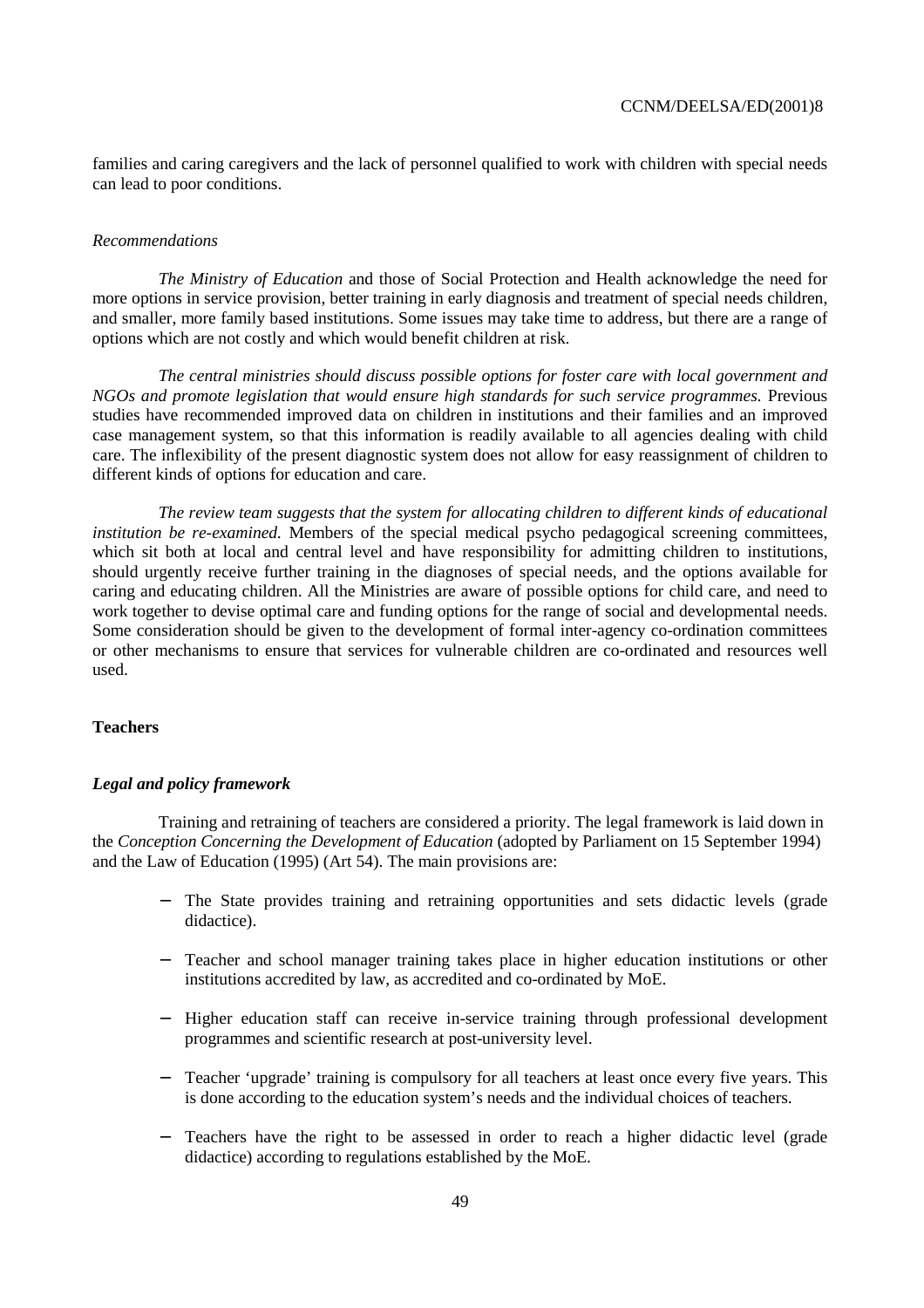families and caring caregivers and the lack of personnel qualified to work with children with special needs can lead to poor conditions.

*Recommendations*

*The Ministry of Education* and those of Social Protection and Health acknowledge the need for more options in service provision, better training in early diagnosis and treatment of special needs children, and smaller, more family based institutions. Some issues may take time to address, but there are a range of options which are not costly and which would benefit children at risk.

*The central ministries should discuss possible options for foster care with local government and NGOs and promote legislation that would ensure high standards for such service programmes.* Previous studies have recommended improved data on children in institutions and their families and an improved case management system, so that this information is readily available to all agencies dealing with child care. The inflexibility of the present diagnostic system does not allow for easy reassignment of children to different kinds of options for education and care.

*The review team suggests that the system for allocating children to different kinds of educational institution be re-examined.* Members of the special medical psycho pedagogical screening committees, which sit both at local and central level and have responsibility for admitting children to institutions, should urgently receive further training in the diagnoses of special needs, and the options available for caring and educating children. All the Ministries are aware of possible options for child care, and need to work together to devise optimal care and funding options for the range of social and developmental needs. Some consideration should be given to the development of formal inter-agency co-ordination committees or other mechanisms to ensure that services for vulnerable children are co-ordinated and resources well used.

## Teachers

### *Legal and policy framework*

Training and retraining of teachers are considered a priority. The legal framework is laid down in the *Conception Concerning the Development of Education* (adopted by Parliament on 15 September 1994) and the Law of Education (1995) (Art 54). The main provisions are:

- The State provides training and retraining opportunities and sets didactic levels (grade didactice).
- Teacher and school manager training takes place in higher education institutions or other institutions accredited by law, as accredited and co-ordinated by MoE.
- Higher education staff can receive in-service training through professional development programmes and scientific research at post-university level.
- Teacher 'upgrade' training is compulsory for all teachers at least once every five years. This is done according to the education system's needs and the individual choices of teachers.
- Teachers have the right to be assessed in order to reach a higher didactic level (grade didactice) according to regulations established by the MoE.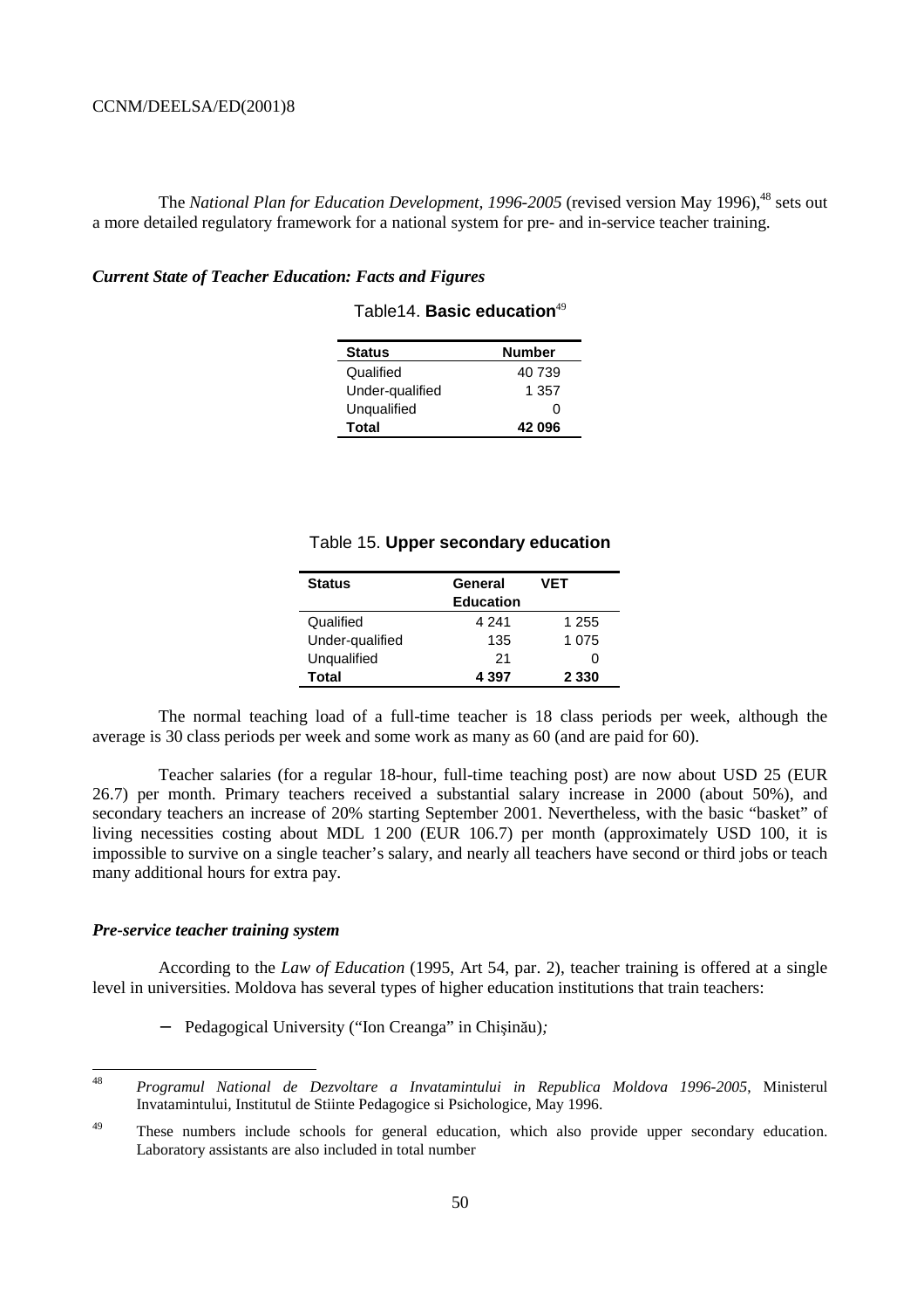The *National Plan for Education Development, 1996-2005* (revised version May 1996),[48] sets out a more detailed regulatory framework for a national system for pre- and in-service teacher training.

### *Current State of Teacher Education: Facts and Figures*

Table14. **Basic education**[49]

| Status | Number |
|---|---|
| Qualified | 40 739 |
| Under-qualified | 1 357 |
| Unqualified | 0 |
| **Total** | **42 096** |

Table 15. **Upper secondary education**

| Status | General Education | VET |
|---|---|---|
| Qualified | 4 241 | 1 255 |
| Under-qualified | 135 | 1 075 |
| Unqualified | 21 | 0 |
| **Total** | **4 397** | **2 330** |

The normal teaching load of a full-time teacher is 18 class periods per week, although the average is 30 class periods per week and some work as many as 60 (and are paid for 60).

Teacher salaries (for a regular 18-hour, full-time teaching post) are now about USD 25 (EUR 26.7) per month. Primary teachers received a substantial salary increase in 2000 (about 50%), and secondary teachers an increase of 20% starting September 2001. Nevertheless, with the basic "basket" of living necessities costing about MDL 1 200 (EUR 106.7) per month (approximately USD 100, it is impossible to survive on a single teacher's salary, and nearly all teachers have second or third jobs or teach many additional hours for extra pay.

### *Pre-service teacher training system*

According to the *Law of Education* (1995, Art 54, par. 2), teacher training is offered at a single level in universities. Moldova has several types of higher education institutions that train teachers:

- Pedagogical University ("Ion Creanga" in Chişinău)*;*

---

[48] *Programul National de Dezvoltare a Invatamintului in Republica Moldova 1996-2005*, Ministerul Invatamintului, Institutul de Stiinte Pedagogice si Psihologice, May 1996.

[49] These numbers include schools for general education, which also provide upper secondary education. Laboratory assistants are also included in total number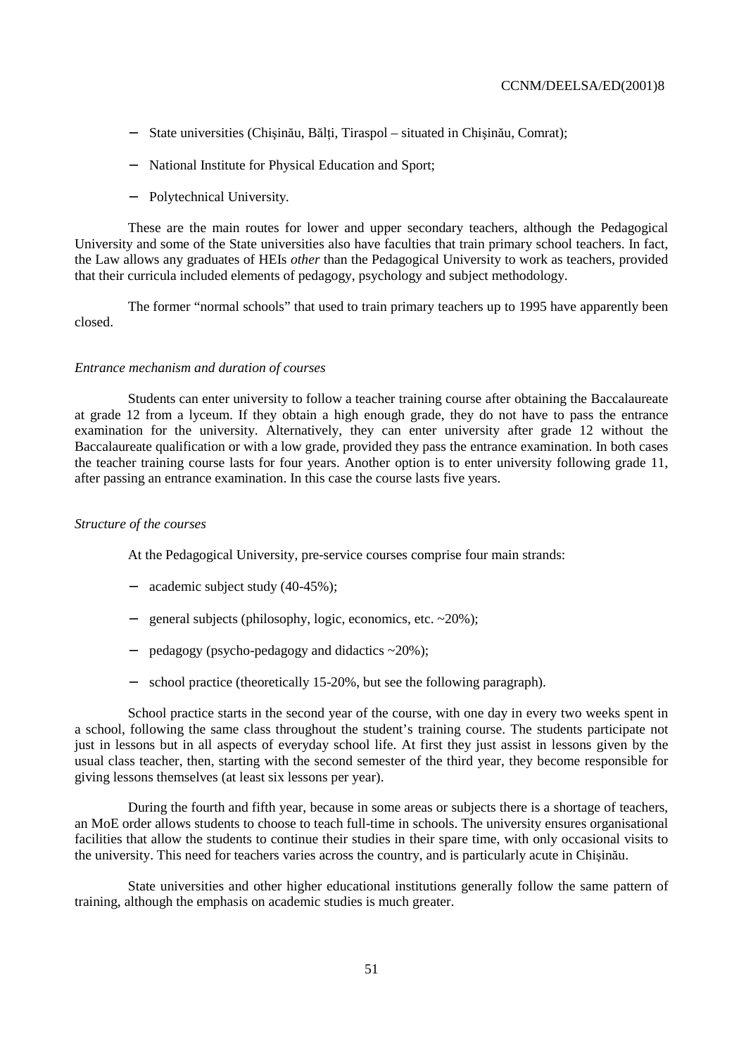- State universities (Chişinău, Bălți, Tiraspol – situated in Chişinău, Comrat);
- National Institute for Physical Education and Sport;
- Polytechnical University.

These are the main routes for lower and upper secondary teachers, although the Pedagogical University and some of the State universities also have faculties that train primary school teachers. In fact, the Law allows any graduates of HEIs *other* than the Pedagogical University to work as teachers, provided that their curricula included elements of pedagogy, psychology and subject methodology.

The former "normal schools" that used to train primary teachers up to 1995 have apparently been closed.

*Entrance mechanism and duration of courses*

Students can enter university to follow a teacher training course after obtaining the Baccalaureate at grade 12 from a lyceum. If they obtain a high enough grade, they do not have to pass the entrance examination for the university. Alternatively, they can enter university after grade 12 without the Baccalaureate qualification or with a low grade, provided they pass the entrance examination. In both cases the teacher training course lasts for four years. Another option is to enter university following grade 11, after passing an entrance examination. In this case the course lasts five years.

*Structure of the courses*

At the Pedagogical University, pre-service courses comprise four main strands:

- academic subject study (40-45%);
- general subjects (philosophy, logic, economics, etc. ~20%);
- pedagogy (psycho-pedagogy and didactics ~20%);
- school practice (theoretically 15-20%, but see the following paragraph).

School practice starts in the second year of the course, with one day in every two weeks spent in a school, following the same class throughout the student's training course. The students participate not just in lessons but in all aspects of everyday school life. At first they just assist in lessons given by the usual class teacher, then, starting with the second semester of the third year, they become responsible for giving lessons themselves (at least six lessons per year).

During the fourth and fifth year, because in some areas or subjects there is a shortage of teachers, an MoE order allows students to choose to teach full-time in schools. The university ensures organisational facilities that allow the students to continue their studies in their spare time, with only occasional visits to the university. This need for teachers varies across the country, and is particularly acute in Chişinău.

State universities and other higher educational institutions generally follow the same pattern of training, although the emphasis on academic studies is much greater.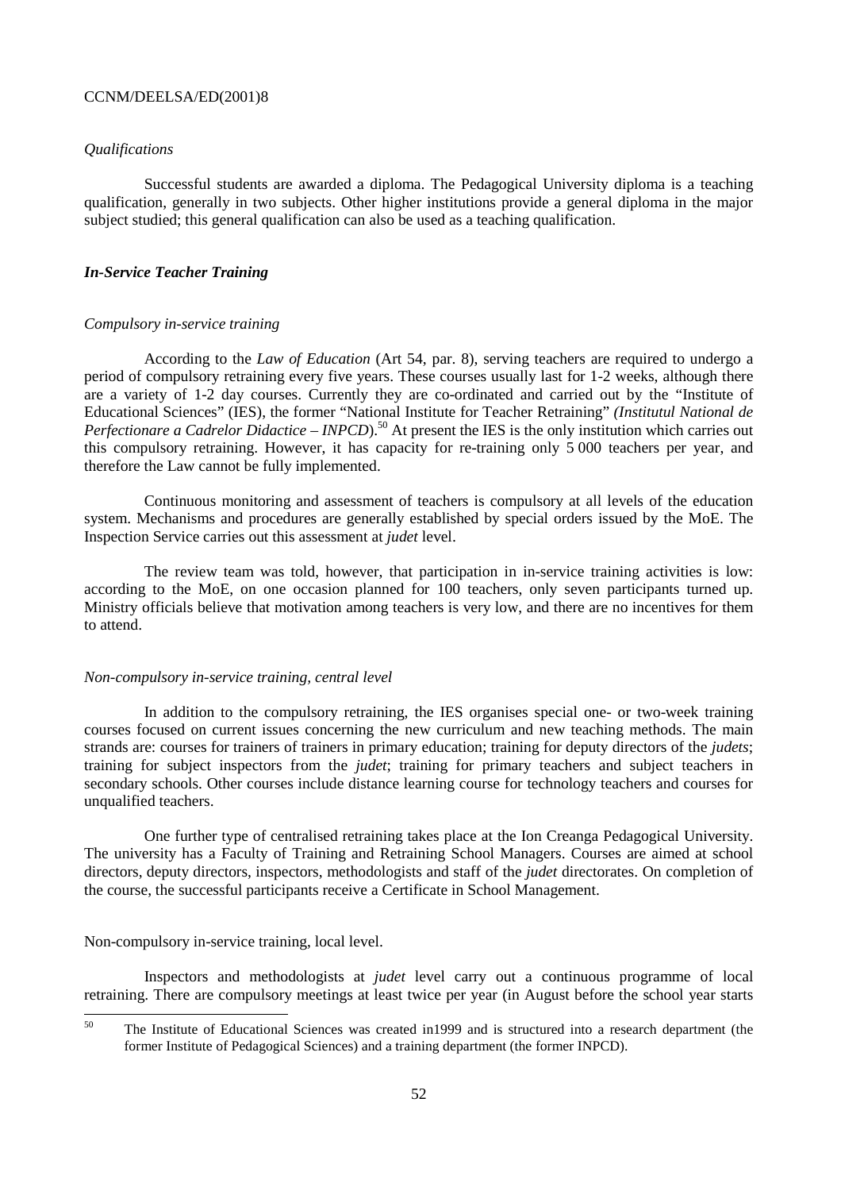*Qualifications*

Successful students are awarded a diploma. The Pedagogical University diploma is a teaching qualification, generally in two subjects. Other higher institutions provide a general diploma in the major subject studied; this general qualification can also be used as a teaching qualification.

### *In-Service Teacher Training*

*Compulsory in-service training*

According to the *Law of Education* (Art 54, par. 8), serving teachers are required to undergo a period of compulsory retraining every five years. These courses usually last for 1-2 weeks, although there are a variety of 1-2 day courses. Currently they are co-ordinated and carried out by the "Institute of Educational Sciences" (IES), the former "National Institute for Teacher Retraining" *(Institutul National de Perfectionare a Cadrelor Didactice – INPCD*).[50] At present the IES is the only institution which carries out this compulsory retraining. However, it has capacity for re-training only 5 000 teachers per year, and therefore the Law cannot be fully implemented.

Continuous monitoring and assessment of teachers is compulsory at all levels of the education system. Mechanisms and procedures are generally established by special orders issued by the MoE. The Inspection Service carries out this assessment at *judet* level.

The review team was told, however, that participation in in-service training activities is low: according to the MoE, on one occasion planned for 100 teachers, only seven participants turned up. Ministry officials believe that motivation among teachers is very low, and there are no incentives for them to attend.

*Non-compulsory in-service training, central level*

In addition to the compulsory retraining, the IES organises special one- or two-week training courses focused on current issues concerning the new curriculum and new teaching methods. The main strands are: courses for trainers of trainers in primary education; training for deputy directors of the *judets*; training for subject inspectors from the *judet*; training for primary teachers and subject teachers in secondary schools. Other courses include distance learning course for technology teachers and courses for unqualified teachers.

One further type of centralised retraining takes place at the Ion Creanga Pedagogical University. The university has a Faculty of Training and Retraining School Managers. Courses are aimed at school directors, deputy directors, inspectors, methodologists and staff of the *judet* directorates. On completion of the course, the successful participants receive a Certificate in School Management.

Non-compulsory in-service training, local level.

Inspectors and methodologists at *judet* level carry out a continuous programme of local retraining. There are compulsory meetings at least twice per year (in August before the school year starts

---

[50] The Institute of Educational Sciences was created in1999 and is structured into a research department (the former Institute of Pedagogical Sciences) and a training department (the former INPCD).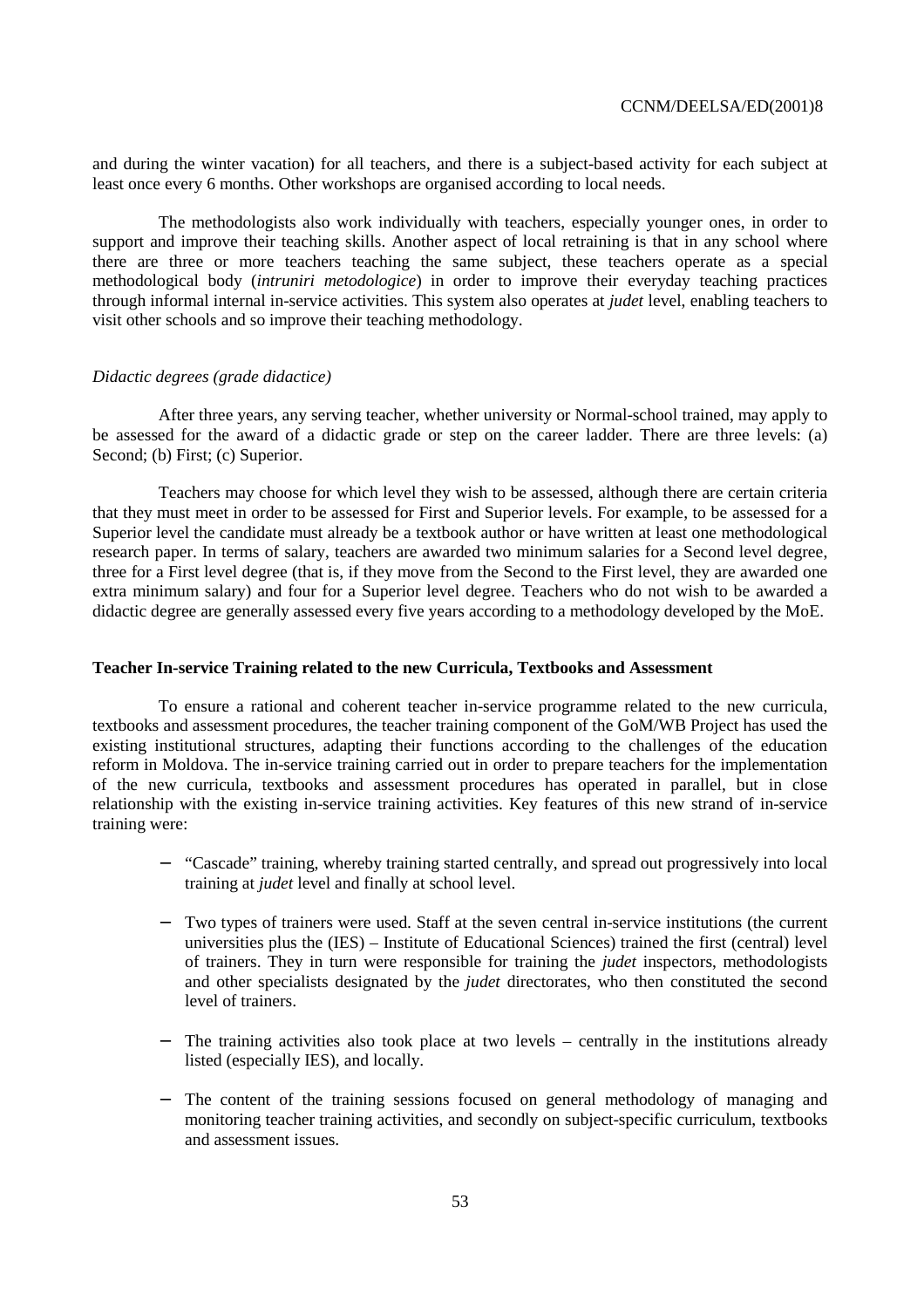and during the winter vacation) for all teachers, and there is a subject-based activity for each subject at least once every 6 months. Other workshops are organised according to local needs.

The methodologists also work individually with teachers, especially younger ones, in order to support and improve their teaching skills. Another aspect of local retraining is that in any school where there are three or more teachers teaching the same subject, these teachers operate as a special methodological body (*intruniri metodologice*) in order to improve their everyday teaching practices through informal internal in-service activities. This system also operates at *judet* level, enabling teachers to visit other schools and so improve their teaching methodology.

*Didactic degrees (grade didactice)*

After three years, any serving teacher, whether university or Normal-school trained, may apply to be assessed for the award of a didactic grade or step on the career ladder. There are three levels: (a) Second; (b) First; (c) Superior.

Teachers may choose for which level they wish to be assessed, although there are certain criteria that they must meet in order to be assessed for First and Superior levels. For example, to be assessed for a Superior level the candidate must already be a textbook author or have written at least one methodological research paper. In terms of salary, teachers are awarded two minimum salaries for a Second level degree, three for a First level degree (that is, if they move from the Second to the First level, they are awarded one extra minimum salary) and four for a Superior level degree. Teachers who do not wish to be awarded a didactic degree are generally assessed every five years according to a methodology developed by the MoE.

**Teacher In-service Training related to the new Curricula, Textbooks and Assessment**

To ensure a rational and coherent teacher in-service programme related to the new curricula, textbooks and assessment procedures, the teacher training component of the GoM/WB Project has used the existing institutional structures, adapting their functions according to the challenges of the education reform in Moldova. The in-service training carried out in order to prepare teachers for the implementation of the new curricula, textbooks and assessment procedures has operated in parallel, but in close relationship with the existing in-service training activities. Key features of this new strand of in-service training were:

- "Cascade" training, whereby training started centrally, and spread out progressively into local training at *judet* level and finally at school level.
- Two types of trainers were used. Staff at the seven central in-service institutions (the current universities plus the (IES) – Institute of Educational Sciences) trained the first (central) level of trainers. They in turn were responsible for training the *judet* inspectors, methodologists and other specialists designated by the *judet* directorates, who then constituted the second level of trainers.
- The training activities also took place at two levels – centrally in the institutions already listed (especially IES), and locally.
- The content of the training sessions focused on general methodology of managing and monitoring teacher training activities, and secondly on subject-specific curriculum, textbooks and assessment issues.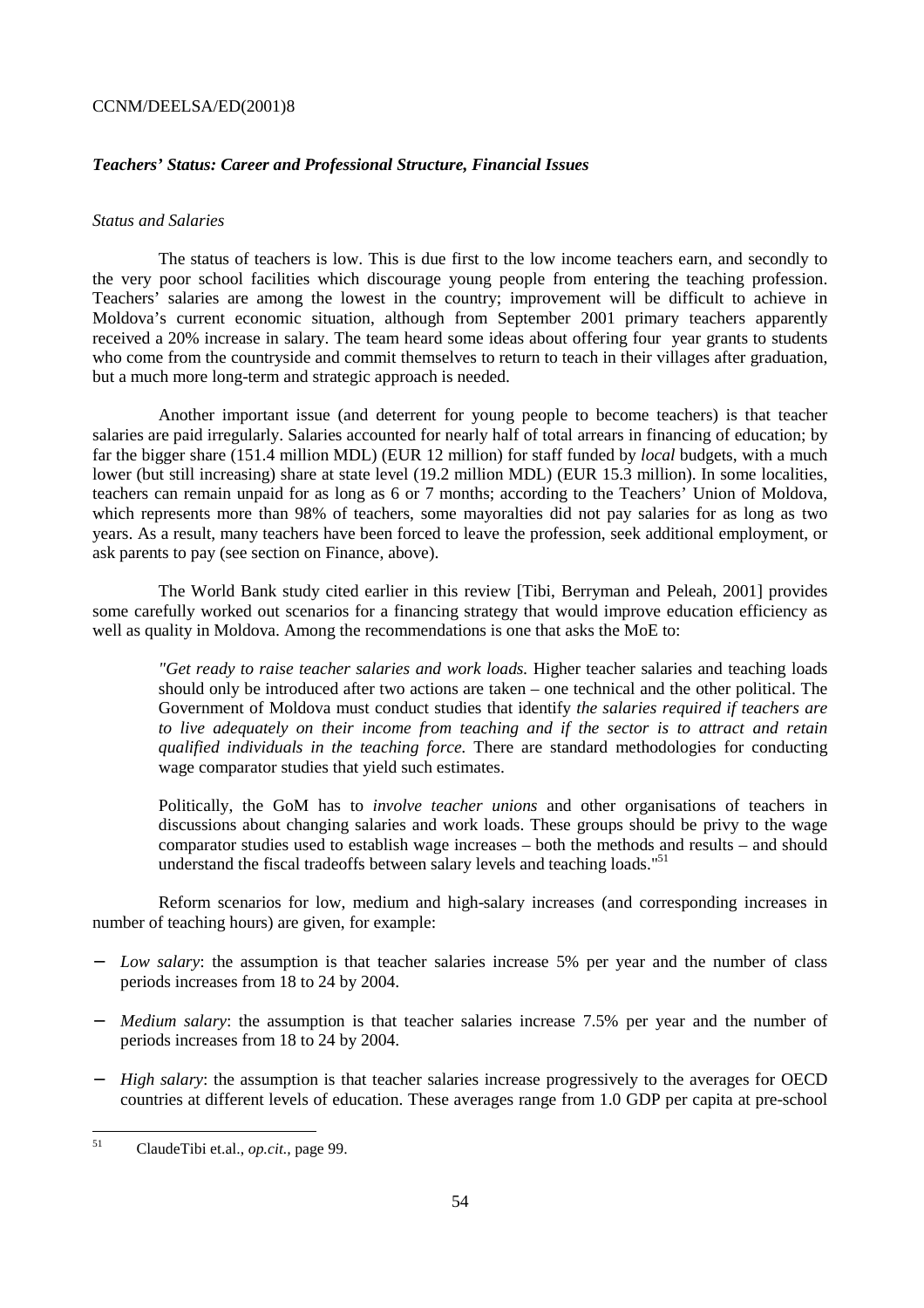### *Teachers' Status: Career and Professional Structure, Financial Issues*

*Status and Salaries*

The status of teachers is low. This is due first to the low income teachers earn, and secondly to the very poor school facilities which discourage young people from entering the teaching profession. Teachers' salaries are among the lowest in the country; improvement will be difficult to achieve in Moldova's current economic situation, although from September 2001 primary teachers apparently received a 20% increase in salary. The team heard some ideas about offering four year grants to students who come from the countryside and commit themselves to return to teach in their villages after graduation, but a much more long-term and strategic approach is needed.

Another important issue (and deterrent for young people to become teachers) is that teacher salaries are paid irregularly. Salaries accounted for nearly half of total arrears in financing of education; by far the bigger share (151.4 million MDL) (EUR 12 million) for staff funded by *local* budgets, with a much lower (but still increasing) share at state level (19.2 million MDL) (EUR 15.3 million). In some localities, teachers can remain unpaid for as long as 6 or 7 months; according to the Teachers' Union of Moldova, which represents more than 98% of teachers, some mayoralties did not pay salaries for as long as two years. As a result, many teachers have been forced to leave the profession, seek additional employment, or ask parents to pay (see section on Finance, above).

The World Bank study cited earlier in this review [Tibi, Berryman and Peleah, 2001] provides some carefully worked out scenarios for a financing strategy that would improve education efficiency as well as quality in Moldova. Among the recommendations is one that asks the MoE to:

> *"Get ready to raise teacher salaries and work loads.* Higher teacher salaries and teaching loads should only be introduced after two actions are taken – one technical and the other political. The Government of Moldova must conduct studies that identify *the salaries required if teachers are to live adequately on their income from teaching and if the sector is to attract and retain qualified individuals in the teaching force.* There are standard methodologies for conducting wage comparator studies that yield such estimates.
>
> Politically, the GoM has to *involve teacher unions* and other organisations of teachers in discussions about changing salaries and work loads. These groups should be privy to the wage comparator studies used to establish wage increases – both the methods and results – and should understand the fiscal tradeoffs between salary levels and teaching loads."[51]

Reform scenarios for low, medium and high-salary increases (and corresponding increases in number of teaching hours) are given, for example:

- *Low salary*: the assumption is that teacher salaries increase 5% per year and the number of class periods increases from 18 to 24 by 2004.
- *Medium salary*: the assumption is that teacher salaries increase 7.5% per year and the number of periods increases from 18 to 24 by 2004.
- *High salary*: the assumption is that teacher salaries increase progressively to the averages for OECD countries at different levels of education. These averages range from 1.0 GDP per capita at pre-school

---

[51] ClaudeTibi et.al., *op.cit.,* page 99.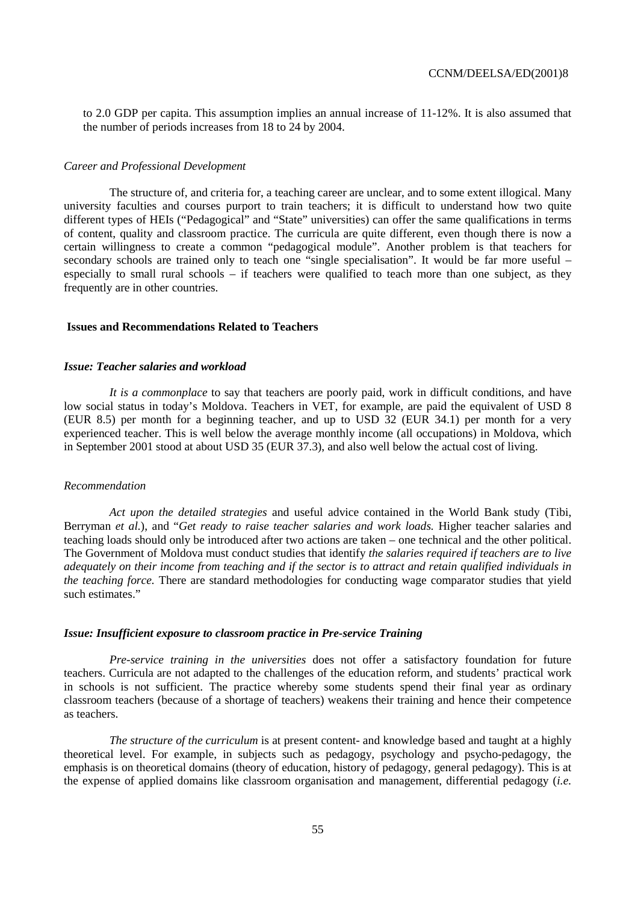to 2.0 GDP per capita. This assumption implies an annual increase of 11-12%. It is also assumed that the number of periods increases from 18 to 24 by 2004.

*Career and Professional Development*

The structure of, and criteria for, a teaching career are unclear, and to some extent illogical. Many university faculties and courses purport to train teachers; it is difficult to understand how two quite different types of HEIs ("Pedagogical" and "State" universities) can offer the same qualifications in terms of content, quality and classroom practice. The curricula are quite different, even though there is now a certain willingness to create a common "pedagogical module". Another problem is that teachers for secondary schools are trained only to teach one "single specialisation". It would be far more useful – especially to small rural schools – if teachers were qualified to teach more than one subject, as they frequently are in other countries.

## Issues and Recommendations Related to Teachers

***Issue: Teacher salaries and workload***

*It is a commonplace* to say that teachers are poorly paid, work in difficult conditions, and have low social status in today's Moldova. Teachers in VET, for example, are paid the equivalent of USD 8 (EUR 8.5) per month for a beginning teacher, and up to USD 32 (EUR 34.1) per month for a very experienced teacher. This is well below the average monthly income (all occupations) in Moldova, which in September 2001 stood at about USD 35 (EUR 37.3), and also well below the actual cost of living.

*Recommendation*

*Act upon the detailed strategies* and useful advice contained in the World Bank study (Tibi, Berryman *et al.*), and "*Get ready to raise teacher salaries and work loads.* Higher teacher salaries and teaching loads should only be introduced after two actions are taken – one technical and the other political. The Government of Moldova must conduct studies that identify *the salaries required if teachers are to live adequately on their income from teaching and if the sector is to attract and retain qualified individuals in the teaching force.* There are standard methodologies for conducting wage comparator studies that yield such estimates."

***Issue: Insufficient exposure to classroom practice in Pre-service Training***

*Pre-service training in the universities* does not offer a satisfactory foundation for future teachers. Curricula are not adapted to the challenges of the education reform, and students' practical work in schools is not sufficient. The practice whereby some students spend their final year as ordinary classroom teachers (because of a shortage of teachers) weakens their training and hence their competence as teachers.

*The structure of the curriculum* is at present content- and knowledge based and taught at a highly theoretical level. For example, in subjects such as pedagogy, psychology and psycho-pedagogy, the emphasis is on theoretical domains (theory of education, history of pedagogy, general pedagogy). This is at the expense of applied domains like classroom organisation and management, differential pedagogy (*i.e.*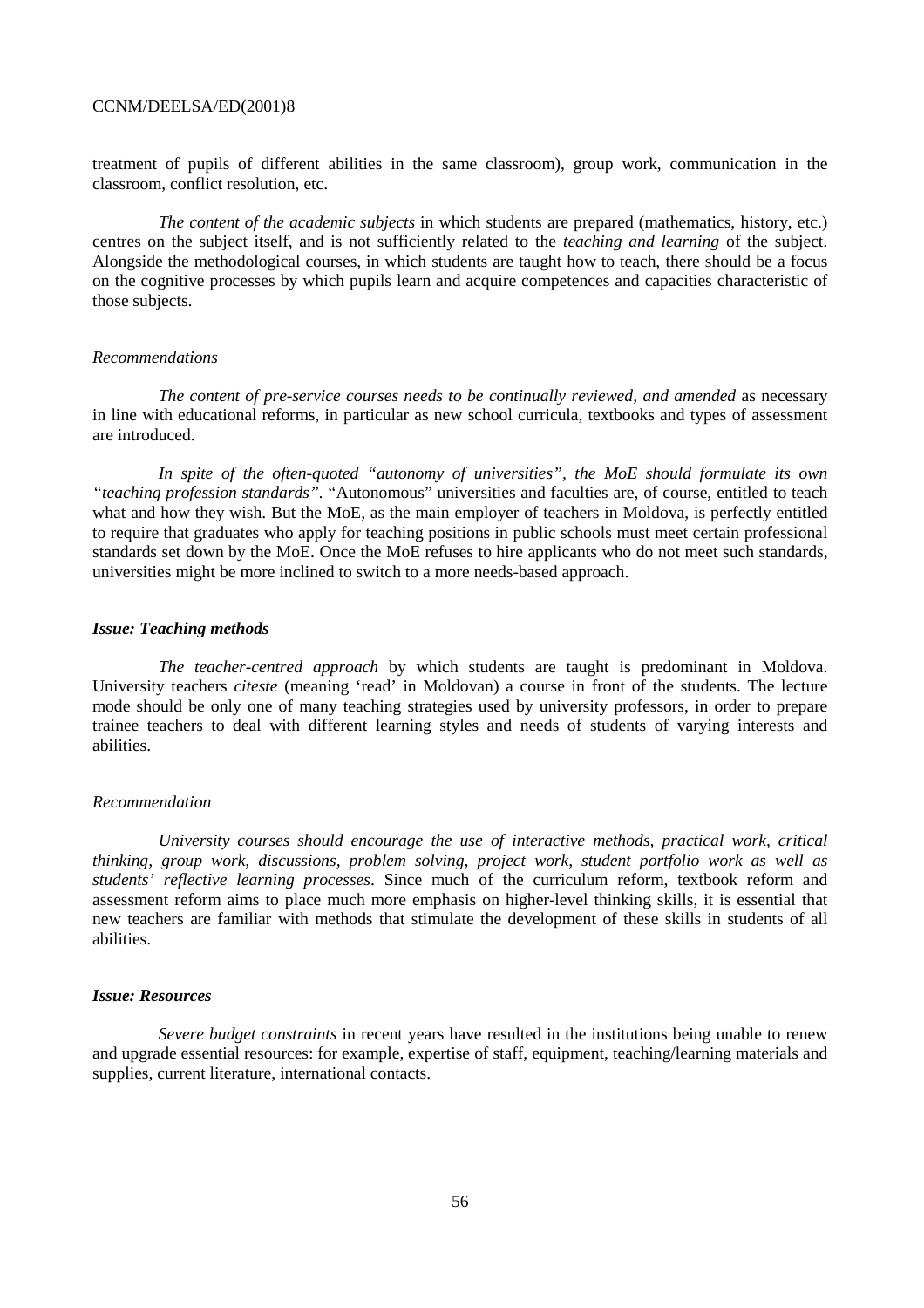treatment of pupils of different abilities in the same classroom), group work, communication in the classroom, conflict resolution, etc.

*The content of the academic subjects* in which students are prepared (mathematics, history, etc.) centres on the subject itself, and is not sufficiently related to the *teaching and learning* of the subject. Alongside the methodological courses, in which students are taught how to teach, there should be a focus on the cognitive processes by which pupils learn and acquire competences and capacities characteristic of those subjects.

*Recommendations*

*The content of pre-service courses needs to be continually reviewed, and amended* as necessary in line with educational reforms, in particular as new school curricula, textbooks and types of assessment are introduced.

*In spite of the often-quoted "autonomy of universities", the MoE should formulate its own "teaching profession standards".* "Autonomous" universities and faculties are, of course, entitled to teach what and how they wish. But the MoE, as the main employer of teachers in Moldova, is perfectly entitled to require that graduates who apply for teaching positions in public schools must meet certain professional standards set down by the MoE. Once the MoE refuses to hire applicants who do not meet such standards, universities might be more inclined to switch to a more needs-based approach.

***Issue: Teaching methods***

*The teacher-centred approach* by which students are taught is predominant in Moldova. University teachers *citeste* (meaning 'read' in Moldovan) a course in front of the students. The lecture mode should be only one of many teaching strategies used by university professors, in order to prepare trainee teachers to deal with different learning styles and needs of students of varying interests and abilities.

*Recommendation*

*University courses should encourage the use of interactive methods, practical work, critical thinking, group work, discussions, problem solving, project work, student portfolio work as well as students' reflective learning processes*. Since much of the curriculum reform, textbook reform and assessment reform aims to place much more emphasis on higher-level thinking skills, it is essential that new teachers are familiar with methods that stimulate the development of these skills in students of all abilities.

***Issue: Resources***

*Severe budget constraints* in recent years have resulted in the institutions being unable to renew and upgrade essential resources: for example, expertise of staff, equipment, teaching/learning materials and supplies, current literature, international contacts.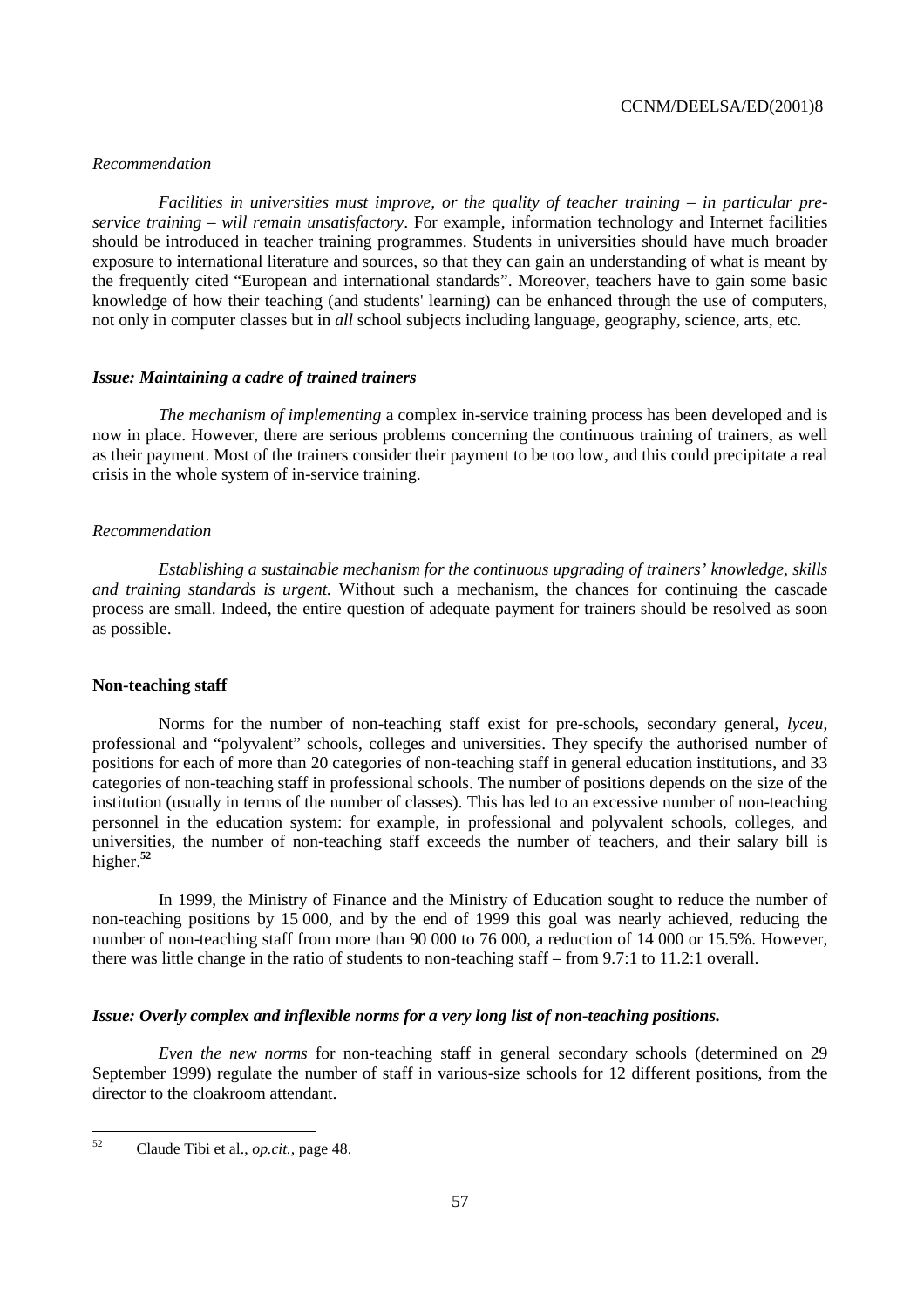*Recommendation*

*Facilities in universities must improve, or the quality of teacher training – in particular pre-service training – will remain unsatisfactory*. For example, information technology and Internet facilities should be introduced in teacher training programmes. Students in universities should have much broader exposure to international literature and sources, so that they can gain an understanding of what is meant by the frequently cited "European and international standards". Moreover, teachers have to gain some basic knowledge of how their teaching (and students' learning) can be enhanced through the use of computers, not only in computer classes but in *all* school subjects including language, geography, science, arts, etc.

***Issue: Maintaining a cadre of trained trainers***

*The mechanism of implementing* a complex in-service training process has been developed and is now in place. However, there are serious problems concerning the continuous training of trainers, as well as their payment. Most of the trainers consider their payment to be too low, and this could precipitate a real crisis in the whole system of in-service training.

*Recommendation*

*Establishing a sustainable mechanism for the continuous upgrading of trainers' knowledge, skills and training standards is urgent.* Without such a mechanism, the chances for continuing the cascade process are small. Indeed, the entire question of adequate payment for trainers should be resolved as soon as possible.

**Non-teaching staff**

Norms for the number of non-teaching staff exist for pre-schools, secondary general, *lyceu*, professional and "polyvalent" schools, colleges and universities. They specify the authorised number of positions for each of more than 20 categories of non-teaching staff in general education institutions, and 33 categories of non-teaching staff in professional schools. The number of positions depends on the size of the institution (usually in terms of the number of classes). This has led to an excessive number of non-teaching personnel in the education system: for example, in professional and polyvalent schools, colleges, and universities, the number of non-teaching staff exceeds the number of teachers, and their salary bill is higher.[52]

In 1999, the Ministry of Finance and the Ministry of Education sought to reduce the number of non-teaching positions by 15 000, and by the end of 1999 this goal was nearly achieved, reducing the number of non-teaching staff from more than 90 000 to 76 000, a reduction of 14 000 or 15.5%. However, there was little change in the ratio of students to non-teaching staff – from 9.7:1 to 11.2:1 overall.

***Issue: Overly complex and inflexible norms for a very long list of non-teaching positions.***

*Even the new norms* for non-teaching staff in general secondary schools (determined on 29 September 1999) regulate the number of staff in various-size schools for 12 different positions, from the director to the cloakroom attendant.

---

[52] Claude Tibi et al., *op.cit.,* page 48.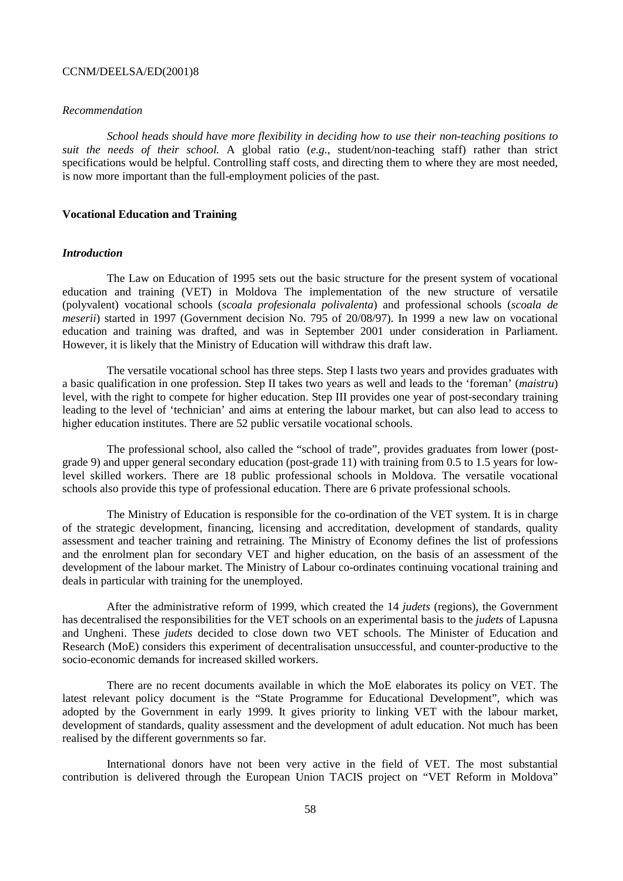*Recommendation*

*School heads should have more flexibility in deciding how to use their non-teaching positions to suit the needs of their school.* A global ratio (*e.g.*, student/non-teaching staff) rather than strict specifications would be helpful. Controlling staff costs, and directing them to where they are most needed, is now more important than the full-employment policies of the past.

**Vocational Education and Training**

***Introduction***

The Law on Education of 1995 sets out the basic structure for the present system of vocational education and training (VET) in Moldova The implementation of the new structure of versatile (polyvalent) vocational schools (*scoala profesionala polivalenta*) and professional schools (*scoala de meserii*) started in 1997 (Government decision No. 795 of 20/08/97). In 1999 a new law on vocational education and training was drafted, and was in September 2001 under consideration in Parliament. However, it is likely that the Ministry of Education will withdraw this draft law.

The versatile vocational school has three steps. Step I lasts two years and provides graduates with a basic qualification in one profession. Step II takes two years as well and leads to the 'foreman' (*maistru*) level, with the right to compete for higher education. Step III provides one year of post-secondary training leading to the level of 'technician' and aims at entering the labour market, but can also lead to access to higher education institutes. There are 52 public versatile vocational schools.

The professional school, also called the "school of trade", provides graduates from lower (post-grade 9) and upper general secondary education (post-grade 11) with training from 0.5 to 1.5 years for low-level skilled workers. There are 18 public professional schools in Moldova. The versatile vocational schools also provide this type of professional education. There are 6 private professional schools.

The Ministry of Education is responsible for the co-ordination of the VET system. It is in charge of the strategic development, financing, licensing and accreditation, development of standards, quality assessment and teacher training and retraining. The Ministry of Economy defines the list of professions and the enrolment plan for secondary VET and higher education, on the basis of an assessment of the development of the labour market. The Ministry of Labour co-ordinates continuing vocational training and deals in particular with training for the unemployed.

After the administrative reform of 1999, which created the 14 *judets* (regions), the Government has decentralised the responsibilities for the VET schools on an experimental basis to the *judets* of Lapusna and Ungheni. These *judets* decided to close down two VET schools. The Minister of Education and Research (MoE) considers this experiment of decentralisation unsuccessful, and counter-productive to the socio-economic demands for increased skilled workers.

There are no recent documents available in which the MoE elaborates its policy on VET. The latest relevant policy document is the "State Programme for Educational Development", which was adopted by the Government in early 1999. It gives priority to linking VET with the labour market, development of standards, quality assessment and the development of adult education. Not much has been realised by the different governments so far.

International donors have not been very active in the field of VET. The most substantial contribution is delivered through the European Union TACIS project on "VET Reform in Moldova"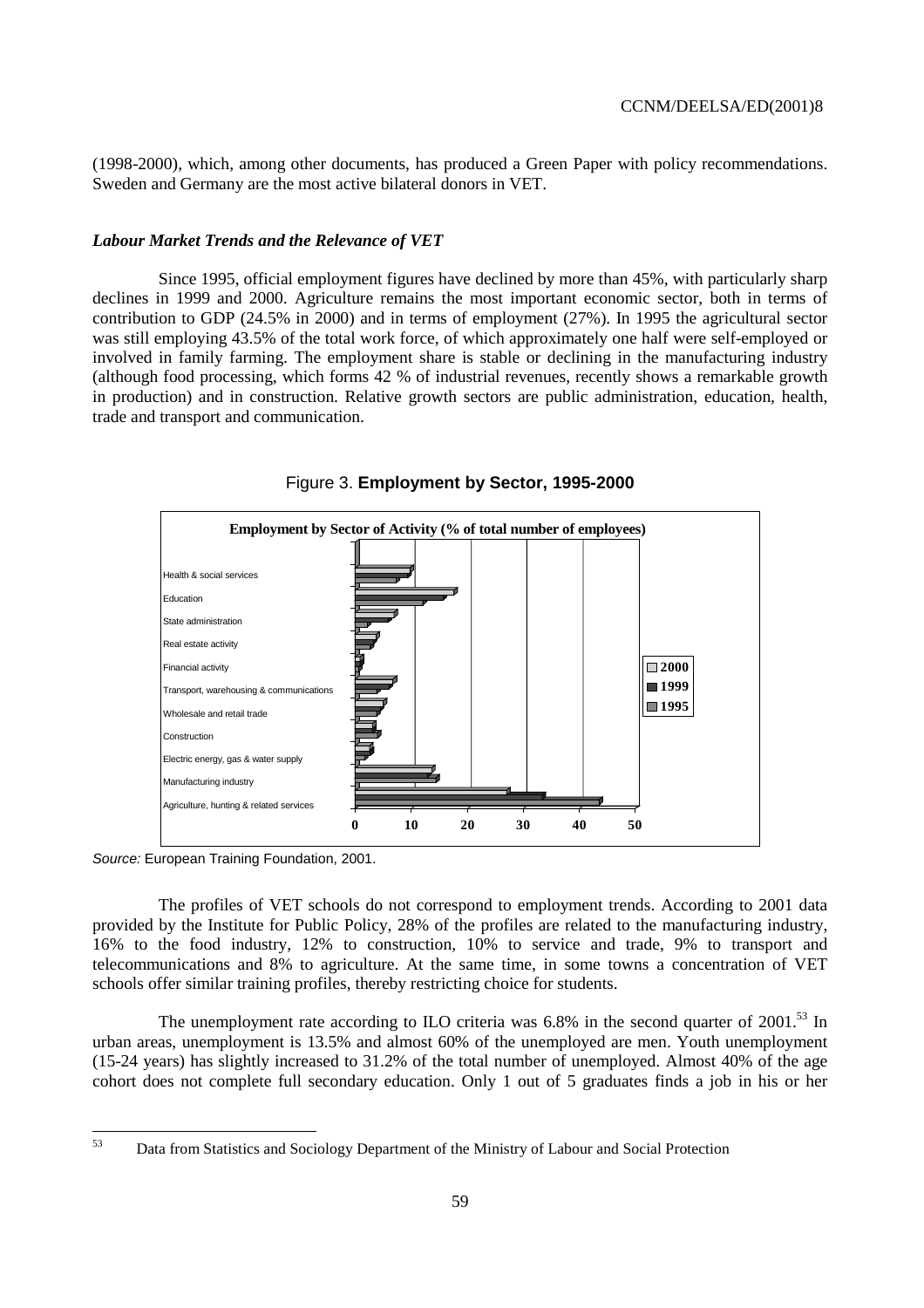(1998-2000), which, among other documents, has produced a Green Paper with policy recommendations. Sweden and Germany are the most active bilateral donors in VET.

### *Labour Market Trends and the Relevance of VET*

Since 1995, official employment figures have declined by more than 45%, with particularly sharp declines in 1999 and 2000. Agriculture remains the most important economic sector, both in terms of contribution to GDP (24.5% in 2000) and in terms of employment (27%). In 1995 the agricultural sector was still employing 43.5% of the total work force, of which approximately one half were self-employed or involved in family farming. The employment share is stable or declining in the manufacturing industry (although food processing, which forms 42 % of industrial revenues, recently shows a remarkable growth in production) and in construction. Relative growth sectors are public administration, education, health, trade and transport and communication.

Figure 3. **Employment by Sector, 1995-2000**

**Employment by Sector of Activity (% of total number of employees)**

Health & social services
Education
State administration
Real estate activity
Financial activity
Transport, warehousing & communications
Wholesale and retail trade
Construction
Electric energy, gas & water supply
Manufacturing industry
Agriculture, hunting & related services

0 10 20 30 40 50

2000
1999
1995

*Source:* European Training Foundation, 2001.

The profiles of VET schools do not correspond to employment trends. According to 2001 data provided by the Institute for Public Policy, 28% of the profiles are related to the manufacturing industry, 16% to the food industry, 12% to construction, 10% to service and trade, 9% to transport and telecommunications and 8% to agriculture. At the same time, in some towns a concentration of VET schools offer similar training profiles, thereby restricting choice for students.

The unemployment rate according to ILO criteria was 6.8% in the second quarter of 2001.[53] In urban areas, unemployment is 13.5% and almost 60% of the unemployed are men. Youth unemployment (15-24 years) has slightly increased to 31.2% of the total number of unemployed. Almost 40% of the age cohort does not complete full secondary education. Only 1 out of 5 graduates finds a job in his or her

[53] Data from Statistics and Sociology Department of the Ministry of Labour and Social Protection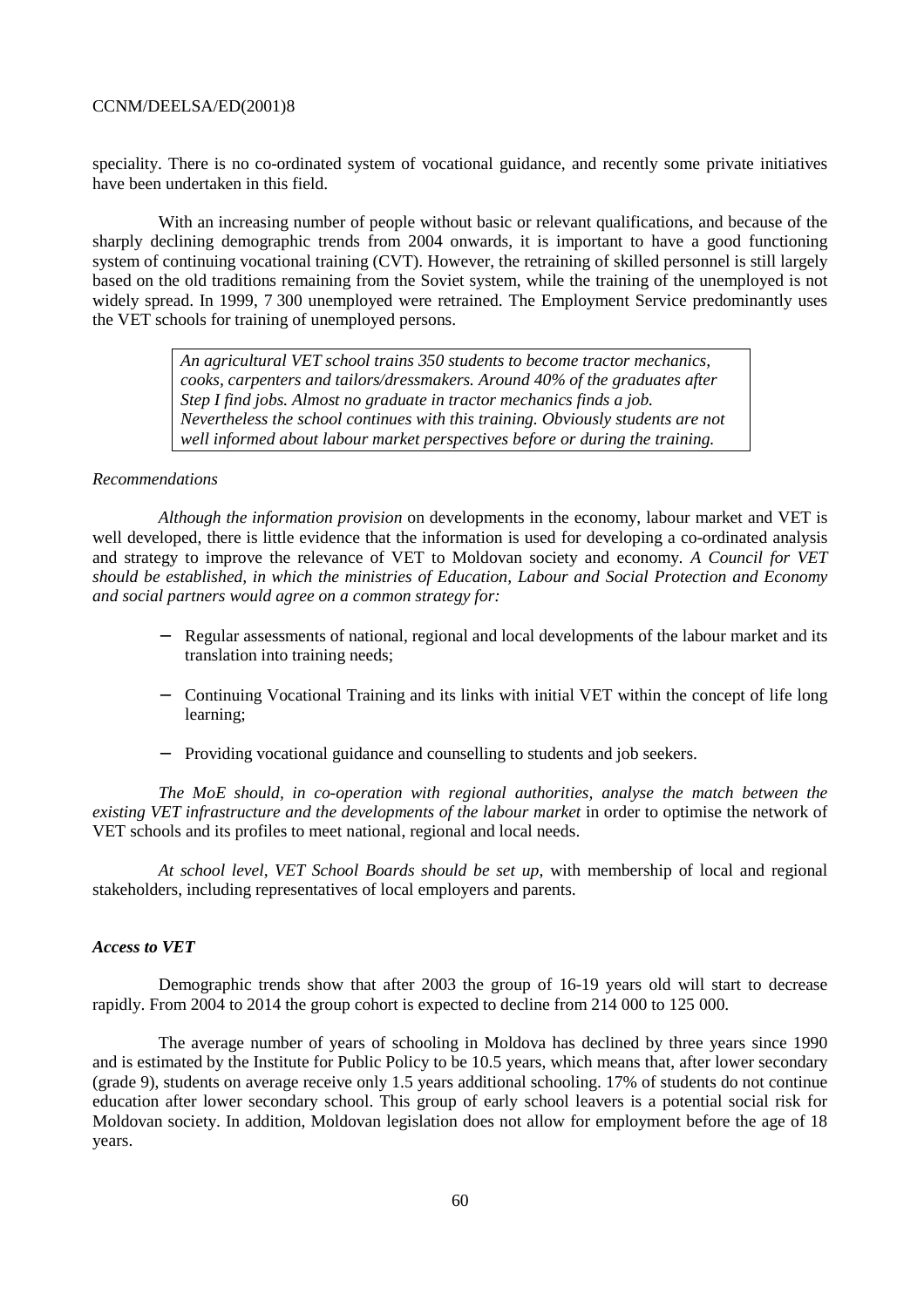speciality. There is no co-ordinated system of vocational guidance, and recently some private initiatives have been undertaken in this field.

With an increasing number of people without basic or relevant qualifications, and because of the sharply declining demographic trends from 2004 onwards, it is important to have a good functioning system of continuing vocational training (CVT). However, the retraining of skilled personnel is still largely based on the old traditions remaining from the Soviet system, while the training of the unemployed is not widely spread. In 1999, 7 300 unemployed were retrained. The Employment Service predominantly uses the VET schools for training of unemployed persons.

> *An agricultural VET school trains 350 students to become tractor mechanics, cooks, carpenters and tailors/dressmakers. Around 40% of the graduates after Step I find jobs. Almost no graduate in tractor mechanics finds a job. Nevertheless the school continues with this training. Obviously students are not well informed about labour market perspectives before or during the training.*

*Recommendations*

*Although the information provision* on developments in the economy, labour market and VET is well developed, there is little evidence that the information is used for developing a co-ordinated analysis and strategy to improve the relevance of VET to Moldovan society and economy. *A Council for VET should be established, in which the ministries of Education, Labour and Social Protection and Economy and social partners would agree on a common strategy for:*

- Regular assessments of national, regional and local developments of the labour market and its translation into training needs;
- Continuing Vocational Training and its links with initial VET within the concept of life long learning;
- Providing vocational guidance and counselling to students and job seekers.

*The MoE should, in co-operation with regional authorities, analyse the match between the existing VET infrastructure and the developments of the labour market* in order to optimise the network of VET schools and its profiles to meet national, regional and local needs.

*At school level, VET School Boards should be set up*, with membership of local and regional stakeholders, including representatives of local employers and parents.

***Access to VET***

Demographic trends show that after 2003 the group of 16-19 years old will start to decrease rapidly. From 2004 to 2014 the group cohort is expected to decline from 214 000 to 125 000.

The average number of years of schooling in Moldova has declined by three years since 1990 and is estimated by the Institute for Public Policy to be 10.5 years, which means that, after lower secondary (grade 9), students on average receive only 1.5 years additional schooling. 17% of students do not continue education after lower secondary school. This group of early school leavers is a potential social risk for Moldovan society. In addition, Moldovan legislation does not allow for employment before the age of 18 years.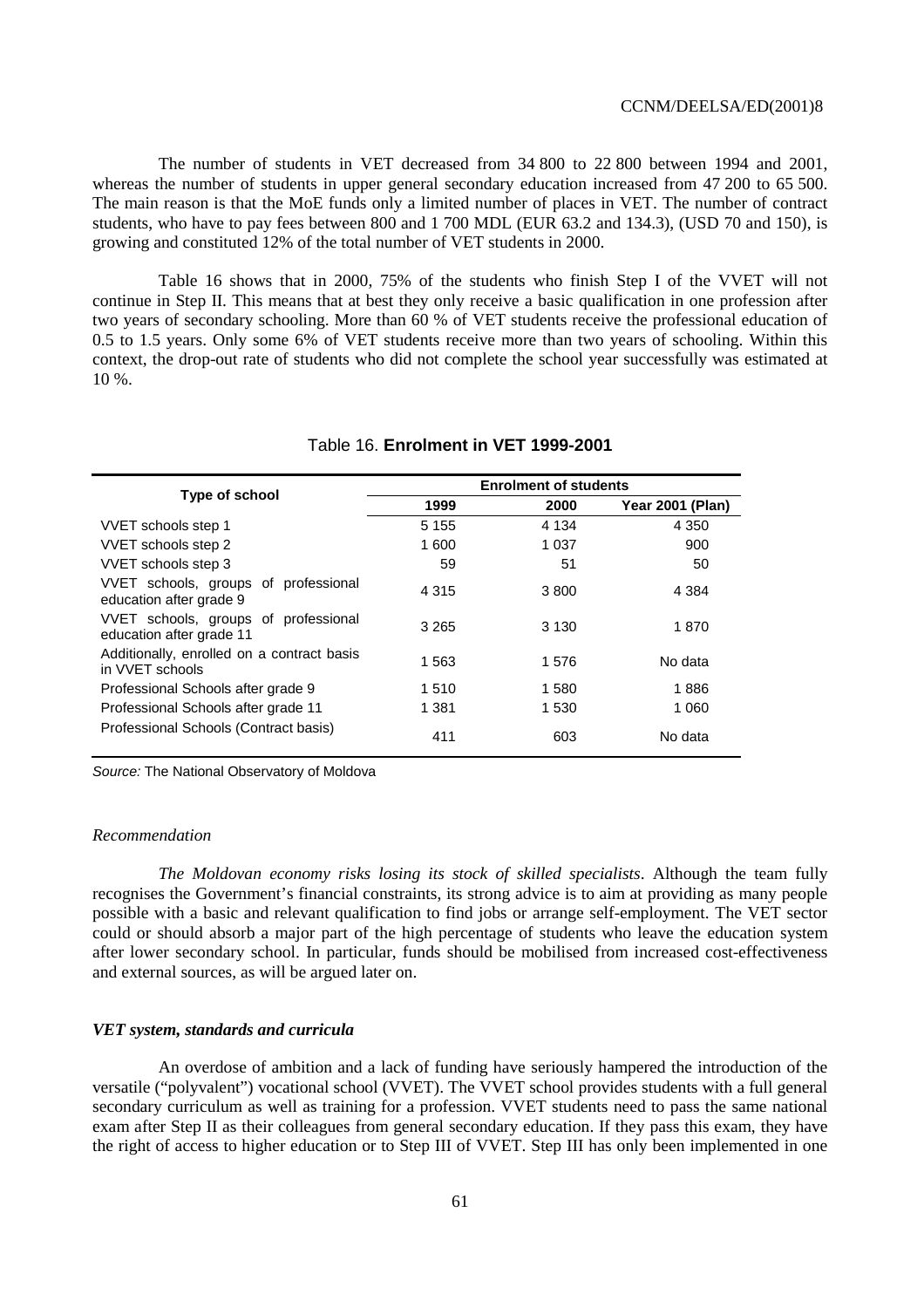The number of students in VET decreased from 34 800 to 22 800 between 1994 and 2001, whereas the number of students in upper general secondary education increased from 47 200 to 65 500. The main reason is that the MoE funds only a limited number of places in VET. The number of contract students, who have to pay fees between 800 and 1 700 MDL (EUR 63.2 and 134.3), (USD 70 and 150), is growing and constituted 12% of the total number of VET students in 2000.

Table 16 shows that in 2000, 75% of the students who finish Step I of the VVET will not continue in Step II. This means that at best they only receive a basic qualification in one profession after two years of secondary schooling. More than 60 % of VET students receive the professional education of 0.5 to 1.5 years. Only some 6% of VET students receive more than two years of schooling. Within this context, the drop-out rate of students who did not complete the school year successfully was estimated at 10 %.

Table 16. **Enrolment in VET 1999-2001**

| Type of school | Enrolment of students | | |
|---|---|---|---|
| | **1999** | **2000** | **Year 2001 (Plan)** |
| VVET schools step 1 | 5 155 | 4 134 | 4 350 |
| VVET schools step 2 | 1 600 | 1 037 | 900 |
| VVET schools step 3 | 59 | 51 | 50 |
| VVET schools, groups of professional education after grade 9 | 4 315 | 3 800 | 4 384 |
| VVET schools, groups of professional education after grade 11 | 3 265 | 3 130 | 1 870 |
| Additionally, enrolled on a contract basis in VVET schools | 1 563 | 1 576 | No data |
| Professional Schools after grade 9 | 1 510 | 1 580 | 1 886 |
| Professional Schools after grade 11 | 1 381 | 1 530 | 1 060 |
| Professional Schools (Contract basis) | 411 | 603 | No data |

*Source:* The National Observatory of Moldova

*Recommendation*

*The Moldovan economy risks losing its stock of skilled specialists*. Although the team fully recognises the Government's financial constraints, its strong advice is to aim at providing as many people possible with a basic and relevant qualification to find jobs or arrange self-employment. The VET sector could or should absorb a major part of the high percentage of students who leave the education system after lower secondary school. In particular, funds should be mobilised from increased cost-effectiveness and external sources, as will be argued later on.

***VET system, standards and curricula***

An overdose of ambition and a lack of funding have seriously hampered the introduction of the versatile ("polyvalent") vocational school (VVET). The VVET school provides students with a full general secondary curriculum as well as training for a profession. VVET students need to pass the same national exam after Step II as their colleagues from general secondary education. If they pass this exam, they have the right of access to higher education or to Step III of VVET. Step III has only been implemented in one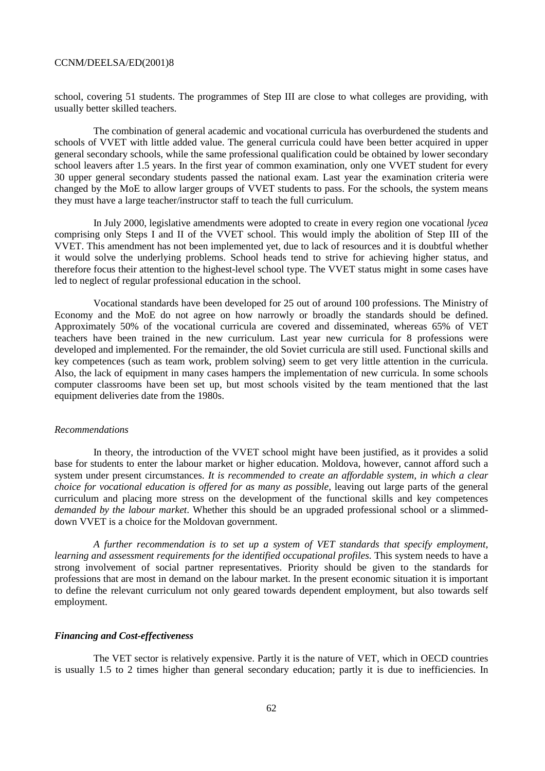school, covering 51 students. The programmes of Step III are close to what colleges are providing, with usually better skilled teachers.

The combination of general academic and vocational curricula has overburdened the students and schools of VVET with little added value. The general curricula could have been better acquired in upper general secondary schools, while the same professional qualification could be obtained by lower secondary school leavers after 1.5 years. In the first year of common examination, only one VVET student for every 30 upper general secondary students passed the national exam. Last year the examination criteria were changed by the MoE to allow larger groups of VVET students to pass. For the schools, the system means they must have a large teacher/instructor staff to teach the full curriculum.

In July 2000, legislative amendments were adopted to create in every region one vocational *lycea* comprising only Steps I and II of the VVET school. This would imply the abolition of Step III of the VVET. This amendment has not been implemented yet, due to lack of resources and it is doubtful whether it would solve the underlying problems. School heads tend to strive for achieving higher status, and therefore focus their attention to the highest-level school type. The VVET status might in some cases have led to neglect of regular professional education in the school.

Vocational standards have been developed for 25 out of around 100 professions. The Ministry of Economy and the MoE do not agree on how narrowly or broadly the standards should be defined. Approximately 50% of the vocational curricula are covered and disseminated, whereas 65% of VET teachers have been trained in the new curriculum. Last year new curricula for 8 professions were developed and implemented. For the remainder, the old Soviet curricula are still used. Functional skills and key competences (such as team work, problem solving) seem to get very little attention in the curricula. Also, the lack of equipment in many cases hampers the implementation of new curricula. In some schools computer classrooms have been set up, but most schools visited by the team mentioned that the last equipment deliveries date from the 1980s.

*Recommendations*

In theory, the introduction of the VVET school might have been justified, as it provides a solid base for students to enter the labour market or higher education. Moldova, however, cannot afford such a system under present circumstances. *It is recommended to create an affordable system, in which a clear choice for vocational education is offered for as many as possible*, leaving out large parts of the general curriculum and placing more stress on the development of the functional skills and key competences *demanded by the labour market*. Whether this should be an upgraded professional school or a slimmed-down VVET is a choice for the Moldovan government.

*A further recommendation is to set up a system of VET standards that specify employment, learning and assessment requirements for the identified occupational profiles.* This system needs to have a strong involvement of social partner representatives. Priority should be given to the standards for professions that are most in demand on the labour market. In the present economic situation it is important to define the relevant curriculum not only geared towards dependent employment, but also towards self employment.

***Financing and Cost-effectiveness***

The VET sector is relatively expensive. Partly it is the nature of VET, which in OECD countries is usually 1.5 to 2 times higher than general secondary education; partly it is due to inefficiencies. In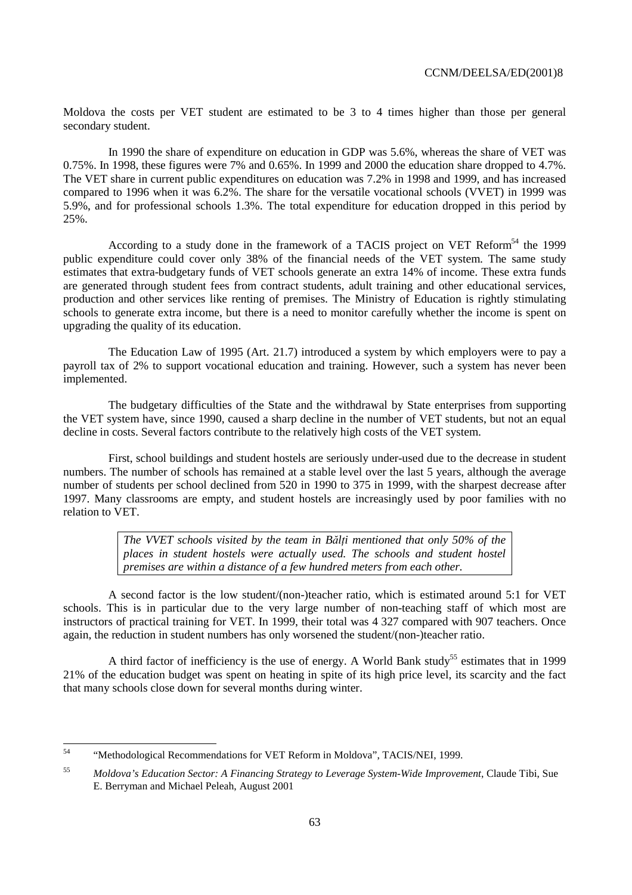Moldova the costs per VET student are estimated to be 3 to 4 times higher than those per general secondary student.

In 1990 the share of expenditure on education in GDP was 5.6%, whereas the share of VET was 0.75%. In 1998, these figures were 7% and 0.65%. In 1999 and 2000 the education share dropped to 4.7%. The VET share in current public expenditures on education was 7.2% in 1998 and 1999, and has increased compared to 1996 when it was 6.2%. The share for the versatile vocational schools (VVET) in 1999 was 5.9%, and for professional schools 1.3%. The total expenditure for education dropped in this period by 25%.

According to a study done in the framework of a TACIS project on VET Reform[54] the 1999 public expenditure could cover only 38% of the financial needs of the VET system. The same study estimates that extra-budgetary funds of VET schools generate an extra 14% of income. These extra funds are generated through student fees from contract students, adult training and other educational services, production and other services like renting of premises. The Ministry of Education is rightly stimulating schools to generate extra income, but there is a need to monitor carefully whether the income is spent on upgrading the quality of its education.

The Education Law of 1995 (Art. 21.7) introduced a system by which employers were to pay a payroll tax of 2% to support vocational education and training. However, such a system has never been implemented.

The budgetary difficulties of the State and the withdrawal by State enterprises from supporting the VET system have, since 1990, caused a sharp decline in the number of VET students, but not an equal decline in costs. Several factors contribute to the relatively high costs of the VET system.

First, school buildings and student hostels are seriously under-used due to the decrease in student numbers. The number of schools has remained at a stable level over the last 5 years, although the average number of students per school declined from 520 in 1990 to 375 in 1999, with the sharpest decrease after 1997. Many classrooms are empty, and student hostels are increasingly used by poor families with no relation to VET.

> *The VVET schools visited by the team in Bălți mentioned that only 50% of the places in student hostels were actually used. The schools and student hostel premises are within a distance of a few hundred meters from each other.*

A second factor is the low student/(non-)teacher ratio, which is estimated around 5:1 for VET schools. This is in particular due to the very large number of non-teaching staff of which most are instructors of practical training for VET. In 1999, their total was 4 327 compared with 907 teachers. Once again, the reduction in student numbers has only worsened the student/(non-)teacher ratio.

A third factor of inefficiency is the use of energy. A World Bank study[55] estimates that in 1999 21% of the education budget was spent on heating in spite of its high price level, its scarcity and the fact that many schools close down for several months during winter.

---

[54] "Methodological Recommendations for VET Reform in Moldova", TACIS/NEI, 1999.

[55] *Moldova's Education Sector: A Financing Strategy to Leverage System-Wide Improvement*, Claude Tibi, Sue E. Berryman and Michael Peleah, August 2001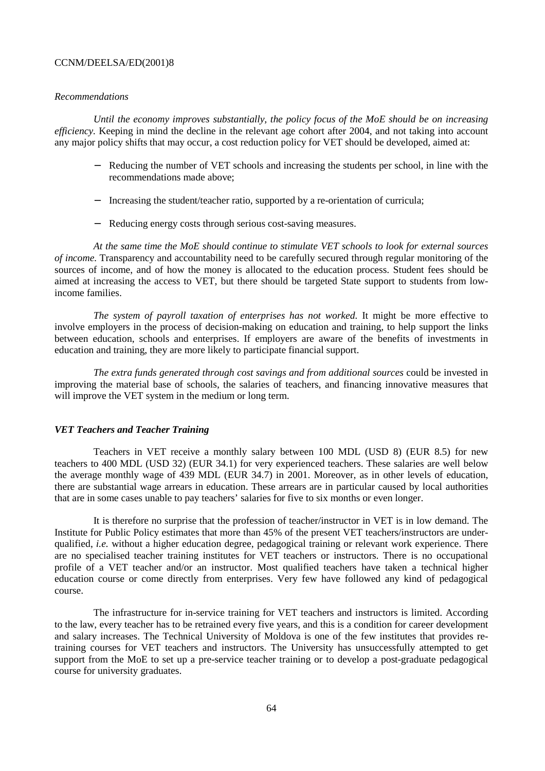*Recommendations*

*Until the economy improves substantially, the policy focus of the MoE should be on increasing efficiency.* Keeping in mind the decline in the relevant age cohort after 2004, and not taking into account any major policy shifts that may occur, a cost reduction policy for VET should be developed, aimed at:

- Reducing the number of VET schools and increasing the students per school, in line with the recommendations made above;
- Increasing the student/teacher ratio, supported by a re-orientation of curricula;
- Reducing energy costs through serious cost-saving measures.

*At the same time the MoE should continue to stimulate VET schools to look for external sources of income.* Transparency and accountability need to be carefully secured through regular monitoring of the sources of income, and of how the money is allocated to the education process. Student fees should be aimed at increasing the access to VET, but there should be targeted State support to students from low-income families.

*The system of payroll taxation of enterprises has not worked.* It might be more effective to involve employers in the process of decision-making on education and training, to help support the links between education, schools and enterprises. If employers are aware of the benefits of investments in education and training, they are more likely to participate financial support.

*The extra funds generated through cost savings and from additional sources* could be invested in improving the material base of schools, the salaries of teachers, and financing innovative measures that will improve the VET system in the medium or long term.

### *VET Teachers and Teacher Training*

Teachers in VET receive a monthly salary between 100 MDL (USD 8) (EUR 8.5) for new teachers to 400 MDL (USD 32) (EUR 34.1) for very experienced teachers. These salaries are well below the average monthly wage of 439 MDL (EUR 34.7) in 2001. Moreover, as in other levels of education, there are substantial wage arrears in education. These arrears are in particular caused by local authorities that are in some cases unable to pay teachers' salaries for five to six months or even longer.

It is therefore no surprise that the profession of teacher/instructor in VET is in low demand. The Institute for Public Policy estimates that more than 45% of the present VET teachers/instructors are under-qualified, *i.e.* without a higher education degree, pedagogical training or relevant work experience. There are no specialised teacher training institutes for VET teachers or instructors. There is no occupational profile of a VET teacher and/or an instructor. Most qualified teachers have taken a technical higher education course or come directly from enterprises. Very few have followed any kind of pedagogical course.

The infrastructure for in-service training for VET teachers and instructors is limited. According to the law, every teacher has to be retrained every five years, and this is a condition for career development and salary increases. The Technical University of Moldova is one of the few institutes that provides re-training courses for VET teachers and instructors. The University has unsuccessfully attempted to get support from the MoE to set up a pre-service teacher training or to develop a post-graduate pedagogical course for university graduates.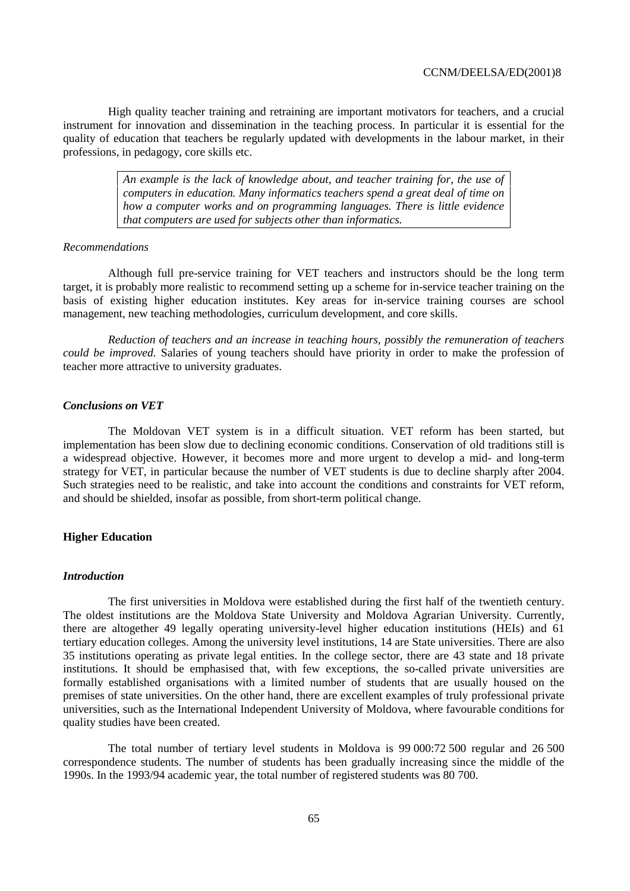High quality teacher training and retraining are important motivators for teachers, and a crucial instrument for innovation and dissemination in the teaching process. In particular it is essential for the quality of education that teachers be regularly updated with developments in the labour market, in their professions, in pedagogy, core skills etc.

> *An example is the lack of knowledge about, and teacher training for, the use of computers in education. Many informatics teachers spend a great deal of time on how a computer works and on programming languages. There is little evidence that computers are used for subjects other than informatics.*

*Recommendations*

Although full pre-service training for VET teachers and instructors should be the long term target, it is probably more realistic to recommend setting up a scheme for in-service teacher training on the basis of existing higher education institutes. Key areas for in-service training courses are school management, new teaching methodologies, curriculum development, and core skills.

*Reduction of teachers and an increase in teaching hours, possibly the remuneration of teachers could be improved.* Salaries of young teachers should have priority in order to make the profession of teacher more attractive to university graduates.

### *Conclusions on VET*

The Moldovan VET system is in a difficult situation. VET reform has been started, but implementation has been slow due to declining economic conditions. Conservation of old traditions still is a widespread objective. However, it becomes more and more urgent to develop a mid- and long-term strategy for VET, in particular because the number of VET students is due to decline sharply after 2004. Such strategies need to be realistic, and take into account the conditions and constraints for VET reform, and should be shielded, insofar as possible, from short-term political change.

## Higher Education

### *Introduction*

The first universities in Moldova were established during the first half of the twentieth century. The oldest institutions are the Moldova State University and Moldova Agrarian University. Currently, there are altogether 49 legally operating university-level higher education institutions (HEIs) and 61 tertiary education colleges. Among the university level institutions, 14 are State universities. There are also 35 institutions operating as private legal entities. In the college sector, there are 43 state and 18 private institutions. It should be emphasised that, with few exceptions, the so-called private universities are formally established organisations with a limited number of students that are usually housed on the premises of state universities. On the other hand, there are excellent examples of truly professional private universities, such as the International Independent University of Moldova, where favourable conditions for quality studies have been created.

The total number of tertiary level students in Moldova is 99 000:72 500 regular and 26 500 correspondence students. The number of students has been gradually increasing since the middle of the 1990s. In the 1993/94 academic year, the total number of registered students was 80 700.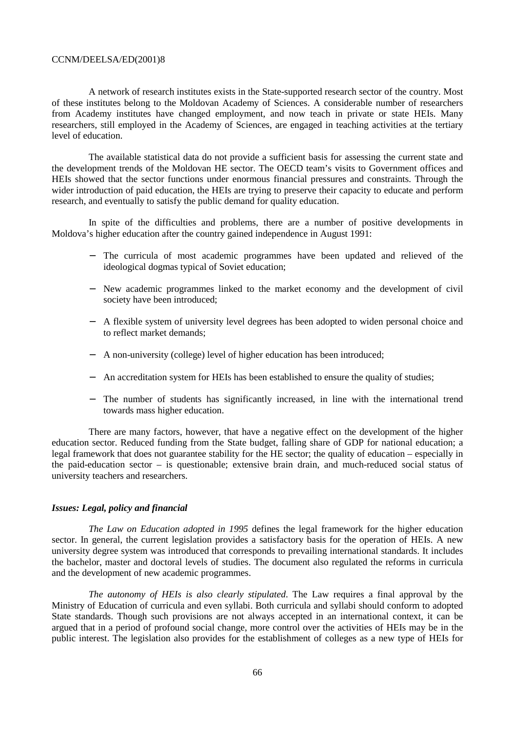A network of research institutes exists in the State-supported research sector of the country. Most of these institutes belong to the Moldovan Academy of Sciences. A considerable number of researchers from Academy institutes have changed employment, and now teach in private or state HEIs. Many researchers, still employed in the Academy of Sciences, are engaged in teaching activities at the tertiary level of education.

The available statistical data do not provide a sufficient basis for assessing the current state and the development trends of the Moldovan HE sector. The OECD team's visits to Government offices and HEIs showed that the sector functions under enormous financial pressures and constraints. Through the wider introduction of paid education, the HEIs are trying to preserve their capacity to educate and perform research, and eventually to satisfy the public demand for quality education.

In spite of the difficulties and problems, there are a number of positive developments in Moldova's higher education after the country gained independence in August 1991:

- The curricula of most academic programmes have been updated and relieved of the ideological dogmas typical of Soviet education;
- New academic programmes linked to the market economy and the development of civil society have been introduced;
- A flexible system of university level degrees has been adopted to widen personal choice and to reflect market demands;
- A non-university (college) level of higher education has been introduced;
- An accreditation system for HEIs has been established to ensure the quality of studies;
- The number of students has significantly increased, in line with the international trend towards mass higher education.

There are many factors, however, that have a negative effect on the development of the higher education sector. Reduced funding from the State budget, falling share of GDP for national education; a legal framework that does not guarantee stability for the HE sector; the quality of education – especially in the paid-education sector – is questionable; extensive brain drain, and much-reduced social status of university teachers and researchers.

### *Issues: Legal, policy and financial*

*The Law on Education adopted in 1995* defines the legal framework for the higher education sector. In general, the current legislation provides a satisfactory basis for the operation of HEIs. A new university degree system was introduced that corresponds to prevailing international standards. It includes the bachelor, master and doctoral levels of studies. The document also regulated the reforms in curricula and the development of new academic programmes.

*The autonomy of HEIs is also clearly stipulated*. The Law requires a final approval by the Ministry of Education of curricula and even syllabi. Both curricula and syllabi should conform to adopted State standards. Though such provisions are not always accepted in an international context, it can be argued that in a period of profound social change, more control over the activities of HEIs may be in the public interest. The legislation also provides for the establishment of colleges as a new type of HEIs for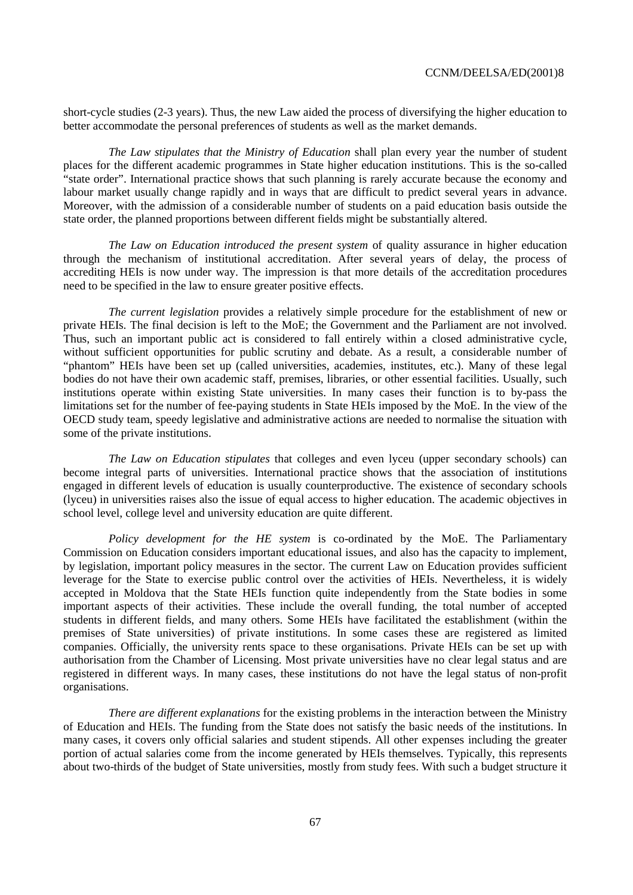short-cycle studies (2-3 years). Thus, the new Law aided the process of diversifying the higher education to better accommodate the personal preferences of students as well as the market demands.

*The Law stipulates that the Ministry of Education* shall plan every year the number of student places for the different academic programmes in State higher education institutions. This is the so-called "state order". International practice shows that such planning is rarely accurate because the economy and labour market usually change rapidly and in ways that are difficult to predict several years in advance. Moreover, with the admission of a considerable number of students on a paid education basis outside the state order, the planned proportions between different fields might be substantially altered.

*The Law on Education introduced the present system* of quality assurance in higher education through the mechanism of institutional accreditation. After several years of delay, the process of accrediting HEIs is now under way. The impression is that more details of the accreditation procedures need to be specified in the law to ensure greater positive effects.

*The current legislation* provides a relatively simple procedure for the establishment of new or private HEIs. The final decision is left to the MoE; the Government and the Parliament are not involved. Thus, such an important public act is considered to fall entirely within a closed administrative cycle, without sufficient opportunities for public scrutiny and debate. As a result, a considerable number of "phantom" HEIs have been set up (called universities, academies, institutes, etc.). Many of these legal bodies do not have their own academic staff, premises, libraries, or other essential facilities. Usually, such institutions operate within existing State universities. In many cases their function is to by-pass the limitations set for the number of fee-paying students in State HEIs imposed by the MoE. In the view of the OECD study team, speedy legislative and administrative actions are needed to normalise the situation with some of the private institutions.

*The Law on Education stipulates* that colleges and even lyceu (upper secondary schools) can become integral parts of universities. International practice shows that the association of institutions engaged in different levels of education is usually counterproductive. The existence of secondary schools (lyceu) in universities raises also the issue of equal access to higher education. The academic objectives in school level, college level and university education are quite different.

*Policy development for the HE system* is co-ordinated by the MoE. The Parliamentary Commission on Education considers important educational issues, and also has the capacity to implement, by legislation, important policy measures in the sector. The current Law on Education provides sufficient leverage for the State to exercise public control over the activities of HEIs. Nevertheless, it is widely accepted in Moldova that the State HEIs function quite independently from the State bodies in some important aspects of their activities. These include the overall funding, the total number of accepted students in different fields, and many others. Some HEIs have facilitated the establishment (within the premises of State universities) of private institutions. In some cases these are registered as limited companies. Officially, the university rents space to these organisations. Private HEIs can be set up with authorisation from the Chamber of Licensing. Most private universities have no clear legal status and are registered in different ways. In many cases, these institutions do not have the legal status of non-profit organisations.

*There are different explanations* for the existing problems in the interaction between the Ministry of Education and HEIs. The funding from the State does not satisfy the basic needs of the institutions. In many cases, it covers only official salaries and student stipends. All other expenses including the greater portion of actual salaries come from the income generated by HEIs themselves. Typically, this represents about two-thirds of the budget of State universities, mostly from study fees. With such a budget structure it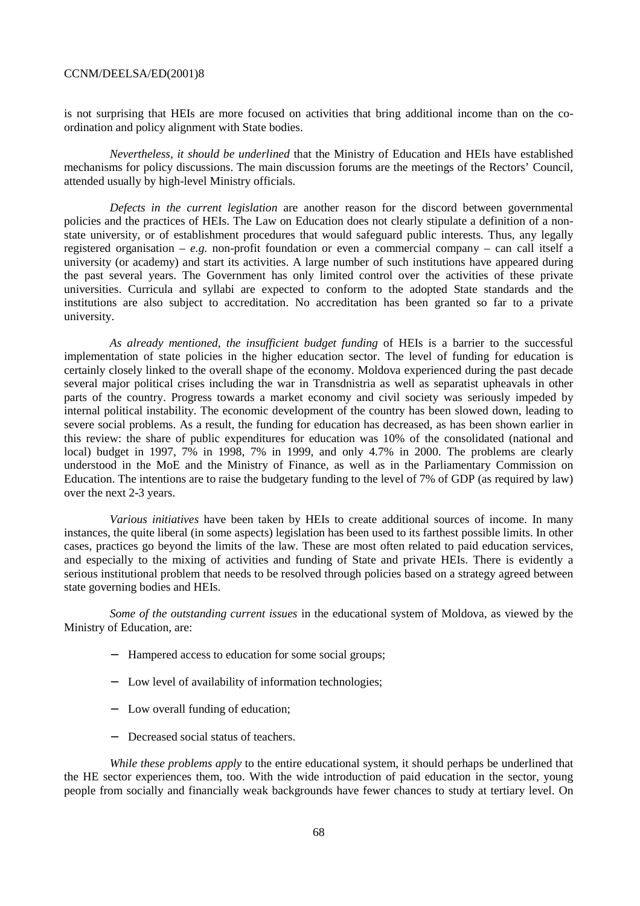is not surprising that HEIs are more focused on activities that bring additional income than on the co-ordination and policy alignment with State bodies.

*Nevertheless, it should be underlined* that the Ministry of Education and HEIs have established mechanisms for policy discussions. The main discussion forums are the meetings of the Rectors' Council, attended usually by high-level Ministry officials.

*Defects in the current legislation* are another reason for the discord between governmental policies and the practices of HEIs. The Law on Education does not clearly stipulate a definition of a non-state university, or of establishment procedures that would safeguard public interests. Thus, any legally registered organisation – *e.g.* non-profit foundation or even a commercial company – can call itself a university (or academy) and start its activities. A large number of such institutions have appeared during the past several years. The Government has only limited control over the activities of these private universities. Curricula and syllabi are expected to conform to the adopted State standards and the institutions are also subject to accreditation. No accreditation has been granted so far to a private university.

*As already mentioned, the insufficient budget funding* of HEIs is a barrier to the successful implementation of state policies in the higher education sector. The level of funding for education is certainly closely linked to the overall shape of the economy. Moldova experienced during the past decade several major political crises including the war in Transdnistria as well as separatist upheavals in other parts of the country. Progress towards a market economy and civil society was seriously impeded by internal political instability. The economic development of the country has been slowed down, leading to severe social problems. As a result, the funding for education has decreased, as has been shown earlier in this review: the share of public expenditures for education was 10% of the consolidated (national and local) budget in 1997, 7% in 1998, 7% in 1999, and only 4.7% in 2000. The problems are clearly understood in the MoE and the Ministry of Finance, as well as in the Parliamentary Commission on Education. The intentions are to raise the budgetary funding to the level of 7% of GDP (as required by law) over the next 2-3 years.

*Various initiatives* have been taken by HEIs to create additional sources of income. In many instances, the quite liberal (in some aspects) legislation has been used to its farthest possible limits. In other cases, practices go beyond the limits of the law. These are most often related to paid education services, and especially to the mixing of activities and funding of State and private HEIs. There is evidently a serious institutional problem that needs to be resolved through policies based on a strategy agreed between state governing bodies and HEIs.

*Some of the outstanding current issues* in the educational system of Moldova, as viewed by the Ministry of Education, are:

- Hampered access to education for some social groups;
- Low level of availability of information technologies;
- Low overall funding of education;
- Decreased social status of teachers.

*While these problems apply* to the entire educational system, it should perhaps be underlined that the HE sector experiences them, too. With the wide introduction of paid education in the sector, young people from socially and financially weak backgrounds have fewer chances to study at tertiary level. On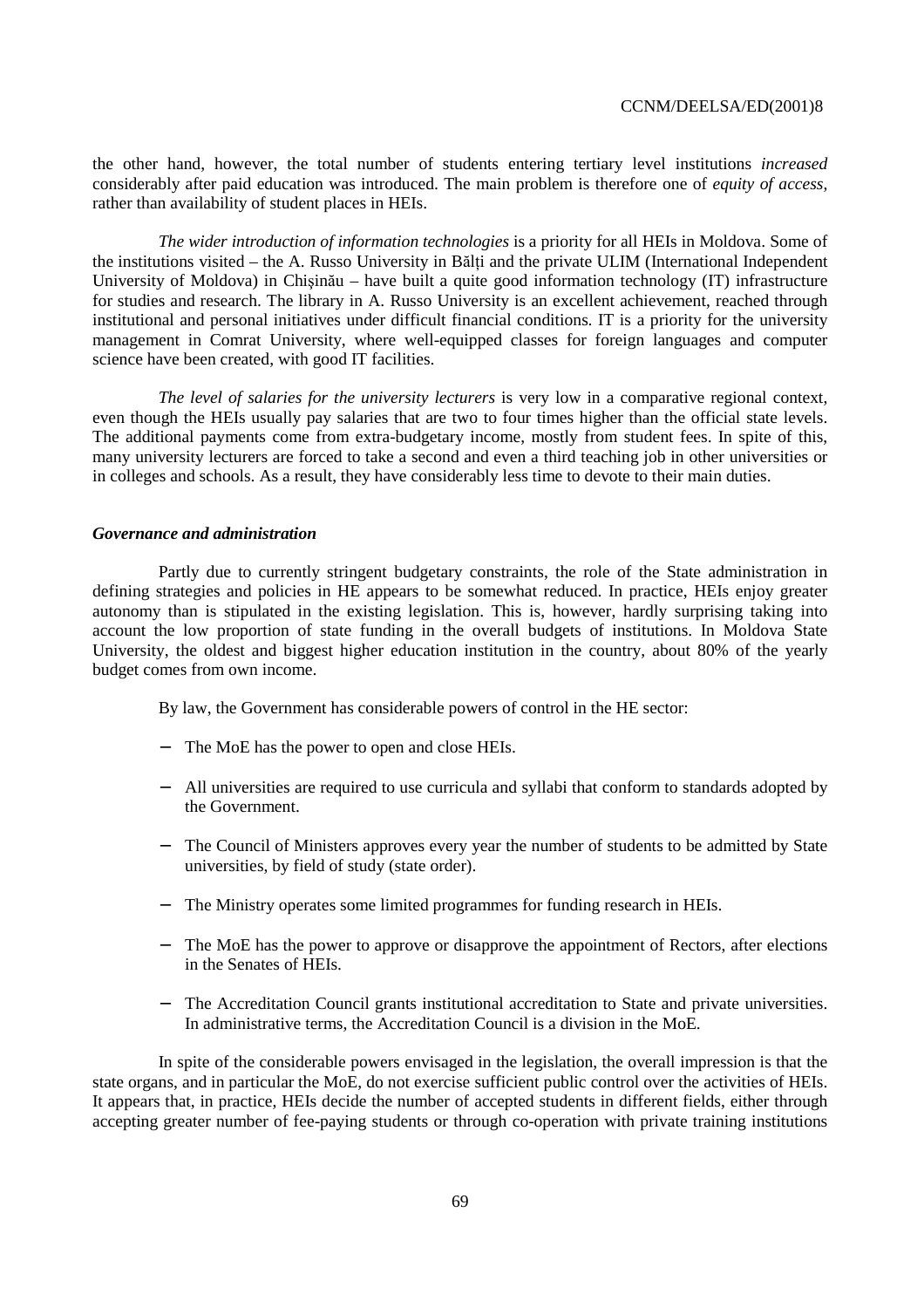the other hand, however, the total number of students entering tertiary level institutions *increased* considerably after paid education was introduced. The main problem is therefore one of *equity of access*, rather than availability of student places in HEIs.

*The wider introduction of information technologies* is a priority for all HEIs in Moldova. Some of the institutions visited – the A. Russo University in Bălți and the private ULIM (International Independent University of Moldova) in Chişinău – have built a quite good information technology (IT) infrastructure for studies and research. The library in A. Russo University is an excellent achievement, reached through institutional and personal initiatives under difficult financial conditions. IT is a priority for the university management in Comrat University, where well-equipped classes for foreign languages and computer science have been created, with good IT facilities.

*The level of salaries for the university lecturers* is very low in a comparative regional context, even though the HEIs usually pay salaries that are two to four times higher than the official state levels. The additional payments come from extra-budgetary income, mostly from student fees. In spite of this, many university lecturers are forced to take a second and even a third teaching job in other universities or in colleges and schools. As a result, they have considerably less time to devote to their main duties.

### *Governance and administration*

Partly due to currently stringent budgetary constraints, the role of the State administration in defining strategies and policies in HE appears to be somewhat reduced. In practice, HEIs enjoy greater autonomy than is stipulated in the existing legislation. This is, however, hardly surprising taking into account the low proportion of state funding in the overall budgets of institutions. In Moldova State University, the oldest and biggest higher education institution in the country, about 80% of the yearly budget comes from own income.

By law, the Government has considerable powers of control in the HE sector:

- The MoE has the power to open and close HEIs.
- All universities are required to use curricula and syllabi that conform to standards adopted by the Government.
- The Council of Ministers approves every year the number of students to be admitted by State universities, by field of study (state order).
- The Ministry operates some limited programmes for funding research in HEIs.
- The MoE has the power to approve or disapprove the appointment of Rectors, after elections in the Senates of HEIs.
- The Accreditation Council grants institutional accreditation to State and private universities. In administrative terms, the Accreditation Council is a division in the MoE.

In spite of the considerable powers envisaged in the legislation, the overall impression is that the state organs, and in particular the MoE, do not exercise sufficient public control over the activities of HEIs. It appears that, in practice, HEIs decide the number of accepted students in different fields, either through accepting greater number of fee-paying students or through co-operation with private training institutions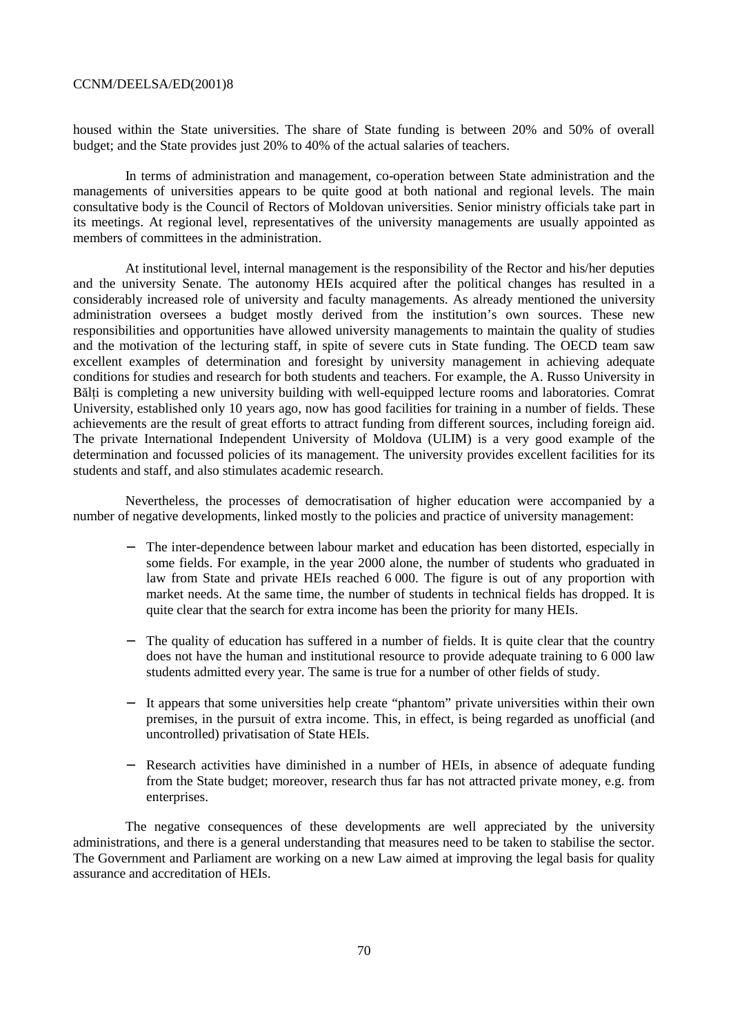housed within the State universities. The share of State funding is between 20% and 50% of overall budget; and the State provides just 20% to 40% of the actual salaries of teachers.

In terms of administration and management, co-operation between State administration and the managements of universities appears to be quite good at both national and regional levels. The main consultative body is the Council of Rectors of Moldovan universities. Senior ministry officials take part in its meetings. At regional level, representatives of the university managements are usually appointed as members of committees in the administration.

At institutional level, internal management is the responsibility of the Rector and his/her deputies and the university Senate. The autonomy HEIs acquired after the political changes has resulted in a considerably increased role of university and faculty managements. As already mentioned the university administration oversees a budget mostly derived from the institution's own sources. These new responsibilities and opportunities have allowed university managements to maintain the quality of studies and the motivation of the lecturing staff, in spite of severe cuts in State funding. The OECD team saw excellent examples of determination and foresight by university management in achieving adequate conditions for studies and research for both students and teachers. For example, the A. Russo University in Bălți is completing a new university building with well-equipped lecture rooms and laboratories. Comrat University, established only 10 years ago, now has good facilities for training in a number of fields. These achievements are the result of great efforts to attract funding from different sources, including foreign aid. The private International Independent University of Moldova (ULIM) is a very good example of the determination and focussed policies of its management. The university provides excellent facilities for its students and staff, and also stimulates academic research.

Nevertheless, the processes of democratisation of higher education were accompanied by a number of negative developments, linked mostly to the policies and practice of university management:

- The inter-dependence between labour market and education has been distorted, especially in some fields. For example, in the year 2000 alone, the number of students who graduated in law from State and private HEIs reached 6 000. The figure is out of any proportion with market needs. At the same time, the number of students in technical fields has dropped. It is quite clear that the search for extra income has been the priority for many HEIs.

- The quality of education has suffered in a number of fields. It is quite clear that the country does not have the human and institutional resource to provide adequate training to 6 000 law students admitted every year. The same is true for a number of other fields of study.

- It appears that some universities help create "phantom" private universities within their own premises, in the pursuit of extra income. This, in effect, is being regarded as unofficial (and uncontrolled) privatisation of State HEIs.

- Research activities have diminished in a number of HEIs, in absence of adequate funding from the State budget; moreover, research thus far has not attracted private money, e.g. from enterprises.

The negative consequences of these developments are well appreciated by the university administrations, and there is a general understanding that measures need to be taken to stabilise the sector. The Government and Parliament are working on a new Law aimed at improving the legal basis for quality assurance and accreditation of HEIs.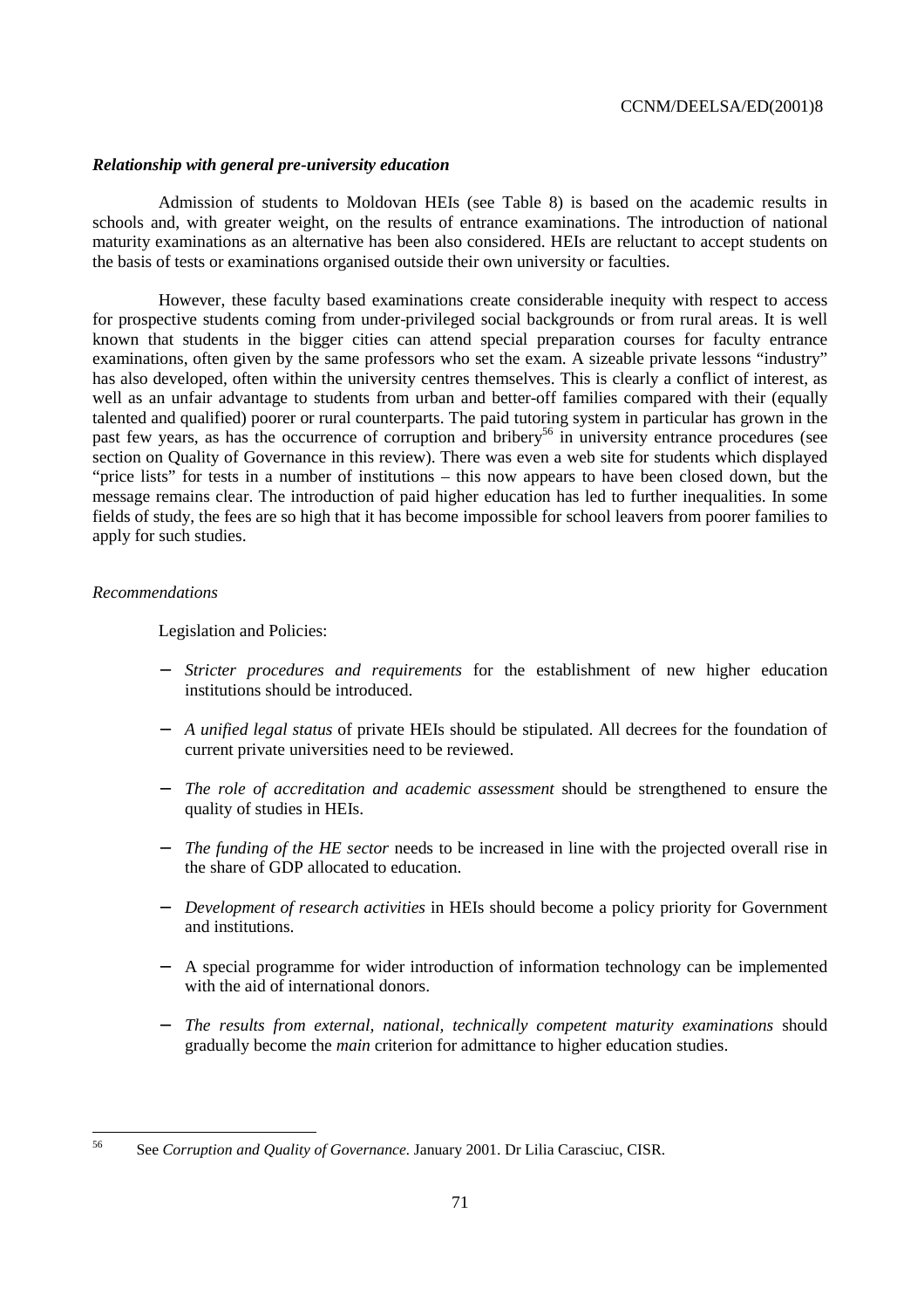***Relationship with general pre-university education***

Admission of students to Moldovan HEIs (see Table 8) is based on the academic results in schools and, with greater weight, on the results of entrance examinations. The introduction of national maturity examinations as an alternative has been also considered. HEIs are reluctant to accept students on the basis of tests or examinations organised outside their own university or faculties.

However, these faculty based examinations create considerable inequity with respect to access for prospective students coming from under-privileged social backgrounds or from rural areas. It is well known that students in the bigger cities can attend special preparation courses for faculty entrance examinations, often given by the same professors who set the exam. A sizeable private lessons "industry" has also developed, often within the university centres themselves. This is clearly a conflict of interest, as well as an unfair advantage to students from urban and better-off families compared with their (equally talented and qualified) poorer or rural counterparts. The paid tutoring system in particular has grown in the past few years, as has the occurrence of corruption and bribery[56] in university entrance procedures (see section on Quality of Governance in this review). There was even a web site for students which displayed "price lists" for tests in a number of institutions – this now appears to have been closed down, but the message remains clear. The introduction of paid higher education has led to further inequalities. In some fields of study, the fees are so high that it has become impossible for school leavers from poorer families to apply for such studies.

*Recommendations*

Legislation and Policies:

- *Stricter procedures and requirements* for the establishment of new higher education institutions should be introduced.
- *A unified legal status* of private HEIs should be stipulated. All decrees for the foundation of current private universities need to be reviewed.
- *The role of accreditation and academic assessment* should be strengthened to ensure the quality of studies in HEIs.
- *The funding of the HE sector* needs to be increased in line with the projected overall rise in the share of GDP allocated to education.
- *Development of research activities* in HEIs should become a policy priority for Government and institutions.
- A special programme for wider introduction of information technology can be implemented with the aid of international donors.
- *The results from external, national, technically competent maturity examinations* should gradually become the *main* criterion for admittance to higher education studies.

---

[56] See *Corruption and Quality of Governance.* January 2001. Dr Lilia Carasciuc, CISR.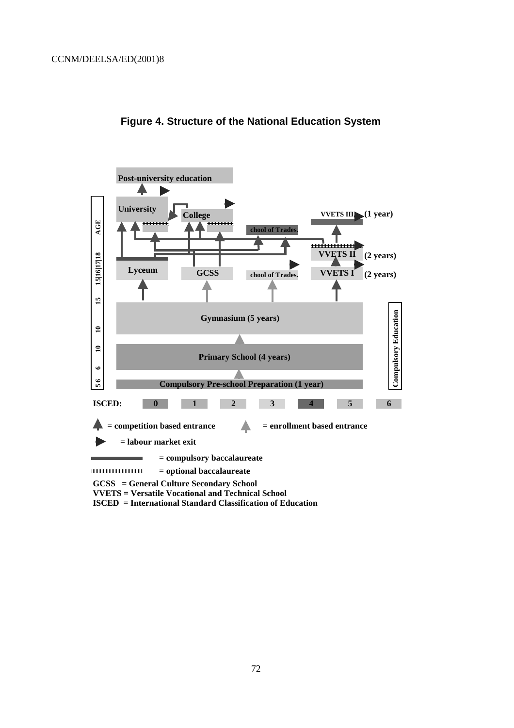**Figure 4. Structure of the National Education System**

Post-university education

University

College

VVETS III (1 year)

chool of Trades.

VVETS II (2 years)

Lyceum

GCSS

chool of Trades.

VVETS I (2 years)

AGE 15|16|17|18 15 10 10 6 5 6

Gymnasium (5 years)

Primary School (4 years)

Compulsory Pre-school Preparation (1 year)

Compulsory Education

ISCED: 0 1 2 3 4 5 6

= competition based entrance  = enrollment based entrance

= labour market exit

= compulsory baccalaureate

= optional baccalaureate

GCSS = General Culture Secondary School
VVETS = Versatile Vocational and Technical School
ISCED = International Standard Classification of Education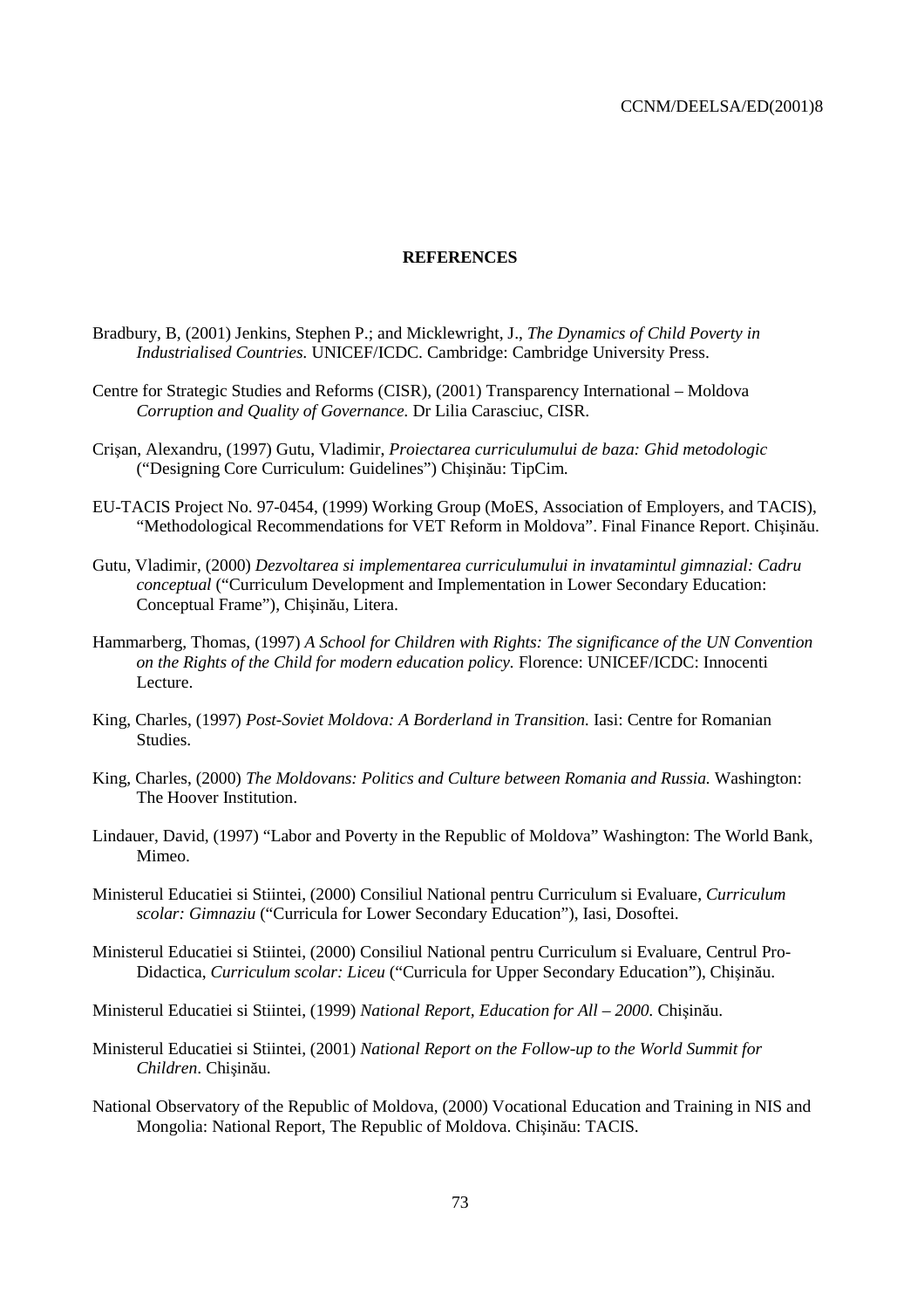# REFERENCES

Bradbury, B, (2001) Jenkins, Stephen P.; and Micklewright, J., *The Dynamics of Child Poverty in Industrialised Countries.* UNICEF/ICDC. Cambridge: Cambridge University Press.

Centre for Strategic Studies and Reforms (CISR), (2001) Transparency International – Moldova *Corruption and Quality of Governance.* Dr Lilia Carasciuc, CISR.

Crişan, Alexandru, (1997) Gutu, Vladimir, *Proiectarea curriculumului de baza: Ghid metodologic* ("Designing Core Curriculum: Guidelines") Chişinău: TipCim.

EU-TACIS Project No. 97-0454, (1999) Working Group (MoES, Association of Employers, and TACIS), "Methodological Recommendations for VET Reform in Moldova". Final Finance Report. Chişinău.

Gutu, Vladimir, (2000) *Dezvoltarea si implementarea curriculumului in invatamintul gimnazial: Cadru conceptual* ("Curriculum Development and Implementation in Lower Secondary Education: Conceptual Frame"), Chişinău, Litera.

Hammarberg, Thomas, (1997) *A School for Children with Rights: The significance of the UN Convention on the Rights of the Child for modern education policy.* Florence: UNICEF/ICDC: Innocenti Lecture.

King, Charles, (1997) *Post-Soviet Moldova: A Borderland in Transition.* Iasi: Centre for Romanian Studies.

King, Charles, (2000) *The Moldovans: Politics and Culture between Romania and Russia.* Washington: The Hoover Institution.

Lindauer, David, (1997) "Labor and Poverty in the Republic of Moldova" Washington: The World Bank, Mimeo.

Ministerul Educatiei si Stiintei, (2000) Consiliul National pentru Curriculum si Evaluare, *Curriculum scolar: Gimnaziu* ("Curricula for Lower Secondary Education"), Iasi, Dosoftei.

Ministerul Educatiei si Stiintei, (2000) Consiliul National pentru Curriculum si Evaluare, Centrul Pro-Didactica, *Curriculum scolar: Liceu* ("Curricula for Upper Secondary Education"), Chişinău.

Ministerul Educatiei si Stiintei, (1999) *National Report, Education for All – 2000.* Chişinău.

Ministerul Educatiei si Stiintei, (2001) *National Report on the Follow-up to the World Summit for Children*. Chişinău.

National Observatory of the Republic of Moldova, (2000) Vocational Education and Training in NIS and Mongolia: National Report, The Republic of Moldova. Chişinău: TACIS.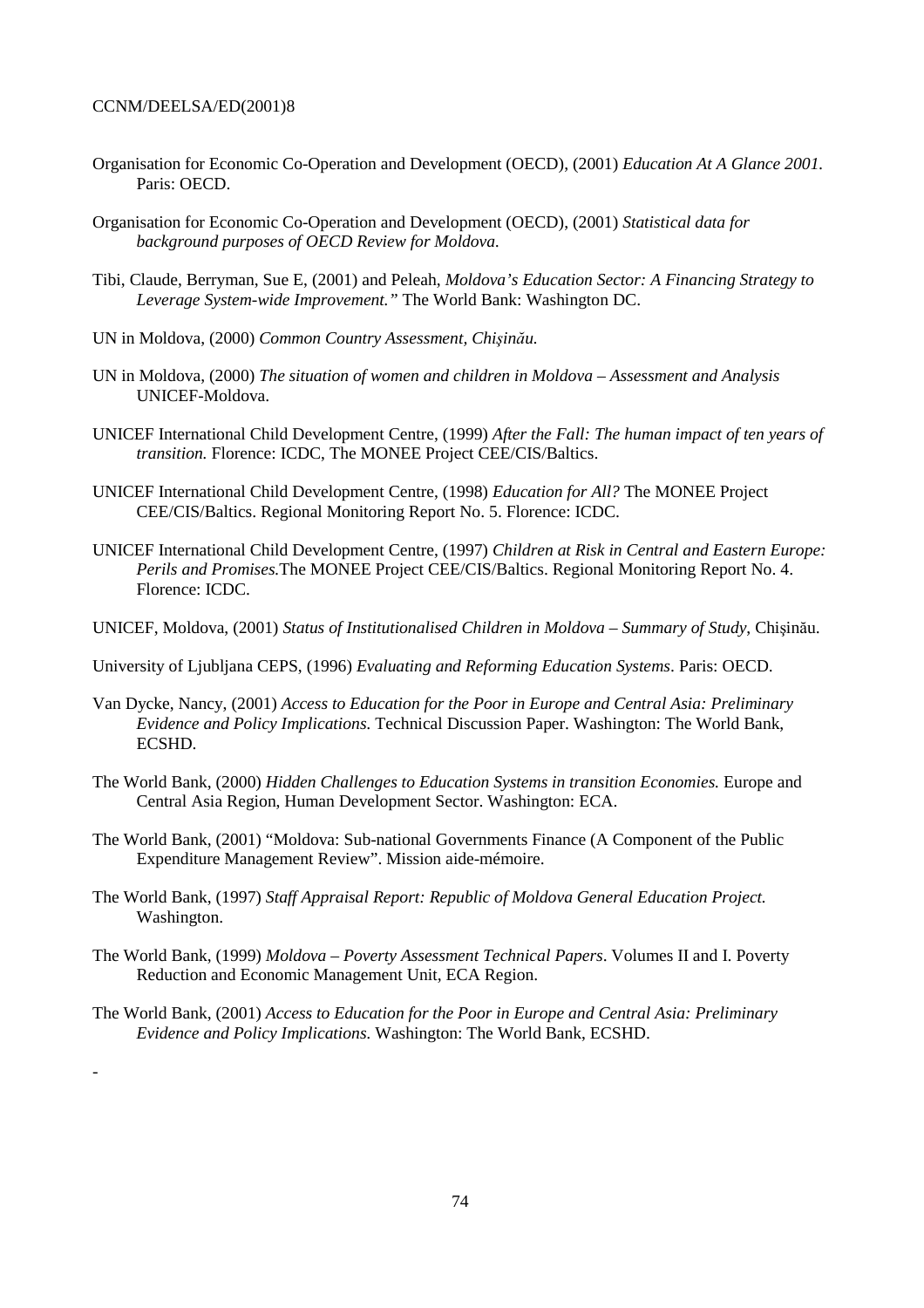Organisation for Economic Co-Operation and Development (OECD), (2001) *Education At A Glance 2001.* Paris: OECD.

Organisation for Economic Co-Operation and Development (OECD), (2001) *Statistical data for background purposes of OECD Review for Moldova.*

Tibi, Claude, Berryman, Sue E, (2001) and Peleah, *Moldova's Education Sector: A Financing Strategy to Leverage System-wide Improvement."* The World Bank: Washington DC.

UN in Moldova, (2000) *Common Country Assessment, Chişinău.*

UN in Moldova, (2000) *The situation of women and children in Moldova – Assessment and Analysis* UNICEF-Moldova.

UNICEF International Child Development Centre, (1999) *After the Fall: The human impact of ten years of transition.* Florence: ICDC, The MONEE Project CEE/CIS/Baltics.

UNICEF International Child Development Centre, (1998) *Education for All?* The MONEE Project CEE/CIS/Baltics. Regional Monitoring Report No. 5. Florence: ICDC.

UNICEF International Child Development Centre, (1997) *Children at Risk in Central and Eastern Europe: Perils and Promises.*The MONEE Project CEE/CIS/Baltics. Regional Monitoring Report No. 4. Florence: ICDC.

UNICEF, Moldova, (2001) *Status of Institutionalised Children in Moldova – Summary of Study*, Chişinău.

University of Ljubljana CEPS, (1996) *Evaluating and Reforming Education Systems*. Paris: OECD.

Van Dycke, Nancy, (2001) *Access to Education for the Poor in Europe and Central Asia: Preliminary Evidence and Policy Implications.* Technical Discussion Paper. Washington: The World Bank, ECSHD.

The World Bank, (2000) *Hidden Challenges to Education Systems in transition Economies.* Europe and Central Asia Region, Human Development Sector. Washington: ECA.

The World Bank, (2001) "Moldova: Sub-national Governments Finance (A Component of the Public Expenditure Management Review". Mission aide-mémoire.

The World Bank, (1997) *Staff Appraisal Report: Republic of Moldova General Education Project.* Washington.

The World Bank, (1999) *Moldova – Poverty Assessment Technical Papers*. Volumes II and I. Poverty Reduction and Economic Management Unit, ECA Region.

The World Bank, (2001) *Access to Education for the Poor in Europe and Central Asia: Preliminary Evidence and Policy Implications.* Washington: The World Bank, ECSHD.

-